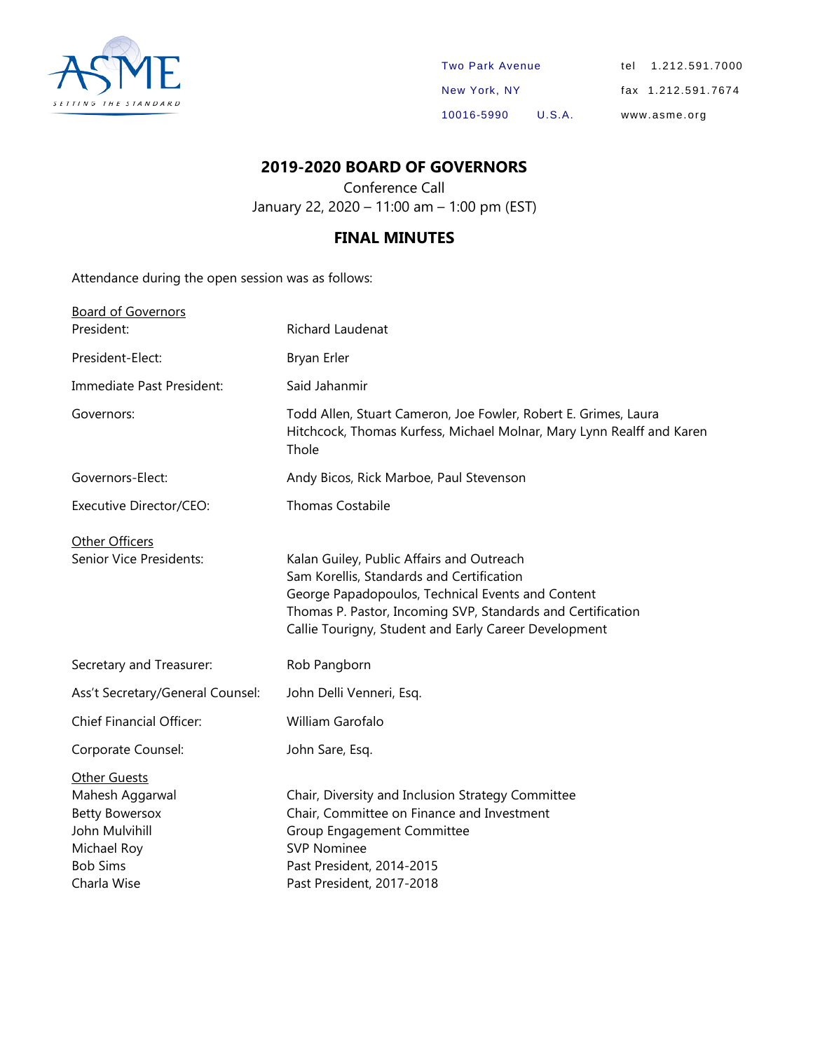ASME
SETTING THE STANDARD

Two Park Avenue
New York, NY
10016-5990 U.S.A.

tel 1.212.591.7000
fax 1.212.591.7674
www.asme.org

# 2019-2020 BOARD OF GOVERNORS

Conference Call
January 22, 2020 – 11:00 am – 1:00 pm (EST)

## FINAL MINUTES

Attendance during the open session was as follows:

| | |
|---|---|
| Board of Governors | |
| President: | Richard Laudenat |
| President-Elect: | Bryan Erler |
| Immediate Past President: | Said Jahanmir |
| Governors: | Todd Allen, Stuart Cameron, Joe Fowler, Robert E. Grimes, Laura Hitchcock, Thomas Kurfess, Michael Molnar, Mary Lynn Realff and Karen Thole |
| Governors-Elect: | Andy Bicos, Rick Marboe, Paul Stevenson |
| Executive Director/CEO: | Thomas Costabile |
| Other Officers | |
| Senior Vice Presidents: | Kalan Guiley, Public Affairs and Outreach<br>Sam Korellis, Standards and Certification<br>George Papadopoulos, Technical Events and Content<br>Thomas P. Pastor, Incoming SVP, Standards and Certification<br>Callie Tourigny, Student and Early Career Development |
| Secretary and Treasurer: | Rob Pangborn |
| Ass't Secretary/General Counsel: | John Delli Venneri, Esq. |
| Chief Financial Officer: | William Garofalo |
| Corporate Counsel: | John Sare, Esq. |
| Other Guests | |
| Mahesh Aggarwal | Chair, Diversity and Inclusion Strategy Committee |
| Betty Bowersox | Chair, Committee on Finance and Investment |
| John Mulvihill | Group Engagement Committee |
| Michael Roy | SVP Nominee |
| Bob Sims | Past President, 2014-2015 |
| Charla Wise | Past President, 2017-2018 |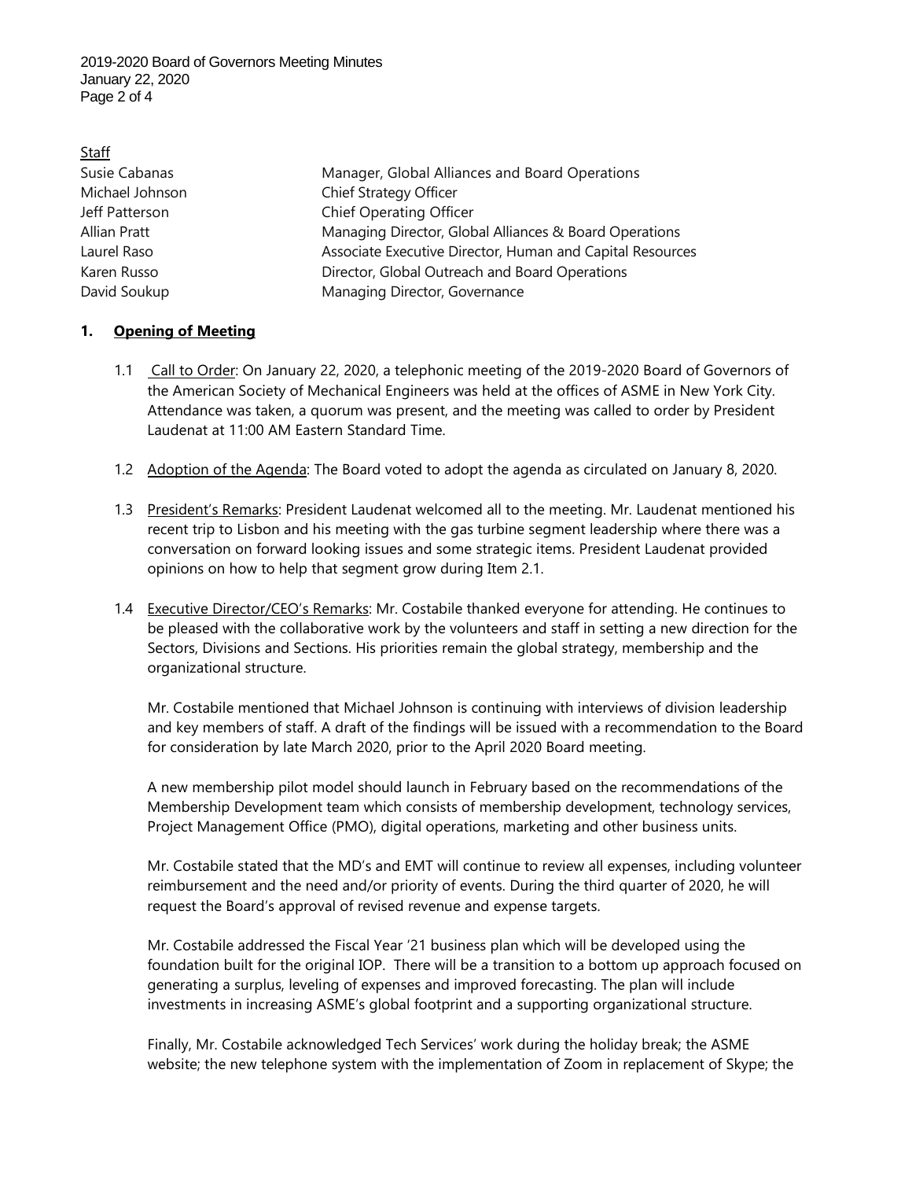Staff

| | |
|---|---|
| Susie Cabanas | Manager, Global Alliances and Board Operations |
| Michael Johnson | Chief Strategy Officer |
| Jeff Patterson | Chief Operating Officer |
| Allian Pratt | Managing Director, Global Alliances & Board Operations |
| Laurel Raso | Associate Executive Director, Human and Capital Resources |
| Karen Russo | Director, Global Outreach and Board Operations |
| David Soukup | Managing Director, Governance |

## 1. Opening of Meeting

1.1 Call to Order: On January 22, 2020, a telephonic meeting of the 2019-2020 Board of Governors of the American Society of Mechanical Engineers was held at the offices of ASME in New York City. Attendance was taken, a quorum was present, and the meeting was called to order by President Laudenat at 11:00 AM Eastern Standard Time.

1.2 Adoption of the Agenda: The Board voted to adopt the agenda as circulated on January 8, 2020.

1.3 President's Remarks: President Laudenat welcomed all to the meeting. Mr. Laudenat mentioned his recent trip to Lisbon and his meeting with the gas turbine segment leadership where there was a conversation on forward looking issues and some strategic items. President Laudenat provided opinions on how to help that segment grow during Item 2.1.

1.4 Executive Director/CEO's Remarks: Mr. Costabile thanked everyone for attending. He continues to be pleased with the collaborative work by the volunteers and staff in setting a new direction for the Sectors, Divisions and Sections. His priorities remain the global strategy, membership and the organizational structure.

Mr. Costabile mentioned that Michael Johnson is continuing with interviews of division leadership and key members of staff. A draft of the findings will be issued with a recommendation to the Board for consideration by late March 2020, prior to the April 2020 Board meeting.

A new membership pilot model should launch in February based on the recommendations of the Membership Development team which consists of membership development, technology services, Project Management Office (PMO), digital operations, marketing and other business units.

Mr. Costabile stated that the MD's and EMT will continue to review all expenses, including volunteer reimbursement and the need and/or priority of events. During the third quarter of 2020, he will request the Board's approval of revised revenue and expense targets.

Mr. Costabile addressed the Fiscal Year '21 business plan which will be developed using the foundation built for the original IOP. There will be a transition to a bottom up approach focused on generating a surplus, leveling of expenses and improved forecasting. The plan will include investments in increasing ASME's global footprint and a supporting organizational structure.

Finally, Mr. Costabile acknowledged Tech Services' work during the holiday break; the ASME website; the new telephone system with the implementation of Zoom in replacement of Skype; the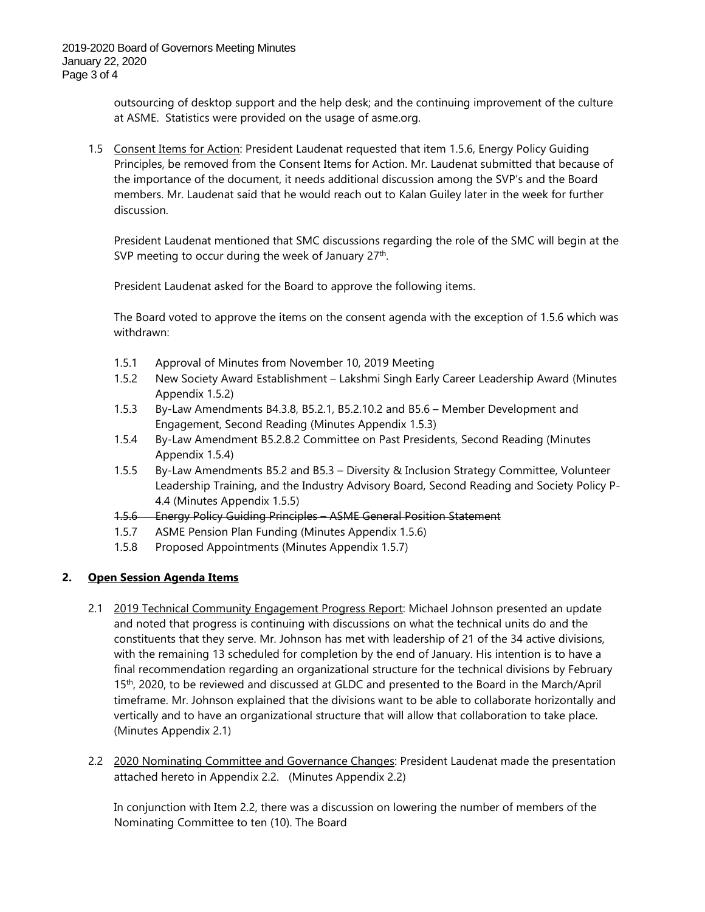outsourcing of desktop support and the help desk; and the continuing improvement of the culture at ASME. Statistics were provided on the usage of asme.org.

1.5 Consent Items for Action: President Laudenat requested that item 1.5.6, Energy Policy Guiding Principles, be removed from the Consent Items for Action. Mr. Laudenat submitted that because of the importance of the document, it needs additional discussion among the SVP's and the Board members. Mr. Laudenat said that he would reach out to Kalan Guiley later in the week for further discussion.

President Laudenat mentioned that SMC discussions regarding the role of the SMC will begin at the SVP meeting to occur during the week of January 27th.

President Laudenat asked for the Board to approve the following items.

The Board voted to approve the items on the consent agenda with the exception of 1.5.6 which was withdrawn:

- 1.5.1 Approval of Minutes from November 10, 2019 Meeting
- 1.5.2 New Society Award Establishment – Lakshmi Singh Early Career Leadership Award (Minutes Appendix 1.5.2)
- 1.5.3 By-Law Amendments B4.3.8, B5.2.1, B5.2.10.2 and B5.6 – Member Development and Engagement, Second Reading (Minutes Appendix 1.5.3)
- 1.5.4 By-Law Amendment B5.2.8.2 Committee on Past Presidents, Second Reading (Minutes Appendix 1.5.4)
- 1.5.5 By-Law Amendments B5.2 and B5.3 – Diversity & Inclusion Strategy Committee, Volunteer Leadership Training, and the Industry Advisory Board, Second Reading and Society Policy P-4.4 (Minutes Appendix 1.5.5)
- ~~1.5.6 Energy Policy Guiding Principles – ASME General Position Statement~~
- 1.5.7 ASME Pension Plan Funding (Minutes Appendix 1.5.6)
- 1.5.8 Proposed Appointments (Minutes Appendix 1.5.7)

## 2. Open Session Agenda Items

2.1 2019 Technical Community Engagement Progress Report: Michael Johnson presented an update and noted that progress is continuing with discussions on what the technical units do and the constituents that they serve. Mr. Johnson has met with leadership of 21 of the 34 active divisions, with the remaining 13 scheduled for completion by the end of January. His intention is to have a final recommendation regarding an organizational structure for the technical divisions by February 15th, 2020, to be reviewed and discussed at GLDC and presented to the Board in the March/April timeframe. Mr. Johnson explained that the divisions want to be able to collaborate horizontally and vertically and to have an organizational structure that will allow that collaboration to take place. (Minutes Appendix 2.1)

2.2 2020 Nominating Committee and Governance Changes: President Laudenat made the presentation attached hereto in Appendix 2.2. (Minutes Appendix 2.2)

In conjunction with Item 2.2, there was a discussion on lowering the number of members of the Nominating Committee to ten (10). The Board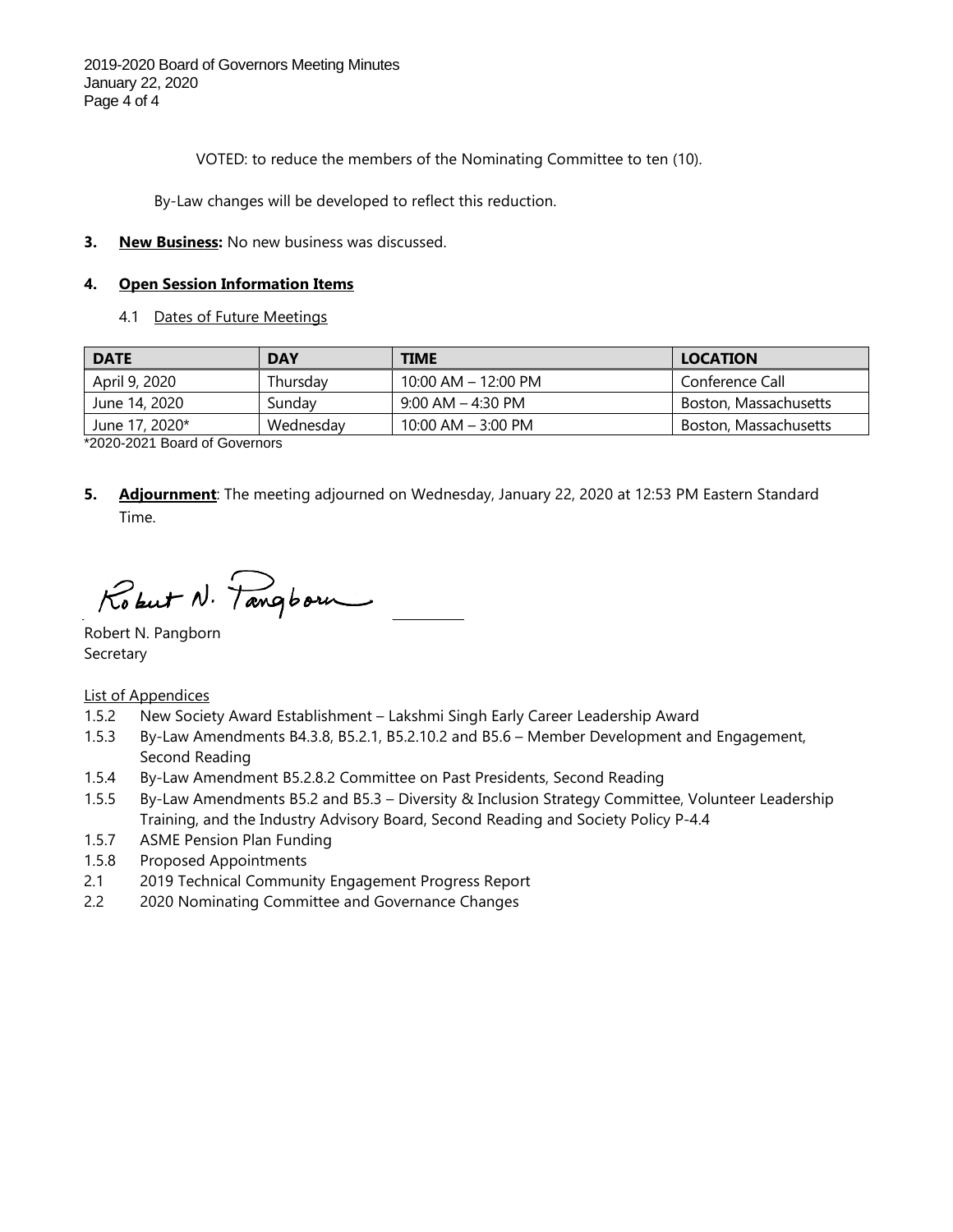VOTED: to reduce the members of the Nominating Committee to ten (10).

By-Law changes will be developed to reflect this reduction.

**3. New Business:** No new business was discussed.

**4. Open Session Information Items**

4.1 Dates of Future Meetings

| DATE | DAY | TIME | LOCATION |
|---|---|---|---|
| April 9, 2020 | Thursday | 10:00 AM – 12:00 PM | Conference Call |
| June 14, 2020 | Sunday | 9:00 AM – 4:30 PM | Boston, Massachusetts |
| June 17, 2020* | Wednesday | 10:00 AM – 3:00 PM | Boston, Massachusetts |

*2020-2021 Board of Governors

**5. Adjournment**: The meeting adjourned on Wednesday, January 22, 2020 at 12:53 PM Eastern Standard Time.

Robert N. Pangborn
Secretary

List of Appendices

1.5.2 New Society Award Establishment – Lakshmi Singh Early Career Leadership Award
1.5.3 By-Law Amendments B4.3.8, B5.2.1, B5.2.10.2 and B5.6 – Member Development and Engagement, Second Reading
1.5.4 By-Law Amendment B5.2.8.2 Committee on Past Presidents, Second Reading
1.5.5 By-Law Amendments B5.2 and B5.3 – Diversity & Inclusion Strategy Committee, Volunteer Leadership Training, and the Industry Advisory Board, Second Reading and Society Policy P-4.4
1.5.7 ASME Pension Plan Funding
1.5.8 Proposed Appointments
2.1 2019 Technical Community Engagement Progress Report
2.2 2020 Nominating Committee and Governance Changes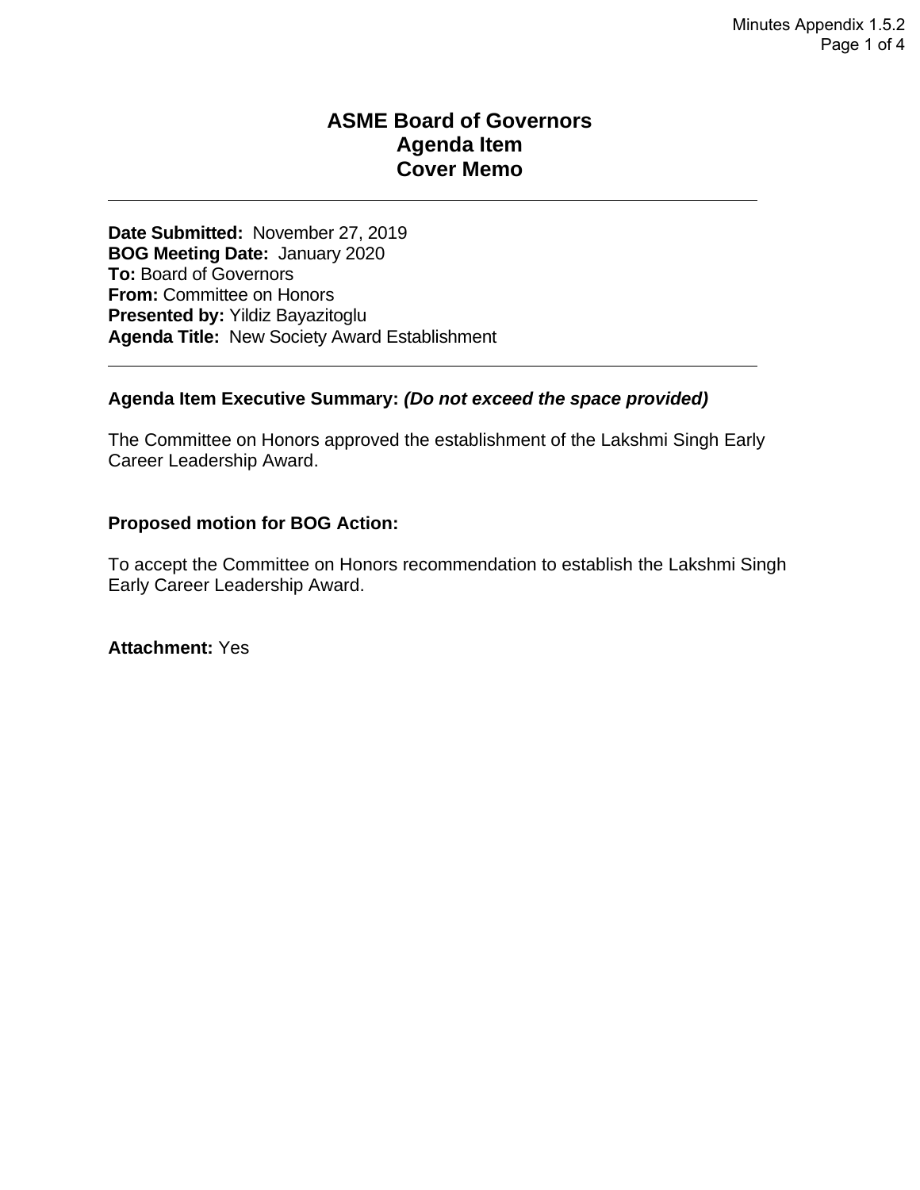# ASME Board of Governors
# Agenda Item
# Cover Memo

---

**Date Submitted:** November 27, 2019
**BOG Meeting Date:** January 2020
**To:** Board of Governors
**From:** Committee on Honors
**Presented by:** Yildiz Bayazitoglu
**Agenda Title:** New Society Award Establishment

---

**Agenda Item Executive Summary:** ***(Do not exceed the space provided)***

The Committee on Honors approved the establishment of the Lakshmi Singh Early Career Leadership Award.

**Proposed motion for BOG Action:**

To accept the Committee on Honors recommendation to establish the Lakshmi Singh Early Career Leadership Award.

**Attachment:** Yes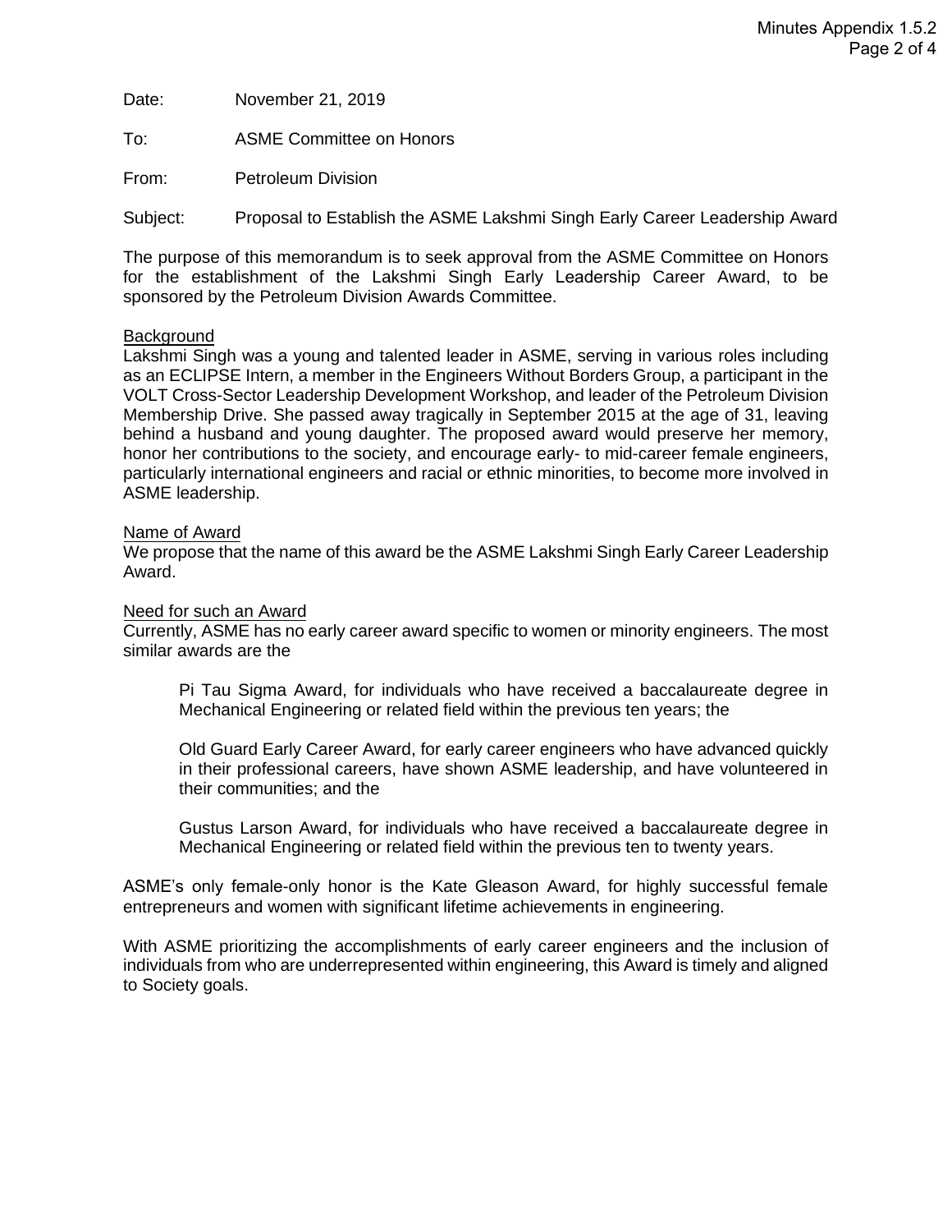Date: November 21, 2019

To: ASME Committee on Honors

From: Petroleum Division

Subject: Proposal to Establish the ASME Lakshmi Singh Early Career Leadership Award

The purpose of this memorandum is to seek approval from the ASME Committee on Honors for the establishment of the Lakshmi Singh Early Leadership Career Award, to be sponsored by the Petroleum Division Awards Committee.

Background

Lakshmi Singh was a young and talented leader in ASME, serving in various roles including as an ECLIPSE Intern, a member in the Engineers Without Borders Group, a participant in the VOLT Cross-Sector Leadership Development Workshop, and leader of the Petroleum Division Membership Drive. She passed away tragically in September 2015 at the age of 31, leaving behind a husband and young daughter. The proposed award would preserve her memory, honor her contributions to the society, and encourage early- to mid-career female engineers, particularly international engineers and racial or ethnic minorities, to become more involved in ASME leadership.

Name of Award

We propose that the name of this award be the ASME Lakshmi Singh Early Career Leadership Award.

Need for such an Award

Currently, ASME has no early career award specific to women or minority engineers. The most similar awards are the

> Pi Tau Sigma Award, for individuals who have received a baccalaureate degree in Mechanical Engineering or related field within the previous ten years; the
>
> Old Guard Early Career Award, for early career engineers who have advanced quickly in their professional careers, have shown ASME leadership, and have volunteered in their communities; and the
>
> Gustus Larson Award, for individuals who have received a baccalaureate degree in Mechanical Engineering or related field within the previous ten to twenty years.

ASME's only female-only honor is the Kate Gleason Award, for highly successful female entrepreneurs and women with significant lifetime achievements in engineering.

With ASME prioritizing the accomplishments of early career engineers and the inclusion of individuals from who are underrepresented within engineering, this Award is timely and aligned to Society goals.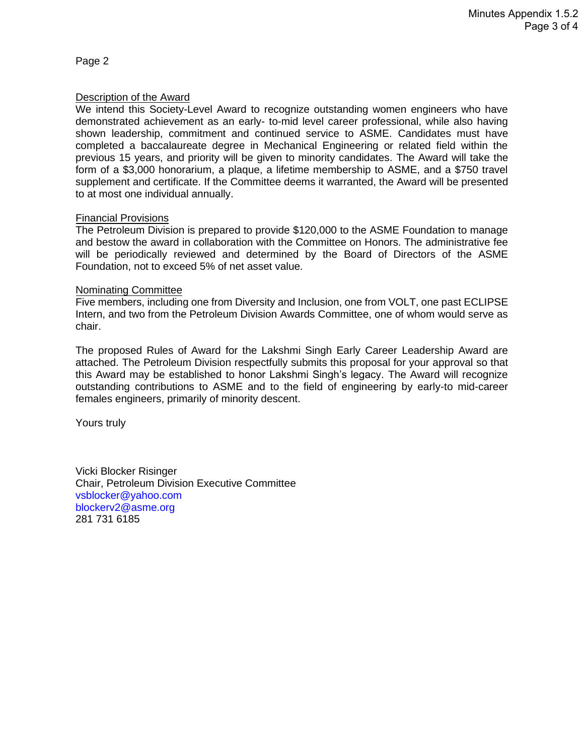Page 2

Description of the Award

We intend this Society-Level Award to recognize outstanding women engineers who have demonstrated achievement as an early- to-mid level career professional, while also having shown leadership, commitment and continued service to ASME. Candidates must have completed a baccalaureate degree in Mechanical Engineering or related field within the previous 15 years, and priority will be given to minority candidates. The Award will take the form of a $3,000 honorarium, a plaque, a lifetime membership to ASME, and a $750 travel supplement and certificate. If the Committee deems it warranted, the Award will be presented to at most one individual annually.

Financial Provisions

The Petroleum Division is prepared to provide $120,000 to the ASME Foundation to manage and bestow the award in collaboration with the Committee on Honors. The administrative fee will be periodically reviewed and determined by the Board of Directors of the ASME Foundation, not to exceed 5% of net asset value.

Nominating Committee

Five members, including one from Diversity and Inclusion, one from VOLT, one past ECLIPSE Intern, and two from the Petroleum Division Awards Committee, one of whom would serve as chair.

The proposed Rules of Award for the Lakshmi Singh Early Career Leadership Award are attached. The Petroleum Division respectfully submits this proposal for your approval so that this Award may be established to honor Lakshmi Singh's legacy. The Award will recognize outstanding contributions to ASME and to the field of engineering by early-to mid-career females engineers, primarily of minority descent.

Yours truly

Vicki Blocker Risinger
Chair, Petroleum Division Executive Committee
vsblocker@yahoo.com
blockerv2@asme.org
281 731 6185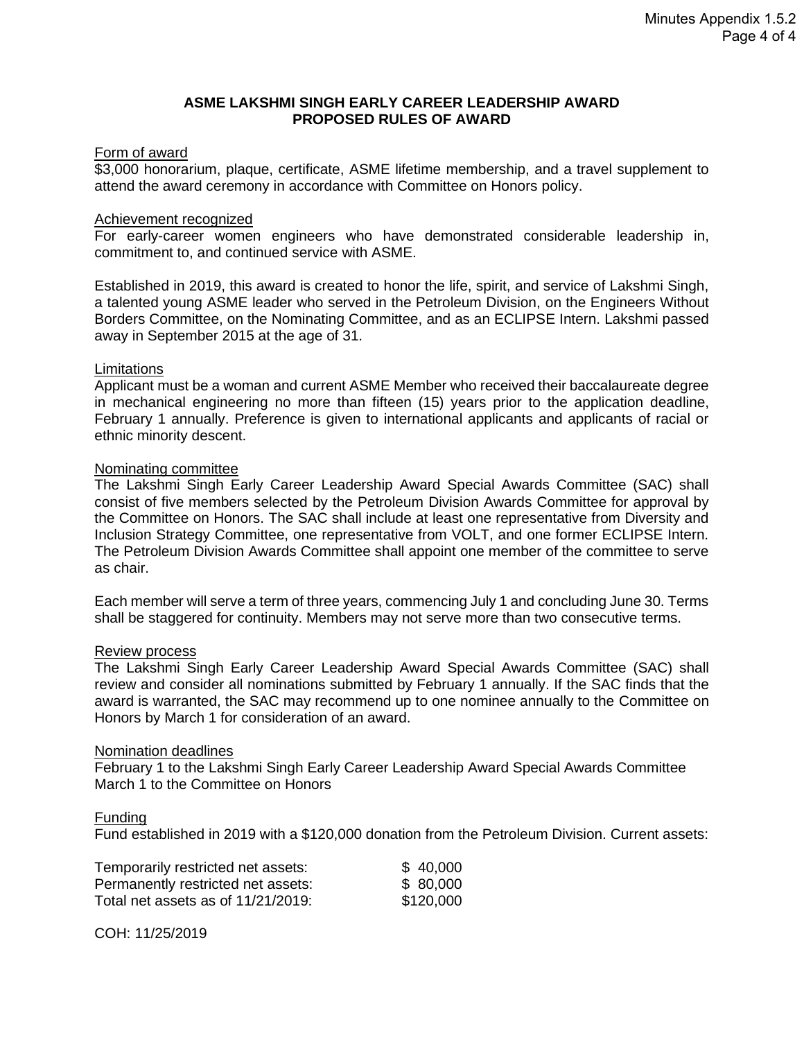**ASME LAKSHMI SINGH EARLY CAREER LEADERSHIP AWARD**
**PROPOSED RULES OF AWARD**

Form of award
$3,000 honorarium, plaque, certificate, ASME lifetime membership, and a travel supplement to attend the award ceremony in accordance with Committee on Honors policy.

Achievement recognized
For early-career women engineers who have demonstrated considerable leadership in, commitment to, and continued service with ASME.

Established in 2019, this award is created to honor the life, spirit, and service of Lakshmi Singh, a talented young ASME leader who served in the Petroleum Division, on the Engineers Without Borders Committee, on the Nominating Committee, and as an ECLIPSE Intern. Lakshmi passed away in September 2015 at the age of 31.

Limitations
Applicant must be a woman and current ASME Member who received their baccalaureate degree in mechanical engineering no more than fifteen (15) years prior to the application deadline, February 1 annually. Preference is given to international applicants and applicants of racial or ethnic minority descent.

Nominating committee
The Lakshmi Singh Early Career Leadership Award Special Awards Committee (SAC) shall consist of five members selected by the Petroleum Division Awards Committee for approval by the Committee on Honors. The SAC shall include at least one representative from Diversity and Inclusion Strategy Committee, one representative from VOLT, and one former ECLIPSE Intern. The Petroleum Division Awards Committee shall appoint one member of the committee to serve as chair.

Each member will serve a term of three years, commencing July 1 and concluding June 30. Terms shall be staggered for continuity. Members may not serve more than two consecutive terms.

Review process
The Lakshmi Singh Early Career Leadership Award Special Awards Committee (SAC) shall review and consider all nominations submitted by February 1 annually. If the SAC finds that the award is warranted, the SAC may recommend up to one nominee annually to the Committee on Honors by March 1 for consideration of an award.

Nomination deadlines
February 1 to the Lakshmi Singh Early Career Leadership Award Special Awards Committee
March 1 to the Committee on Honors

Funding
Fund established in 2019 with a $120,000 donation from the Petroleum Division. Current assets:

| | |
|---|---|
| Temporarily restricted net assets: | $ 40,000 |
| Permanently restricted net assets: | $ 80,000 |
| Total net assets as of 11/21/2019: | $120,000 |

COH: 11/25/2019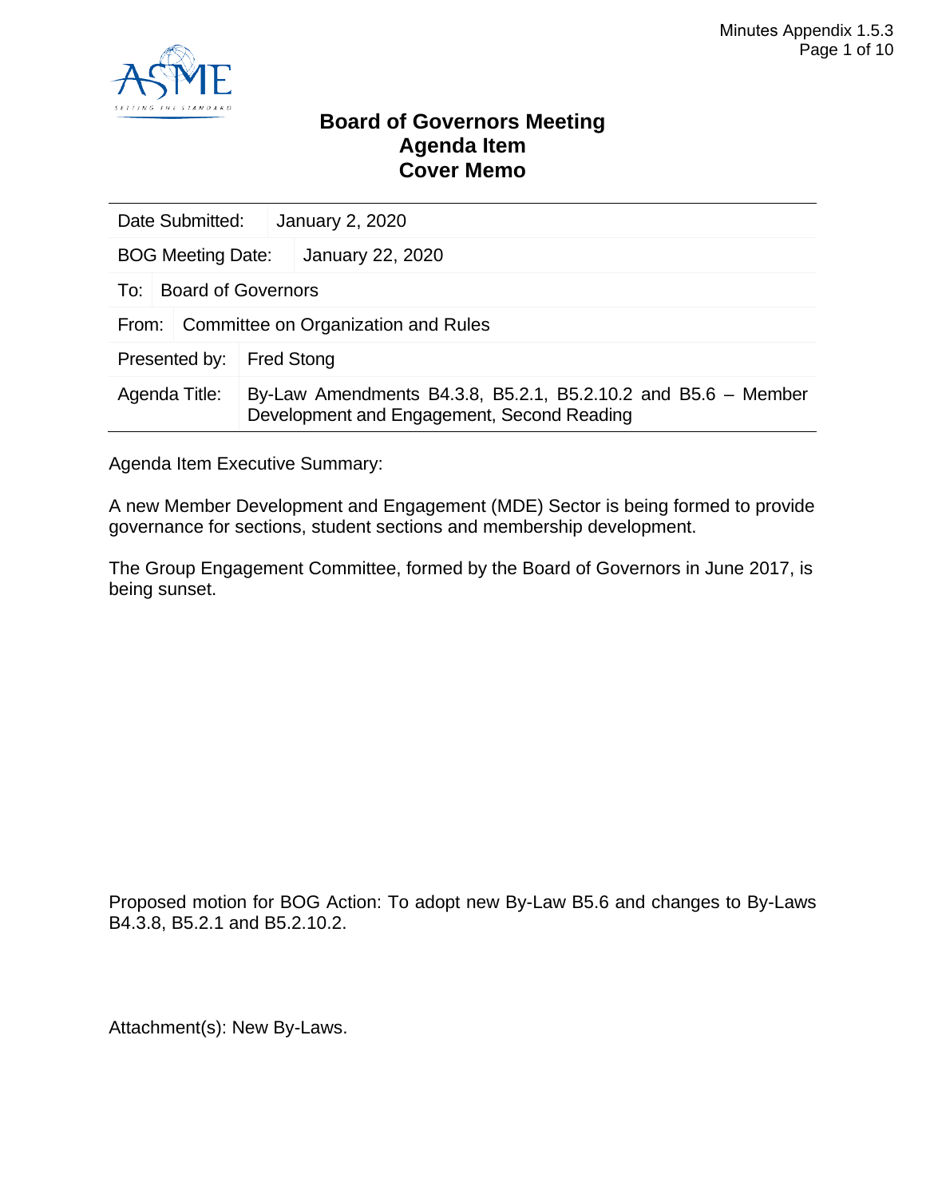# Board of Governors Meeting
# Agenda Item
# Cover Memo

| | |
|---|---|
| Date Submitted: | January 2, 2020 |
| BOG Meeting Date: | January 22, 2020 |
| To: | Board of Governors |
| From: | Committee on Organization and Rules |
| Presented by: | Fred Stong |
| Agenda Title: | By-Law Amendments B4.3.8, B5.2.1, B5.2.10.2 and B5.6 – Member Development and Engagement, Second Reading |

Agenda Item Executive Summary:

A new Member Development and Engagement (MDE) Sector is being formed to provide governance for sections, student sections and membership development.

The Group Engagement Committee, formed by the Board of Governors in June 2017, is being sunset.

Proposed motion for BOG Action: To adopt new By-Law B5.6 and changes to By-Laws B4.3.8, B5.2.1 and B5.2.10.2.

Attachment(s): New By-Laws.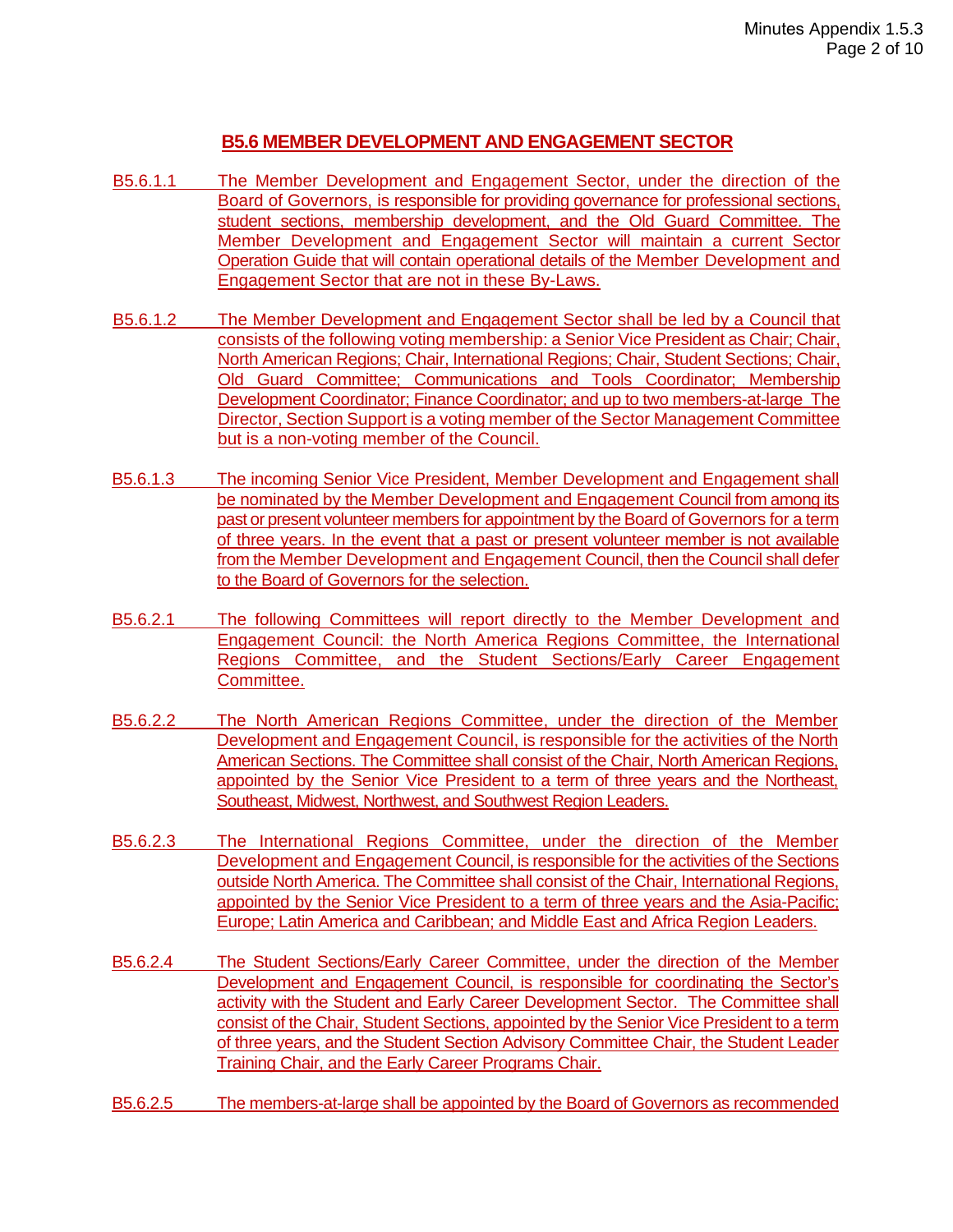## B5.6 MEMBER DEVELOPMENT AND ENGAGEMENT SECTOR

B5.6.1.1 The Member Development and Engagement Sector, under the direction of the Board of Governors, is responsible for providing governance for professional sections, student sections, membership development, and the Old Guard Committee. The Member Development and Engagement Sector will maintain a current Sector Operation Guide that will contain operational details of the Member Development and Engagement Sector that are not in these By-Laws.

B5.6.1.2 The Member Development and Engagement Sector shall be led by a Council that consists of the following voting membership: a Senior Vice President as Chair; Chair, North American Regions; Chair, International Regions; Chair, Student Sections; Chair, Old Guard Committee; Communications and Tools Coordinator; Membership Development Coordinator; Finance Coordinator; and up to two members-at-large The Director, Section Support is a voting member of the Sector Management Committee but is a non-voting member of the Council.

B5.6.1.3 The incoming Senior Vice President, Member Development and Engagement shall be nominated by the Member Development and Engagement Council from among its past or present volunteer members for appointment by the Board of Governors for a term of three years. In the event that a past or present volunteer member is not available from the Member Development and Engagement Council, then the Council shall defer to the Board of Governors for the selection.

B5.6.2.1 The following Committees will report directly to the Member Development and Engagement Council: the North America Regions Committee, the International Regions Committee, and the Student Sections/Early Career Engagement Committee.

B5.6.2.2 The North American Regions Committee, under the direction of the Member Development and Engagement Council, is responsible for the activities of the North American Sections. The Committee shall consist of the Chair, North American Regions, appointed by the Senior Vice President to a term of three years and the Northeast, Southeast, Midwest, Northwest, and Southwest Region Leaders.

B5.6.2.3 The International Regions Committee, under the direction of the Member Development and Engagement Council, is responsible for the activities of the Sections outside North America. The Committee shall consist of the Chair, International Regions, appointed by the Senior Vice President to a term of three years and the Asia-Pacific; Europe; Latin America and Caribbean; and Middle East and Africa Region Leaders.

B5.6.2.4 The Student Sections/Early Career Committee, under the direction of the Member Development and Engagement Council, is responsible for coordinating the Sector's activity with the Student and Early Career Development Sector. The Committee shall consist of the Chair, Student Sections, appointed by the Senior Vice President to a term of three years, and the Student Section Advisory Committee Chair, the Student Leader Training Chair, and the Early Career Programs Chair.

B5.6.2.5 The members-at-large shall be appointed by the Board of Governors as recommended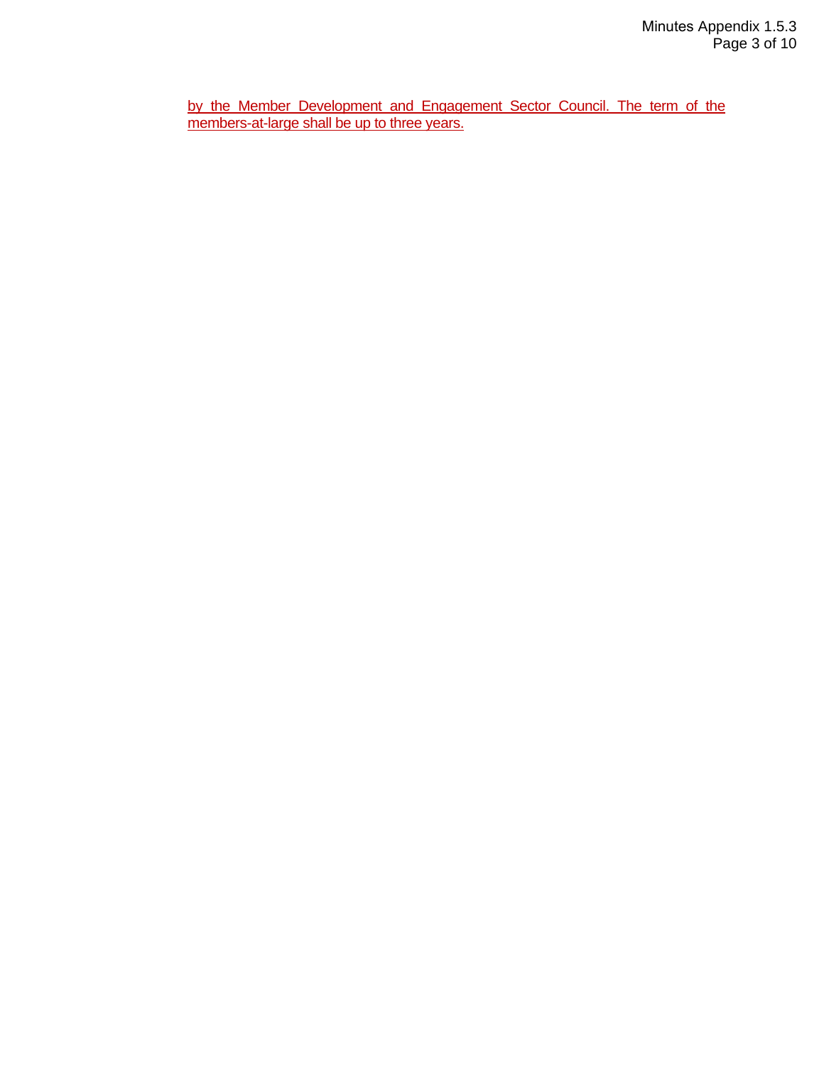by the Member Development and Engagement Sector Council. The term of the members-at-large shall be up to three years.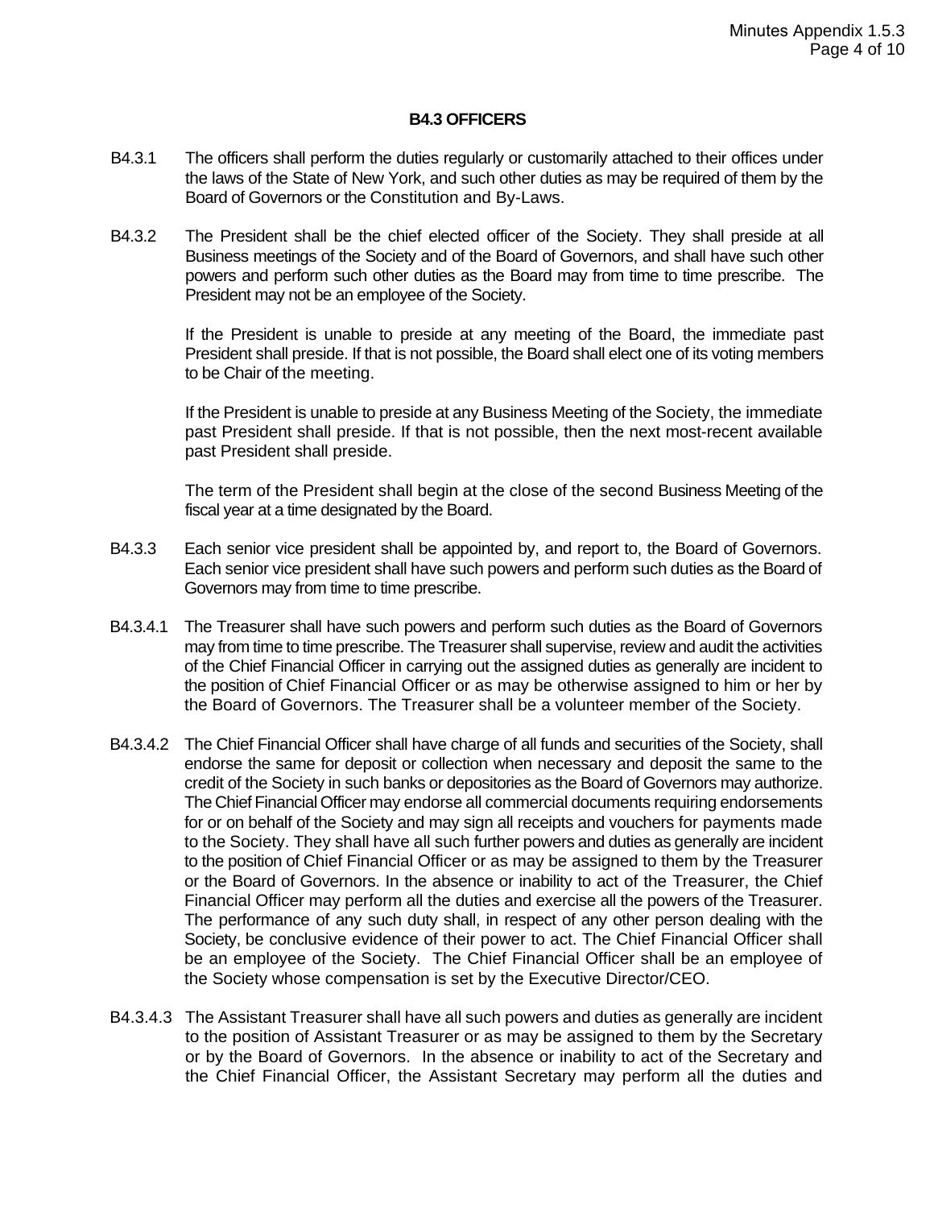### B4.3 OFFICERS

B4.3.1 The officers shall perform the duties regularly or customarily attached to their offices under the laws of the State of New York, and such other duties as may be required of them by the Board of Governors or the Constitution and By-Laws.

B4.3.2 The President shall be the chief elected officer of the Society. They shall preside at all Business meetings of the Society and of the Board of Governors, and shall have such other powers and perform such other duties as the Board may from time to time prescribe. The President may not be an employee of the Society.

If the President is unable to preside at any meeting of the Board, the immediate past President shall preside. If that is not possible, the Board shall elect one of its voting members to be Chair of the meeting.

If the President is unable to preside at any Business Meeting of the Society, the immediate past President shall preside. If that is not possible, then the next most-recent available past President shall preside.

The term of the President shall begin at the close of the second Business Meeting of the fiscal year at a time designated by the Board.

B4.3.3 Each senior vice president shall be appointed by, and report to, the Board of Governors. Each senior vice president shall have such powers and perform such duties as the Board of Governors may from time to time prescribe.

B4.3.4.1 The Treasurer shall have such powers and perform such duties as the Board of Governors may from time to time prescribe. The Treasurer shall supervise, review and audit the activities of the Chief Financial Officer in carrying out the assigned duties as generally are incident to the position of Chief Financial Officer or as may be otherwise assigned to him or her by the Board of Governors. The Treasurer shall be a volunteer member of the Society.

B4.3.4.2 The Chief Financial Officer shall have charge of all funds and securities of the Society, shall endorse the same for deposit or collection when necessary and deposit the same to the credit of the Society in such banks or depositories as the Board of Governors may authorize. The Chief Financial Officer may endorse all commercial documents requiring endorsements for or on behalf of the Society and may sign all receipts and vouchers for payments made to the Society. They shall have all such further powers and duties as generally are incident to the position of Chief Financial Officer or as may be assigned to them by the Treasurer or the Board of Governors. In the absence or inability to act of the Treasurer, the Chief Financial Officer may perform all the duties and exercise all the powers of the Treasurer. The performance of any such duty shall, in respect of any other person dealing with the Society, be conclusive evidence of their power to act. The Chief Financial Officer shall be an employee of the Society. The Chief Financial Officer shall be an employee of the Society whose compensation is set by the Executive Director/CEO.

B4.3.4.3 The Assistant Treasurer shall have all such powers and duties as generally are incident to the position of Assistant Treasurer or as may be assigned to them by the Secretary or by the Board of Governors. In the absence or inability to act of the Secretary and the Chief Financial Officer, the Assistant Secretary may perform all the duties and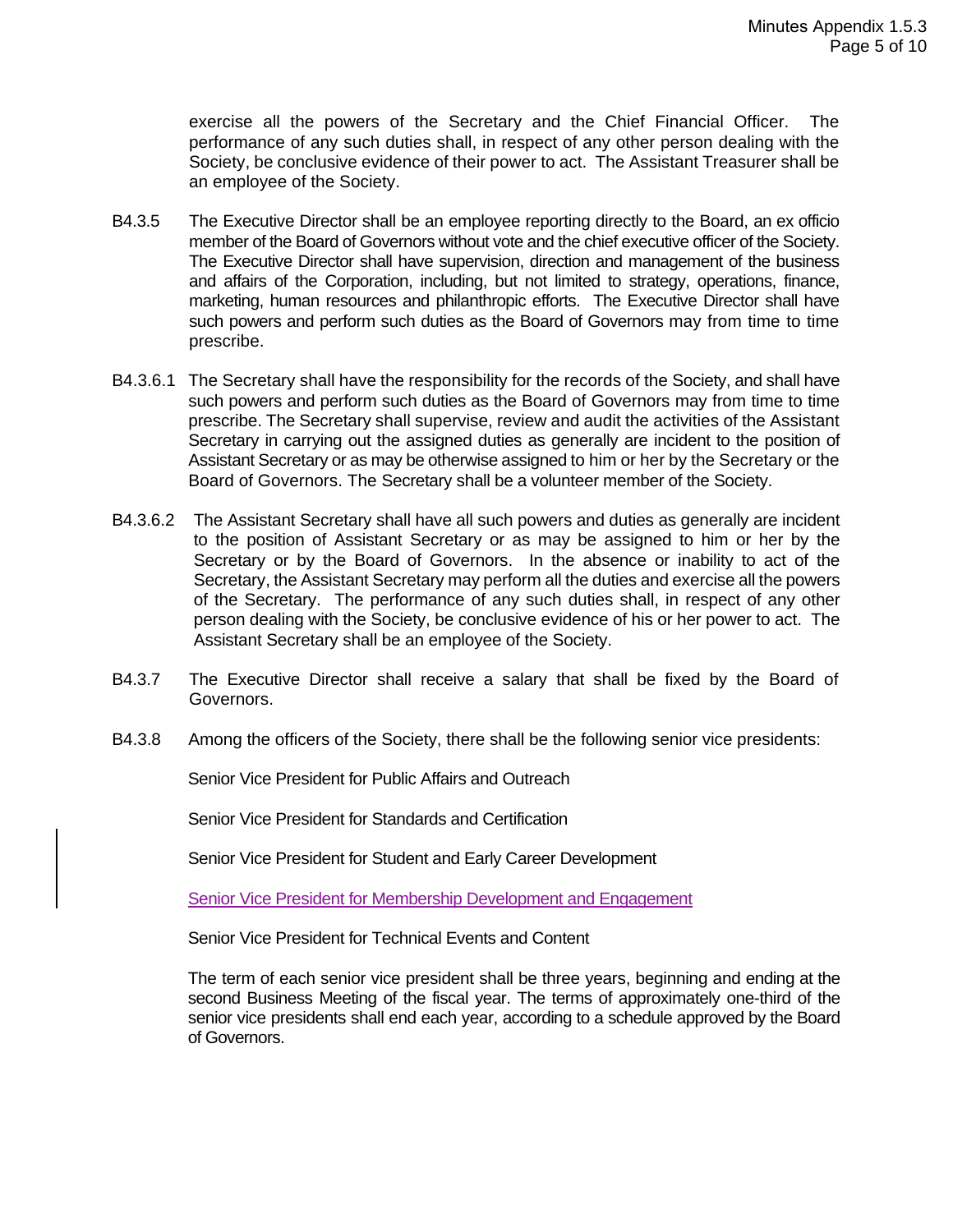exercise all the powers of the Secretary and the Chief Financial Officer. The performance of any such duties shall, in respect of any other person dealing with the Society, be conclusive evidence of their power to act. The Assistant Treasurer shall be an employee of the Society.

B4.3.5 The Executive Director shall be an employee reporting directly to the Board, an ex officio member of the Board of Governors without vote and the chief executive officer of the Society. The Executive Director shall have supervision, direction and management of the business and affairs of the Corporation, including, but not limited to strategy, operations, finance, marketing, human resources and philanthropic efforts. The Executive Director shall have such powers and perform such duties as the Board of Governors may from time to time prescribe.

B4.3.6.1 The Secretary shall have the responsibility for the records of the Society, and shall have such powers and perform such duties as the Board of Governors may from time to time prescribe. The Secretary shall supervise, review and audit the activities of the Assistant Secretary in carrying out the assigned duties as generally are incident to the position of Assistant Secretary or as may be otherwise assigned to him or her by the Secretary or the Board of Governors. The Secretary shall be a volunteer member of the Society.

B4.3.6.2 The Assistant Secretary shall have all such powers and duties as generally are incident to the position of Assistant Secretary or as may be assigned to him or her by the Secretary or by the Board of Governors. In the absence or inability to act of the Secretary, the Assistant Secretary may perform all the duties and exercise all the powers of the Secretary. The performance of any such duties shall, in respect of any other person dealing with the Society, be conclusive evidence of his or her power to act. The Assistant Secretary shall be an employee of the Society.

B4.3.7 The Executive Director shall receive a salary that shall be fixed by the Board of Governors.

B4.3.8 Among the officers of the Society, there shall be the following senior vice presidents:

Senior Vice President for Public Affairs and Outreach

Senior Vice President for Standards and Certification

Senior Vice President for Student and Early Career Development

Senior Vice President for Membership Development and Engagement

Senior Vice President for Technical Events and Content

The term of each senior vice president shall be three years, beginning and ending at the second Business Meeting of the fiscal year. The terms of approximately one-third of the senior vice presidents shall end each year, according to a schedule approved by the Board of Governors.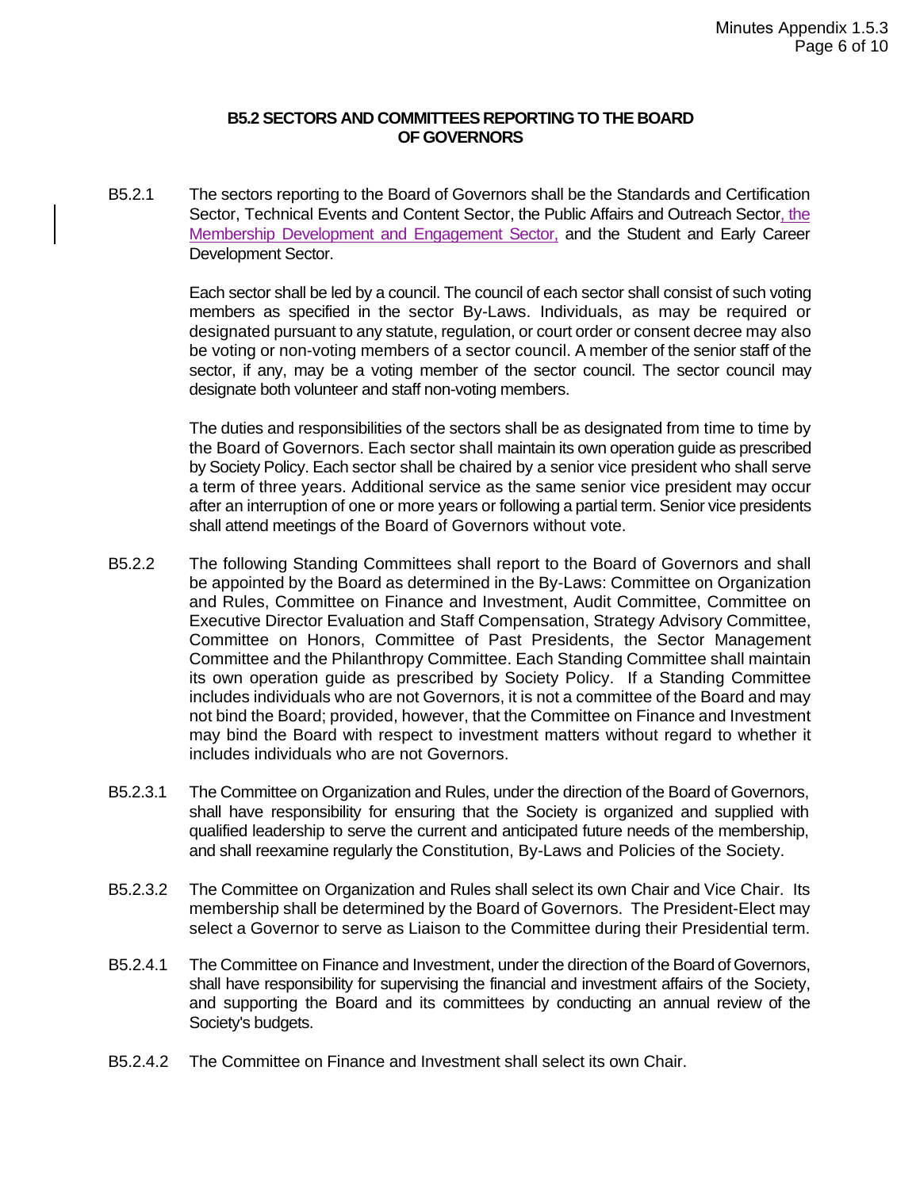### B5.2 SECTORS AND COMMITTEES REPORTING TO THE BOARD OF GOVERNORS

B5.2.1 The sectors reporting to the Board of Governors shall be the Standards and Certification Sector, Technical Events and Content Sector, the Public Affairs and Outreach Sector, the Membership Development and Engagement Sector, and the Student and Early Career Development Sector.

Each sector shall be led by a council. The council of each sector shall consist of such voting members as specified in the sector By-Laws. Individuals, as may be required or designated pursuant to any statute, regulation, or court order or consent decree may also be voting or non-voting members of a sector council. A member of the senior staff of the sector, if any, may be a voting member of the sector council. The sector council may designate both volunteer and staff non-voting members.

The duties and responsibilities of the sectors shall be as designated from time to time by the Board of Governors. Each sector shall maintain its own operation guide as prescribed by Society Policy. Each sector shall be chaired by a senior vice president who shall serve a term of three years. Additional service as the same senior vice president may occur after an interruption of one or more years or following a partial term. Senior vice presidents shall attend meetings of the Board of Governors without vote.

B5.2.2 The following Standing Committees shall report to the Board of Governors and shall be appointed by the Board as determined in the By-Laws: Committee on Organization and Rules, Committee on Finance and Investment, Audit Committee, Committee on Executive Director Evaluation and Staff Compensation, Strategy Advisory Committee, Committee on Honors, Committee of Past Presidents, the Sector Management Committee and the Philanthropy Committee. Each Standing Committee shall maintain its own operation guide as prescribed by Society Policy. If a Standing Committee includes individuals who are not Governors, it is not a committee of the Board and may not bind the Board; provided, however, that the Committee on Finance and Investment may bind the Board with respect to investment matters without regard to whether it includes individuals who are not Governors.

B5.2.3.1 The Committee on Organization and Rules, under the direction of the Board of Governors, shall have responsibility for ensuring that the Society is organized and supplied with qualified leadership to serve the current and anticipated future needs of the membership, and shall reexamine regularly the Constitution, By-Laws and Policies of the Society.

B5.2.3.2 The Committee on Organization and Rules shall select its own Chair and Vice Chair. Its membership shall be determined by the Board of Governors. The President-Elect may select a Governor to serve as Liaison to the Committee during their Presidential term.

B5.2.4.1 The Committee on Finance and Investment, under the direction of the Board of Governors, shall have responsibility for supervising the financial and investment affairs of the Society, and supporting the Board and its committees by conducting an annual review of the Society's budgets.

B5.2.4.2 The Committee on Finance and Investment shall select its own Chair.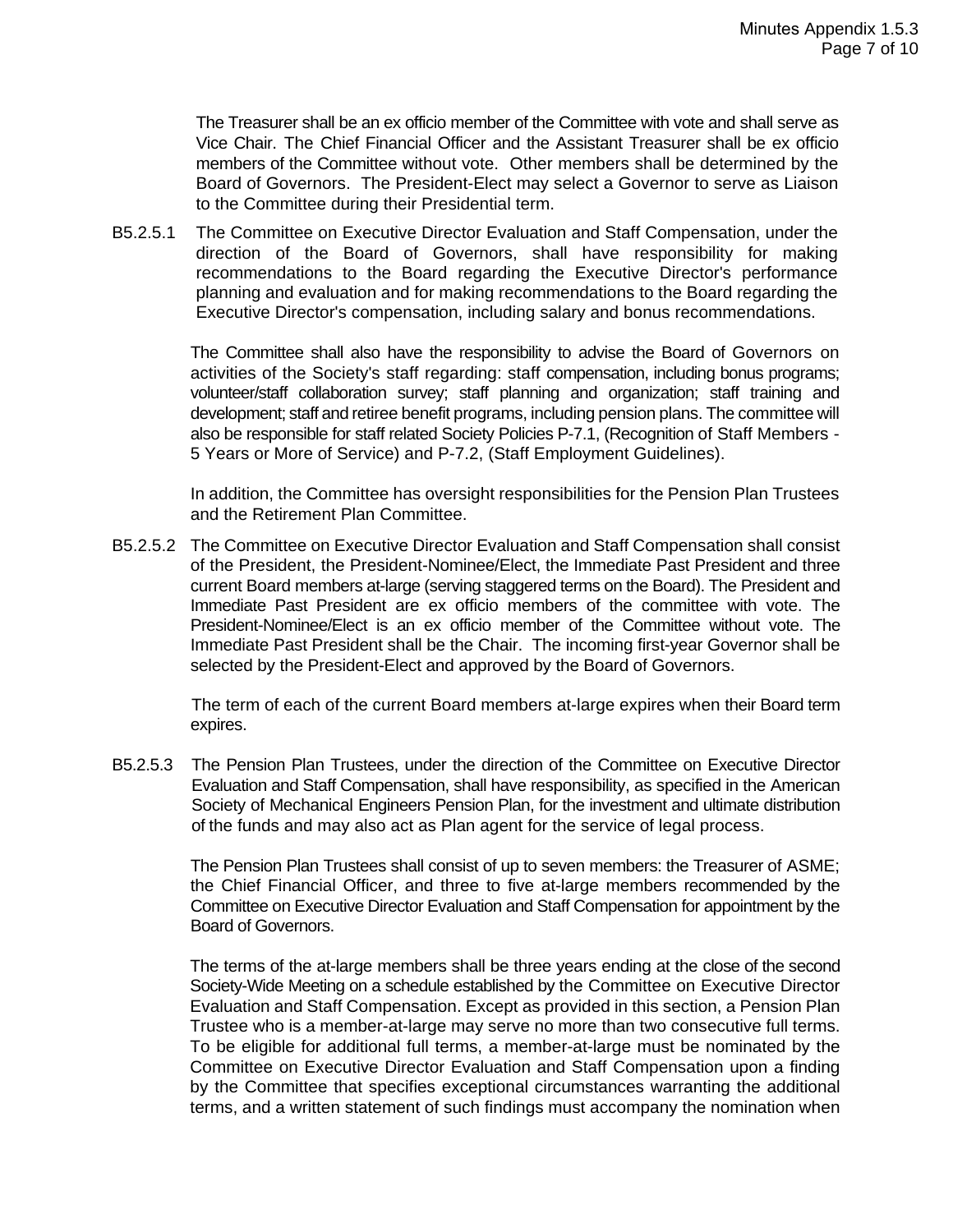The Treasurer shall be an ex officio member of the Committee with vote and shall serve as Vice Chair. The Chief Financial Officer and the Assistant Treasurer shall be ex officio members of the Committee without vote. Other members shall be determined by the Board of Governors. The President-Elect may select a Governor to serve as Liaison to the Committee during their Presidential term.

B5.2.5.1 The Committee on Executive Director Evaluation and Staff Compensation, under the direction of the Board of Governors, shall have responsibility for making recommendations to the Board regarding the Executive Director's performance planning and evaluation and for making recommendations to the Board regarding the Executive Director's compensation, including salary and bonus recommendations.

The Committee shall also have the responsibility to advise the Board of Governors on activities of the Society's staff regarding: staff compensation, including bonus programs; volunteer/staff collaboration survey; staff planning and organization; staff training and development; staff and retiree benefit programs, including pension plans. The committee will also be responsible for staff related Society Policies P-7.1, (Recognition of Staff Members - 5 Years or More of Service) and P-7.2, (Staff Employment Guidelines).

In addition, the Committee has oversight responsibilities for the Pension Plan Trustees and the Retirement Plan Committee.

B5.2.5.2 The Committee on Executive Director Evaluation and Staff Compensation shall consist of the President, the President-Nominee/Elect, the Immediate Past President and three current Board members at-large (serving staggered terms on the Board). The President and Immediate Past President are ex officio members of the committee with vote. The President-Nominee/Elect is an ex officio member of the Committee without vote. The Immediate Past President shall be the Chair. The incoming first-year Governor shall be selected by the President-Elect and approved by the Board of Governors.

The term of each of the current Board members at-large expires when their Board term expires.

B5.2.5.3 The Pension Plan Trustees, under the direction of the Committee on Executive Director Evaluation and Staff Compensation, shall have responsibility, as specified in the American Society of Mechanical Engineers Pension Plan, for the investment and ultimate distribution of the funds and may also act as Plan agent for the service of legal process.

The Pension Plan Trustees shall consist of up to seven members: the Treasurer of ASME; the Chief Financial Officer, and three to five at-large members recommended by the Committee on Executive Director Evaluation and Staff Compensation for appointment by the Board of Governors.

The terms of the at-large members shall be three years ending at the close of the second Society-Wide Meeting on a schedule established by the Committee on Executive Director Evaluation and Staff Compensation. Except as provided in this section, a Pension Plan Trustee who is a member-at-large may serve no more than two consecutive full terms. To be eligible for additional full terms, a member-at-large must be nominated by the Committee on Executive Director Evaluation and Staff Compensation upon a finding by the Committee that specifies exceptional circumstances warranting the additional terms, and a written statement of such findings must accompany the nomination when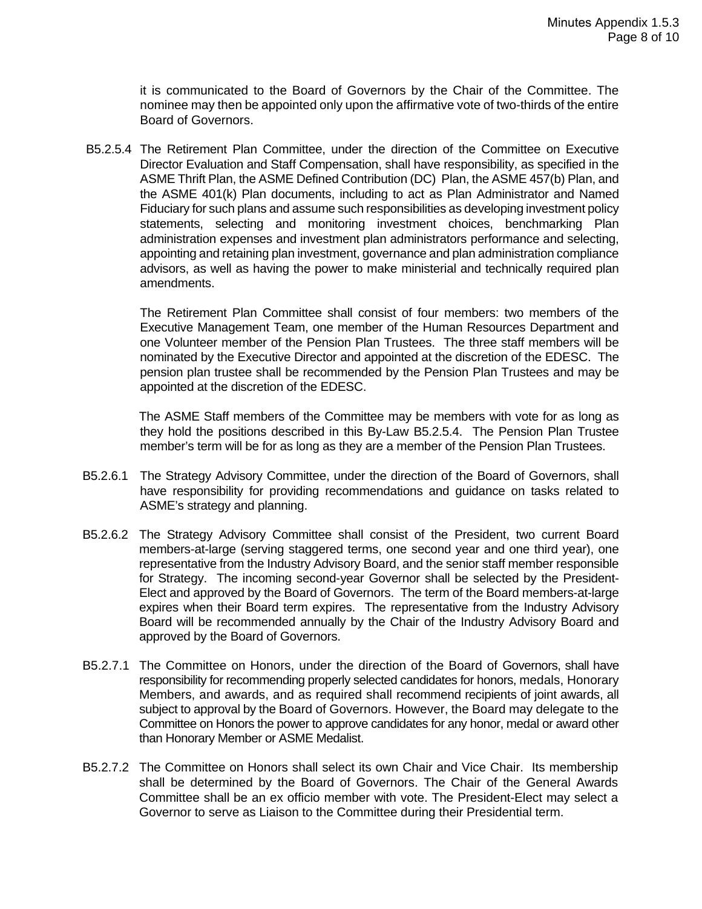it is communicated to the Board of Governors by the Chair of the Committee. The nominee may then be appointed only upon the affirmative vote of two-thirds of the entire Board of Governors.

B5.2.5.4 The Retirement Plan Committee, under the direction of the Committee on Executive Director Evaluation and Staff Compensation, shall have responsibility, as specified in the ASME Thrift Plan, the ASME Defined Contribution (DC) Plan, the ASME 457(b) Plan, and the ASME 401(k) Plan documents, including to act as Plan Administrator and Named Fiduciary for such plans and assume such responsibilities as developing investment policy statements, selecting and monitoring investment choices, benchmarking Plan administration expenses and investment plan administrators performance and selecting, appointing and retaining plan investment, governance and plan administration compliance advisors, as well as having the power to make ministerial and technically required plan amendments.

The Retirement Plan Committee shall consist of four members: two members of the Executive Management Team, one member of the Human Resources Department and one Volunteer member of the Pension Plan Trustees. The three staff members will be nominated by the Executive Director and appointed at the discretion of the EDESC. The pension plan trustee shall be recommended by the Pension Plan Trustees and may be appointed at the discretion of the EDESC.

The ASME Staff members of the Committee may be members with vote for as long as they hold the positions described in this By-Law B5.2.5.4. The Pension Plan Trustee member's term will be for as long as they are a member of the Pension Plan Trustees.

B5.2.6.1 The Strategy Advisory Committee, under the direction of the Board of Governors, shall have responsibility for providing recommendations and guidance on tasks related to ASME's strategy and planning.

B5.2.6.2 The Strategy Advisory Committee shall consist of the President, two current Board members-at-large (serving staggered terms, one second year and one third year), one representative from the Industry Advisory Board, and the senior staff member responsible for Strategy. The incoming second-year Governor shall be selected by the President-Elect and approved by the Board of Governors. The term of the Board members-at-large expires when their Board term expires. The representative from the Industry Advisory Board will be recommended annually by the Chair of the Industry Advisory Board and approved by the Board of Governors.

B5.2.7.1 The Committee on Honors, under the direction of the Board of Governors, shall have responsibility for recommending properly selected candidates for honors, medals, Honorary Members, and awards, and as required shall recommend recipients of joint awards, all subject to approval by the Board of Governors. However, the Board may delegate to the Committee on Honors the power to approve candidates for any honor, medal or award other than Honorary Member or ASME Medalist.

B5.2.7.2 The Committee on Honors shall select its own Chair and Vice Chair. Its membership shall be determined by the Board of Governors. The Chair of the General Awards Committee shall be an ex officio member with vote. The President-Elect may select a Governor to serve as Liaison to the Committee during their Presidential term.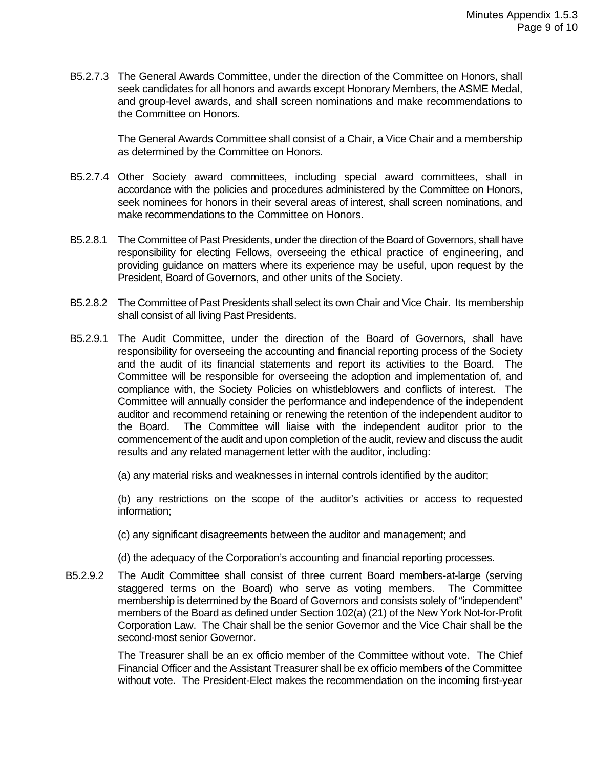B5.2.7.3 The General Awards Committee, under the direction of the Committee on Honors, shall seek candidates for all honors and awards except Honorary Members, the ASME Medal, and group-level awards, and shall screen nominations and make recommendations to the Committee on Honors.

The General Awards Committee shall consist of a Chair, a Vice Chair and a membership as determined by the Committee on Honors.

B5.2.7.4 Other Society award committees, including special award committees, shall in accordance with the policies and procedures administered by the Committee on Honors, seek nominees for honors in their several areas of interest, shall screen nominations, and make recommendations to the Committee on Honors.

B5.2.8.1 The Committee of Past Presidents, under the direction of the Board of Governors, shall have responsibility for electing Fellows, overseeing the ethical practice of engineering, and providing guidance on matters where its experience may be useful, upon request by the President, Board of Governors, and other units of the Society.

B5.2.8.2 The Committee of Past Presidents shall select its own Chair and Vice Chair. Its membership shall consist of all living Past Presidents.

B5.2.9.1 The Audit Committee, under the direction of the Board of Governors, shall have responsibility for overseeing the accounting and financial reporting process of the Society and the audit of its financial statements and report its activities to the Board. The Committee will be responsible for overseeing the adoption and implementation of, and compliance with, the Society Policies on whistleblowers and conflicts of interest. The Committee will annually consider the performance and independence of the independent auditor and recommend retaining or renewing the retention of the independent auditor to the Board. The Committee will liaise with the independent auditor prior to the commencement of the audit and upon completion of the audit, review and discuss the audit results and any related management letter with the auditor, including:

(a) any material risks and weaknesses in internal controls identified by the auditor;

(b) any restrictions on the scope of the auditor's activities or access to requested information;

(c) any significant disagreements between the auditor and management; and

(d) the adequacy of the Corporation's accounting and financial reporting processes.

B5.2.9.2 The Audit Committee shall consist of three current Board members-at-large (serving staggered terms on the Board) who serve as voting members. The Committee membership is determined by the Board of Governors and consists solely of "independent" members of the Board as defined under Section 102(a) (21) of the New York Not-for-Profit Corporation Law. The Chair shall be the senior Governor and the Vice Chair shall be the second-most senior Governor.

The Treasurer shall be an ex officio member of the Committee without vote. The Chief Financial Officer and the Assistant Treasurer shall be ex officio members of the Committee without vote. The President-Elect makes the recommendation on the incoming first-year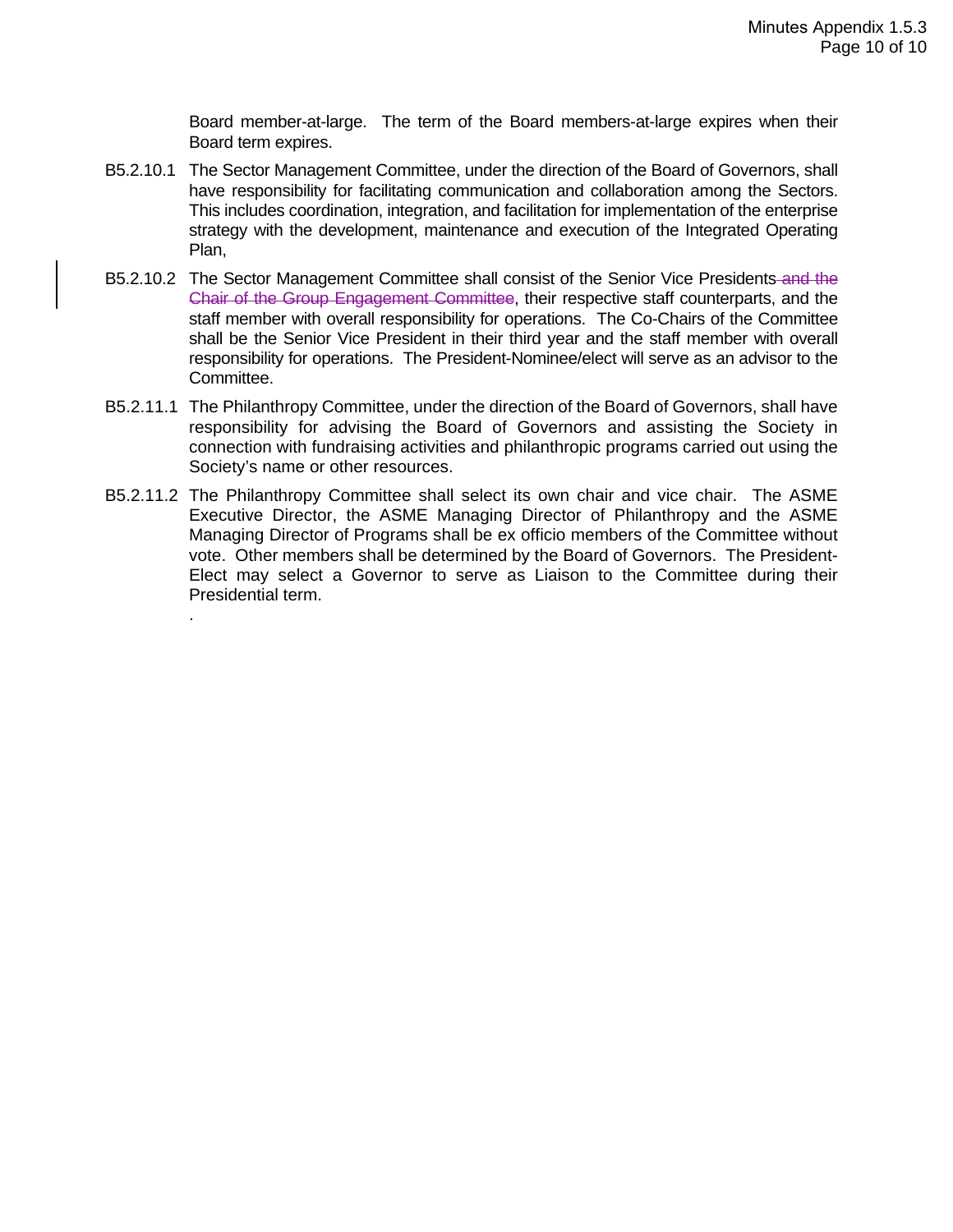Board member-at-large. The term of the Board members-at-large expires when their Board term expires.

B5.2.10.1 The Sector Management Committee, under the direction of the Board of Governors, shall have responsibility for facilitating communication and collaboration among the Sectors. This includes coordination, integration, and facilitation for implementation of the enterprise strategy with the development, maintenance and execution of the Integrated Operating Plan,

B5.2.10.2 The Sector Management Committee shall consist of the Senior Vice Presidents ~~and the Chair of the Group Engagement Committee~~, their respective staff counterparts, and the staff member with overall responsibility for operations. The Co-Chairs of the Committee shall be the Senior Vice President in their third year and the staff member with overall responsibility for operations. The President-Nominee/elect will serve as an advisor to the Committee.

B5.2.11.1 The Philanthropy Committee, under the direction of the Board of Governors, shall have responsibility for advising the Board of Governors and assisting the Society in connection with fundraising activities and philanthropic programs carried out using the Society's name or other resources.

B5.2.11.2 The Philanthropy Committee shall select its own chair and vice chair. The ASME Executive Director, the ASME Managing Director of Philanthropy and the ASME Managing Director of Programs shall be ex officio members of the Committee without vote. Other members shall be determined by the Board of Governors. The President-Elect may select a Governor to serve as Liaison to the Committee during their Presidential term.

.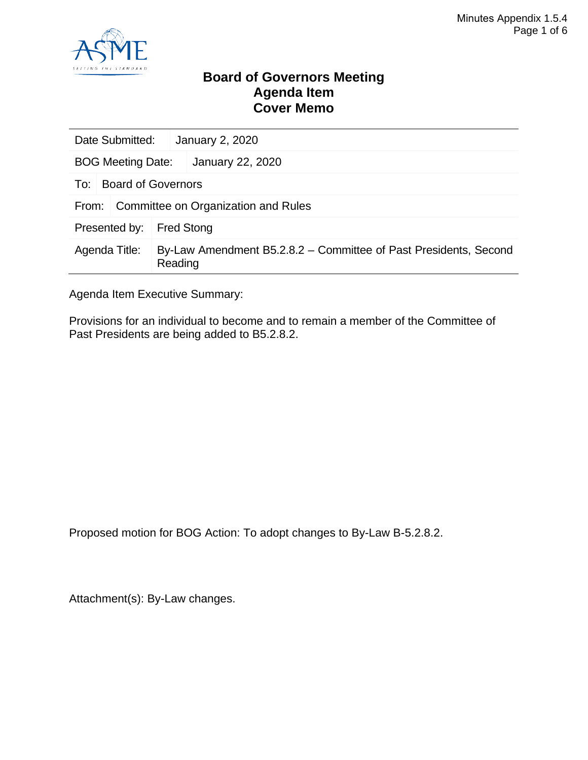# Board of Governors Meeting
# Agenda Item
# Cover Memo

| | |
|---|---|
| Date Submitted: | January 2, 2020 |
| BOG Meeting Date: | January 22, 2020 |
| To: | Board of Governors |
| From: | Committee on Organization and Rules |
| Presented by: | Fred Stong |
| Agenda Title: | By-Law Amendment B5.2.8.2 – Committee of Past Presidents, Second Reading |

Agenda Item Executive Summary:

Provisions for an individual to become and to remain a member of the Committee of Past Presidents are being added to B5.2.8.2.

Proposed motion for BOG Action: To adopt changes to By-Law B-5.2.8.2.

Attachment(s): By-Law changes.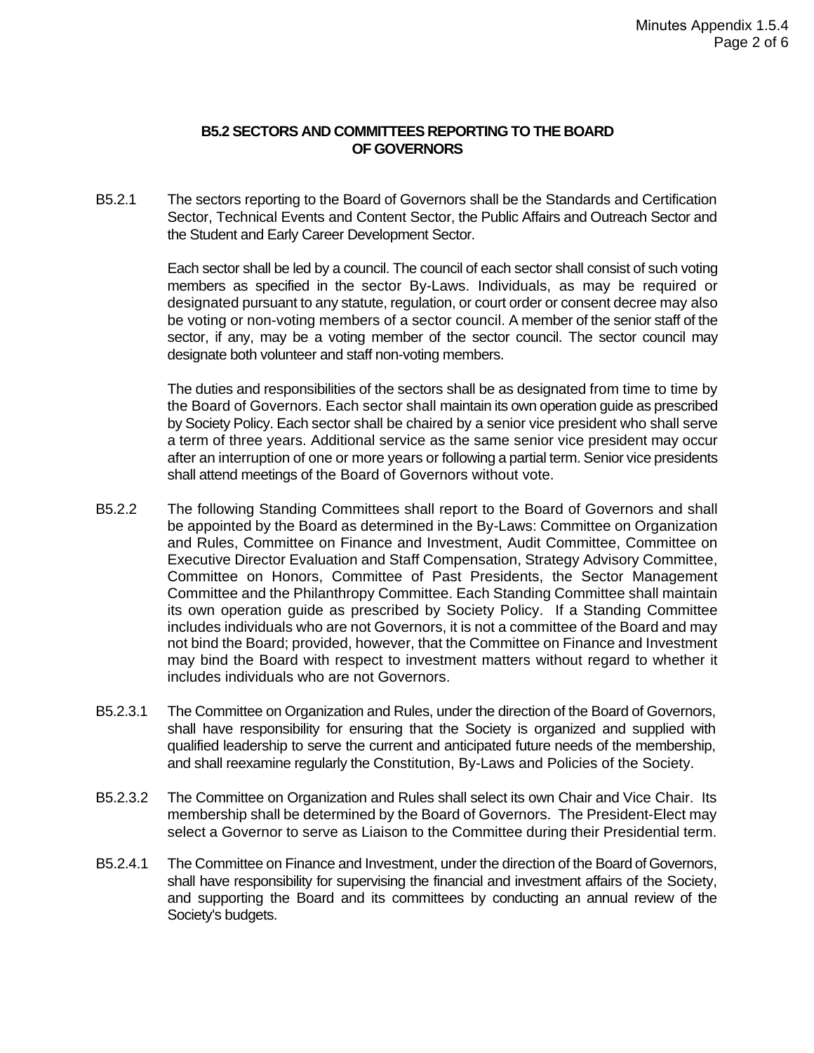## B5.2 SECTORS AND COMMITTEES REPORTING TO THE BOARD OF GOVERNORS

B5.2.1 The sectors reporting to the Board of Governors shall be the Standards and Certification Sector, Technical Events and Content Sector, the Public Affairs and Outreach Sector and the Student and Early Career Development Sector.

Each sector shall be led by a council. The council of each sector shall consist of such voting members as specified in the sector By-Laws. Individuals, as may be required or designated pursuant to any statute, regulation, or court order or consent decree may also be voting or non-voting members of a sector council. A member of the senior staff of the sector, if any, may be a voting member of the sector council. The sector council may designate both volunteer and staff non-voting members.

The duties and responsibilities of the sectors shall be as designated from time to time by the Board of Governors. Each sector shall maintain its own operation guide as prescribed by Society Policy. Each sector shall be chaired by a senior vice president who shall serve a term of three years. Additional service as the same senior vice president may occur after an interruption of one or more years or following a partial term. Senior vice presidents shall attend meetings of the Board of Governors without vote.

B5.2.2 The following Standing Committees shall report to the Board of Governors and shall be appointed by the Board as determined in the By-Laws: Committee on Organization and Rules, Committee on Finance and Investment, Audit Committee, Committee on Executive Director Evaluation and Staff Compensation, Strategy Advisory Committee, Committee on Honors, Committee of Past Presidents, the Sector Management Committee and the Philanthropy Committee. Each Standing Committee shall maintain its own operation guide as prescribed by Society Policy. If a Standing Committee includes individuals who are not Governors, it is not a committee of the Board and may not bind the Board; provided, however, that the Committee on Finance and Investment may bind the Board with respect to investment matters without regard to whether it includes individuals who are not Governors.

B5.2.3.1 The Committee on Organization and Rules, under the direction of the Board of Governors, shall have responsibility for ensuring that the Society is organized and supplied with qualified leadership to serve the current and anticipated future needs of the membership, and shall reexamine regularly the Constitution, By-Laws and Policies of the Society.

B5.2.3.2 The Committee on Organization and Rules shall select its own Chair and Vice Chair. Its membership shall be determined by the Board of Governors. The President-Elect may select a Governor to serve as Liaison to the Committee during their Presidential term.

B5.2.4.1 The Committee on Finance and Investment, under the direction of the Board of Governors, shall have responsibility for supervising the financial and investment affairs of the Society, and supporting the Board and its committees by conducting an annual review of the Society's budgets.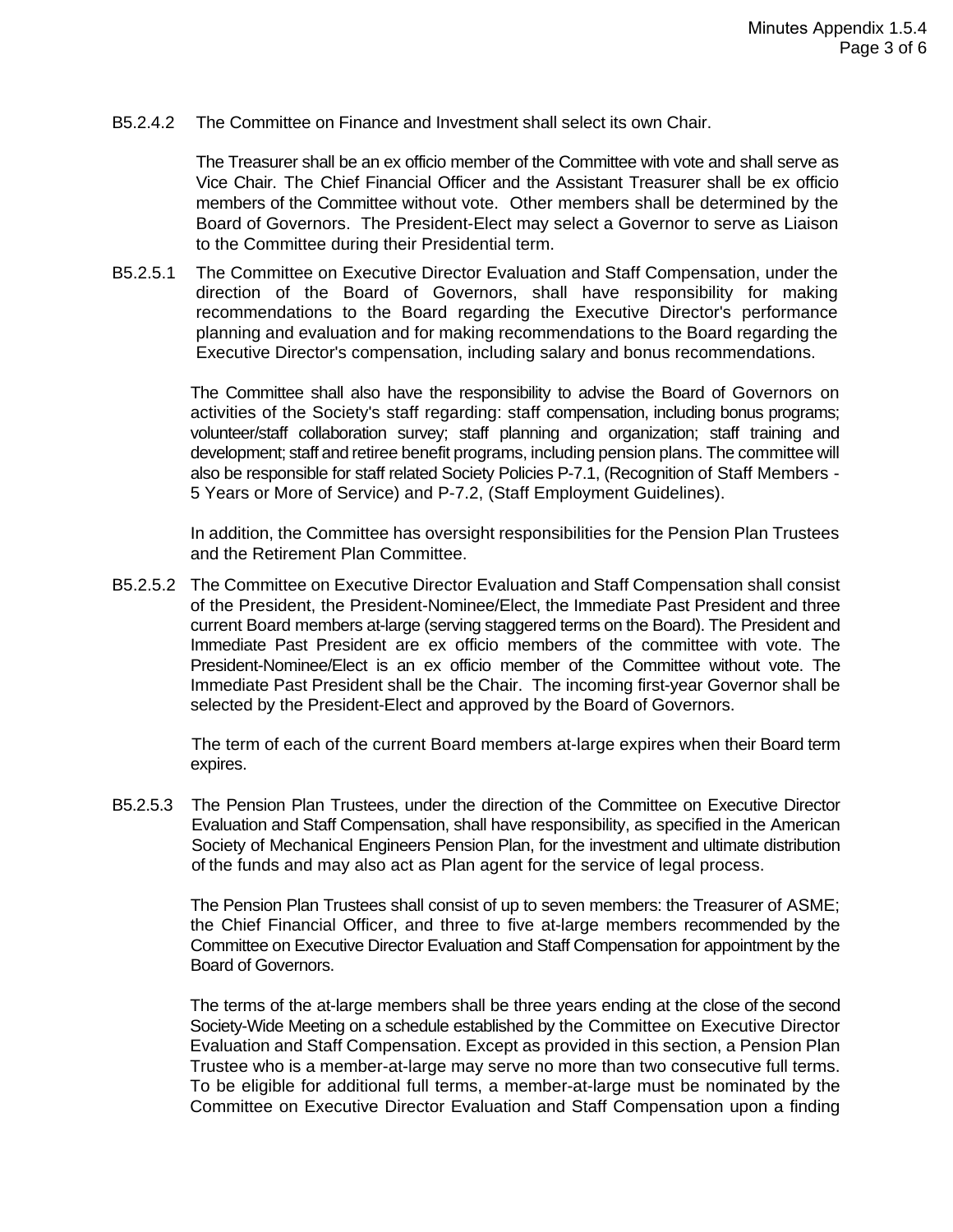B5.2.4.2 The Committee on Finance and Investment shall select its own Chair.

The Treasurer shall be an ex officio member of the Committee with vote and shall serve as Vice Chair. The Chief Financial Officer and the Assistant Treasurer shall be ex officio members of the Committee without vote. Other members shall be determined by the Board of Governors. The President-Elect may select a Governor to serve as Liaison to the Committee during their Presidential term.

B5.2.5.1 The Committee on Executive Director Evaluation and Staff Compensation, under the direction of the Board of Governors, shall have responsibility for making recommendations to the Board regarding the Executive Director's performance planning and evaluation and for making recommendations to the Board regarding the Executive Director's compensation, including salary and bonus recommendations.

The Committee shall also have the responsibility to advise the Board of Governors on activities of the Society's staff regarding: staff compensation, including bonus programs; volunteer/staff collaboration survey; staff planning and organization; staff training and development; staff and retiree benefit programs, including pension plans. The committee will also be responsible for staff related Society Policies P-7.1, (Recognition of Staff Members - 5 Years or More of Service) and P-7.2, (Staff Employment Guidelines).

In addition, the Committee has oversight responsibilities for the Pension Plan Trustees and the Retirement Plan Committee.

B5.2.5.2 The Committee on Executive Director Evaluation and Staff Compensation shall consist of the President, the President-Nominee/Elect, the Immediate Past President and three current Board members at-large (serving staggered terms on the Board). The President and Immediate Past President are ex officio members of the committee with vote. The President-Nominee/Elect is an ex officio member of the Committee without vote. The Immediate Past President shall be the Chair. The incoming first-year Governor shall be selected by the President-Elect and approved by the Board of Governors.

The term of each of the current Board members at-large expires when their Board term expires.

B5.2.5.3 The Pension Plan Trustees, under the direction of the Committee on Executive Director Evaluation and Staff Compensation, shall have responsibility, as specified in the American Society of Mechanical Engineers Pension Plan, for the investment and ultimate distribution of the funds and may also act as Plan agent for the service of legal process.

The Pension Plan Trustees shall consist of up to seven members: the Treasurer of ASME; the Chief Financial Officer, and three to five at-large members recommended by the Committee on Executive Director Evaluation and Staff Compensation for appointment by the Board of Governors.

The terms of the at-large members shall be three years ending at the close of the second Society-Wide Meeting on a schedule established by the Committee on Executive Director Evaluation and Staff Compensation. Except as provided in this section, a Pension Plan Trustee who is a member-at-large may serve no more than two consecutive full terms. To be eligible for additional full terms, a member-at-large must be nominated by the Committee on Executive Director Evaluation and Staff Compensation upon a finding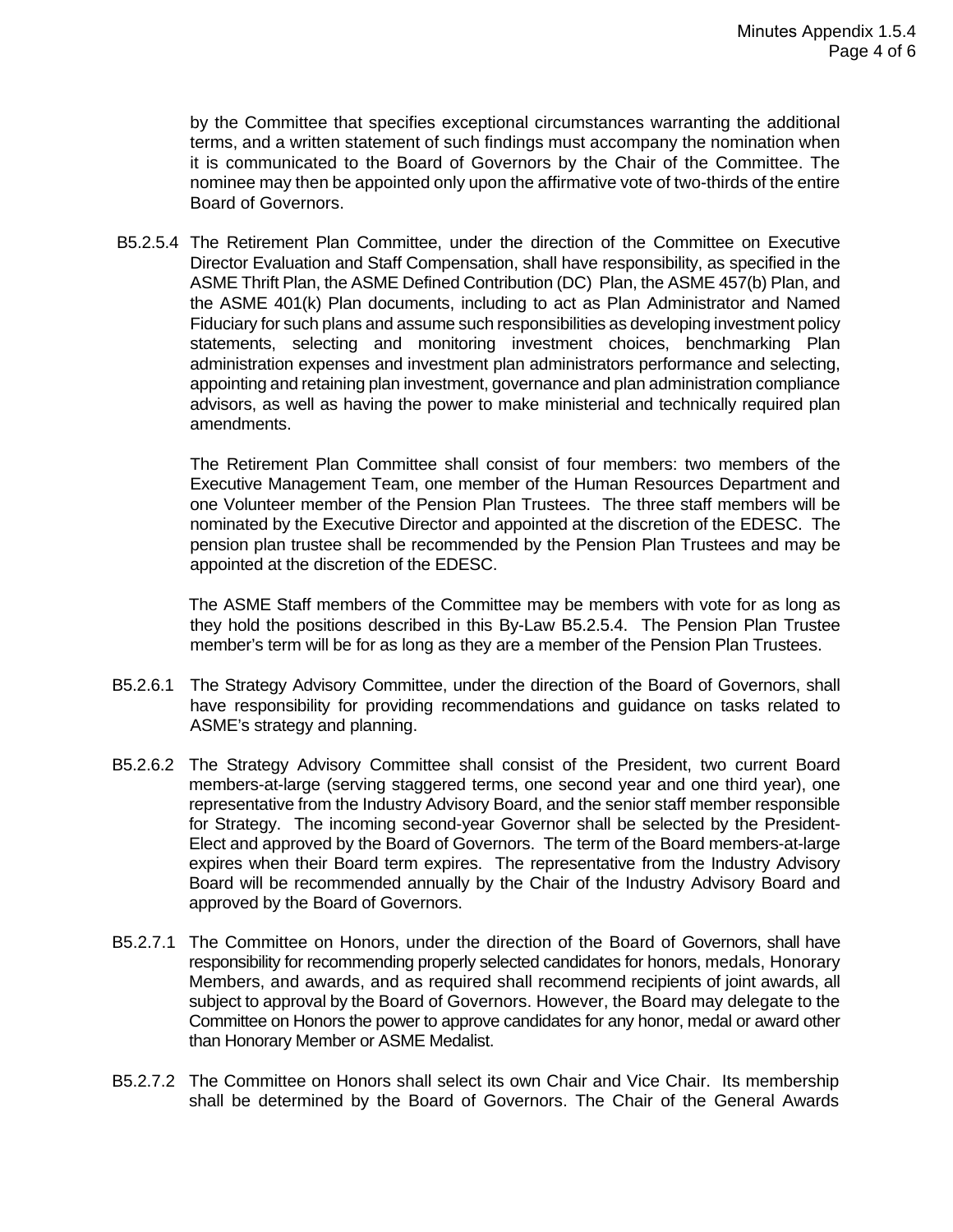by the Committee that specifies exceptional circumstances warranting the additional terms, and a written statement of such findings must accompany the nomination when it is communicated to the Board of Governors by the Chair of the Committee. The nominee may then be appointed only upon the affirmative vote of two-thirds of the entire Board of Governors.

B5.2.5.4 The Retirement Plan Committee, under the direction of the Committee on Executive Director Evaluation and Staff Compensation, shall have responsibility, as specified in the ASME Thrift Plan, the ASME Defined Contribution (DC) Plan, the ASME 457(b) Plan, and the ASME 401(k) Plan documents, including to act as Plan Administrator and Named Fiduciary for such plans and assume such responsibilities as developing investment policy statements, selecting and monitoring investment choices, benchmarking Plan administration expenses and investment plan administrators performance and selecting, appointing and retaining plan investment, governance and plan administration compliance advisors, as well as having the power to make ministerial and technically required plan amendments.

The Retirement Plan Committee shall consist of four members: two members of the Executive Management Team, one member of the Human Resources Department and one Volunteer member of the Pension Plan Trustees. The three staff members will be nominated by the Executive Director and appointed at the discretion of the EDESC. The pension plan trustee shall be recommended by the Pension Plan Trustees and may be appointed at the discretion of the EDESC.

The ASME Staff members of the Committee may be members with vote for as long as they hold the positions described in this By-Law B5.2.5.4. The Pension Plan Trustee member's term will be for as long as they are a member of the Pension Plan Trustees.

B5.2.6.1 The Strategy Advisory Committee, under the direction of the Board of Governors, shall have responsibility for providing recommendations and guidance on tasks related to ASME's strategy and planning.

B5.2.6.2 The Strategy Advisory Committee shall consist of the President, two current Board members-at-large (serving staggered terms, one second year and one third year), one representative from the Industry Advisory Board, and the senior staff member responsible for Strategy. The incoming second-year Governor shall be selected by the President-Elect and approved by the Board of Governors. The term of the Board members-at-large expires when their Board term expires. The representative from the Industry Advisory Board will be recommended annually by the Chair of the Industry Advisory Board and approved by the Board of Governors.

B5.2.7.1 The Committee on Honors, under the direction of the Board of Governors, shall have responsibility for recommending properly selected candidates for honors, medals, Honorary Members, and awards, and as required shall recommend recipients of joint awards, all subject to approval by the Board of Governors. However, the Board may delegate to the Committee on Honors the power to approve candidates for any honor, medal or award other than Honorary Member or ASME Medalist.

B5.2.7.2 The Committee on Honors shall select its own Chair and Vice Chair. Its membership shall be determined by the Board of Governors. The Chair of the General Awards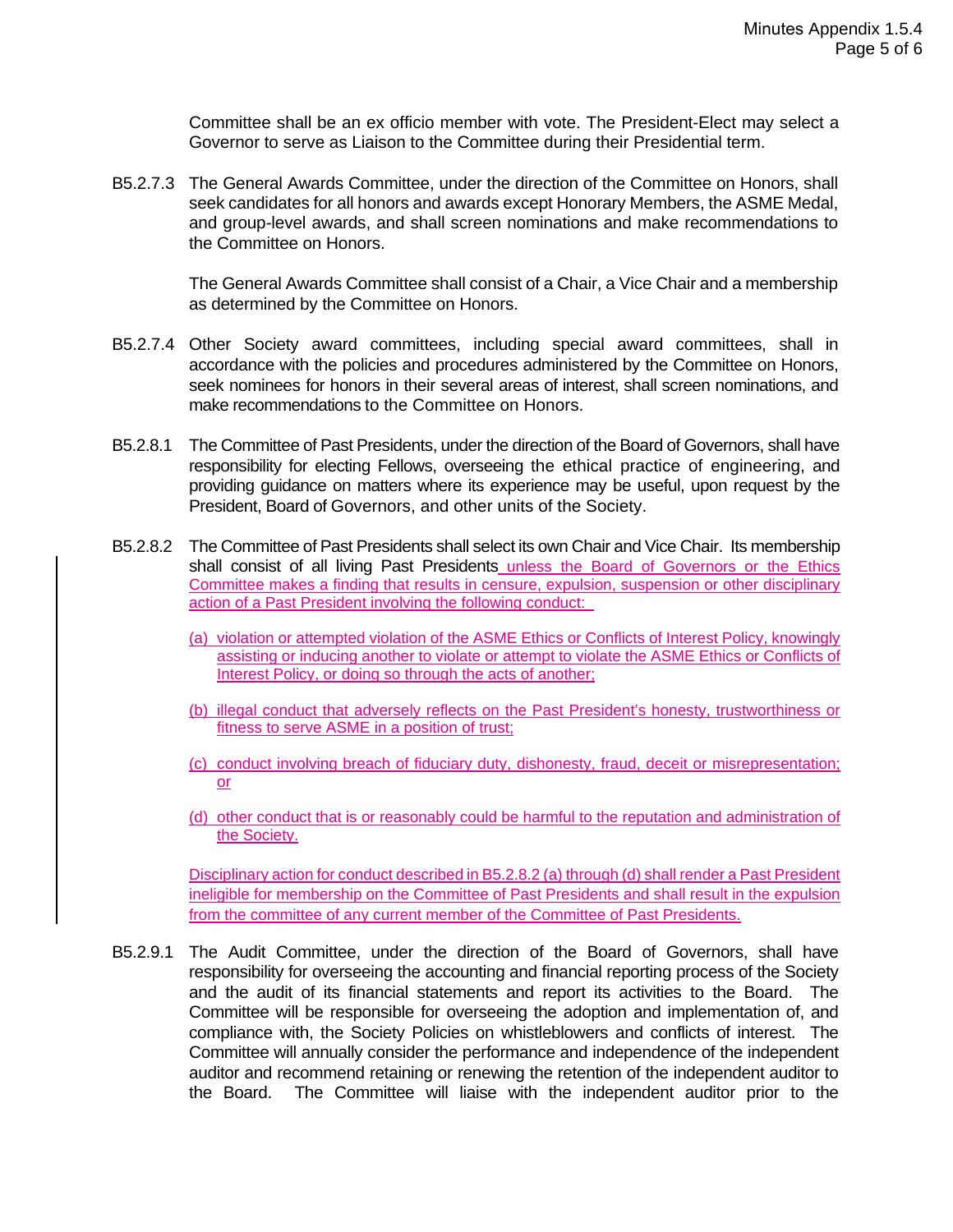Committee shall be an ex officio member with vote. The President-Elect may select a Governor to serve as Liaison to the Committee during their Presidential term.

B5.2.7.3 The General Awards Committee, under the direction of the Committee on Honors, shall seek candidates for all honors and awards except Honorary Members, the ASME Medal, and group-level awards, and shall screen nominations and make recommendations to the Committee on Honors.

The General Awards Committee shall consist of a Chair, a Vice Chair and a membership as determined by the Committee on Honors.

B5.2.7.4 Other Society award committees, including special award committees, shall in accordance with the policies and procedures administered by the Committee on Honors, seek nominees for honors in their several areas of interest, shall screen nominations, and make recommendations to the Committee on Honors.

B5.2.8.1 The Committee of Past Presidents, under the direction of the Board of Governors, shall have responsibility for electing Fellows, overseeing the ethical practice of engineering, and providing guidance on matters where its experience may be useful, upon request by the President, Board of Governors, and other units of the Society.

B5.2.8.2 The Committee of Past Presidents shall select its own Chair and Vice Chair. Its membership shall consist of all living Past Presidents unless the Board of Governors or the Ethics Committee makes a finding that results in censure, expulsion, suspension or other disciplinary action of a Past President involving the following conduct:

(a) violation or attempted violation of the ASME Ethics or Conflicts of Interest Policy, knowingly assisting or inducing another to violate or attempt to violate the ASME Ethics or Conflicts of Interest Policy, or doing so through the acts of another;

(b) illegal conduct that adversely reflects on the Past President's honesty, trustworthiness or fitness to serve ASME in a position of trust;

(c) conduct involving breach of fiduciary duty, dishonesty, fraud, deceit or misrepresentation; or

(d) other conduct that is or reasonably could be harmful to the reputation and administration of the Society.

Disciplinary action for conduct described in B5.2.8.2 (a) through (d) shall render a Past President ineligible for membership on the Committee of Past Presidents and shall result in the expulsion from the committee of any current member of the Committee of Past Presidents.

B5.2.9.1 The Audit Committee, under the direction of the Board of Governors, shall have responsibility for overseeing the accounting and financial reporting process of the Society and the audit of its financial statements and report its activities to the Board. The Committee will be responsible for overseeing the adoption and implementation of, and compliance with, the Society Policies on whistleblowers and conflicts of interest. The Committee will annually consider the performance and independence of the independent auditor and recommend retaining or renewing the retention of the independent auditor to the Board. The Committee will liaise with the independent auditor prior to the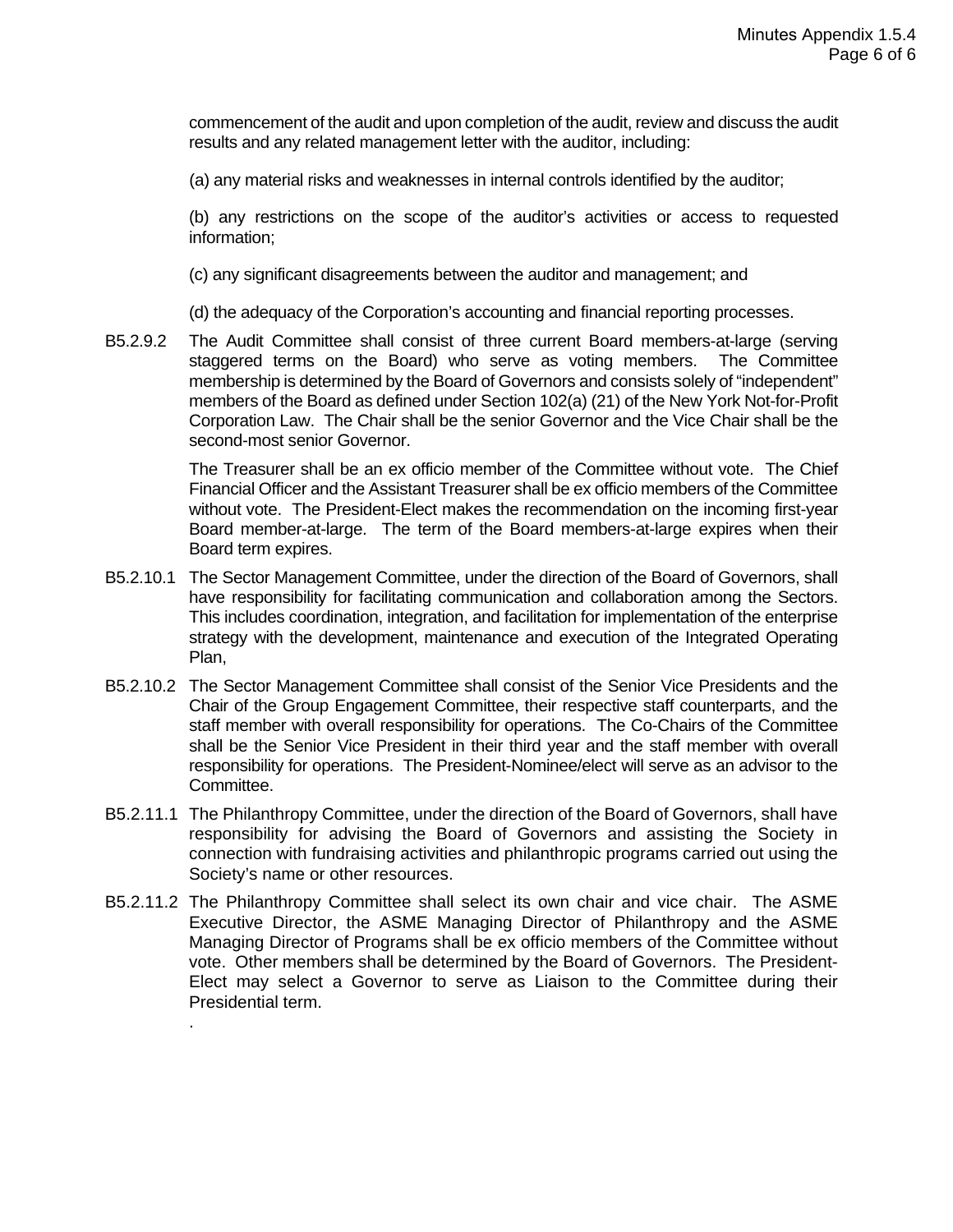commencement of the audit and upon completion of the audit, review and discuss the audit results and any related management letter with the auditor, including:

(a) any material risks and weaknesses in internal controls identified by the auditor;

(b) any restrictions on the scope of the auditor's activities or access to requested information;

(c) any significant disagreements between the auditor and management; and

(d) the adequacy of the Corporation's accounting and financial reporting processes.

B5.2.9.2 The Audit Committee shall consist of three current Board members-at-large (serving staggered terms on the Board) who serve as voting members. The Committee membership is determined by the Board of Governors and consists solely of "independent" members of the Board as defined under Section 102(a) (21) of the New York Not-for-Profit Corporation Law. The Chair shall be the senior Governor and the Vice Chair shall be the second-most senior Governor.

The Treasurer shall be an ex officio member of the Committee without vote. The Chief Financial Officer and the Assistant Treasurer shall be ex officio members of the Committee without vote. The President-Elect makes the recommendation on the incoming first-year Board member-at-large. The term of the Board members-at-large expires when their Board term expires.

B5.2.10.1 The Sector Management Committee, under the direction of the Board of Governors, shall have responsibility for facilitating communication and collaboration among the Sectors. This includes coordination, integration, and facilitation for implementation of the enterprise strategy with the development, maintenance and execution of the Integrated Operating Plan,

B5.2.10.2 The Sector Management Committee shall consist of the Senior Vice Presidents and the Chair of the Group Engagement Committee, their respective staff counterparts, and the staff member with overall responsibility for operations. The Co-Chairs of the Committee shall be the Senior Vice President in their third year and the staff member with overall responsibility for operations. The President-Nominee/elect will serve as an advisor to the Committee.

B5.2.11.1 The Philanthropy Committee, under the direction of the Board of Governors, shall have responsibility for advising the Board of Governors and assisting the Society in connection with fundraising activities and philanthropic programs carried out using the Society's name or other resources.

B5.2.11.2 The Philanthropy Committee shall select its own chair and vice chair. The ASME Executive Director, the ASME Managing Director of Philanthropy and the ASME Managing Director of Programs shall be ex officio members of the Committee without vote. Other members shall be determined by the Board of Governors. The President-Elect may select a Governor to serve as Liaison to the Committee during their Presidential term.

.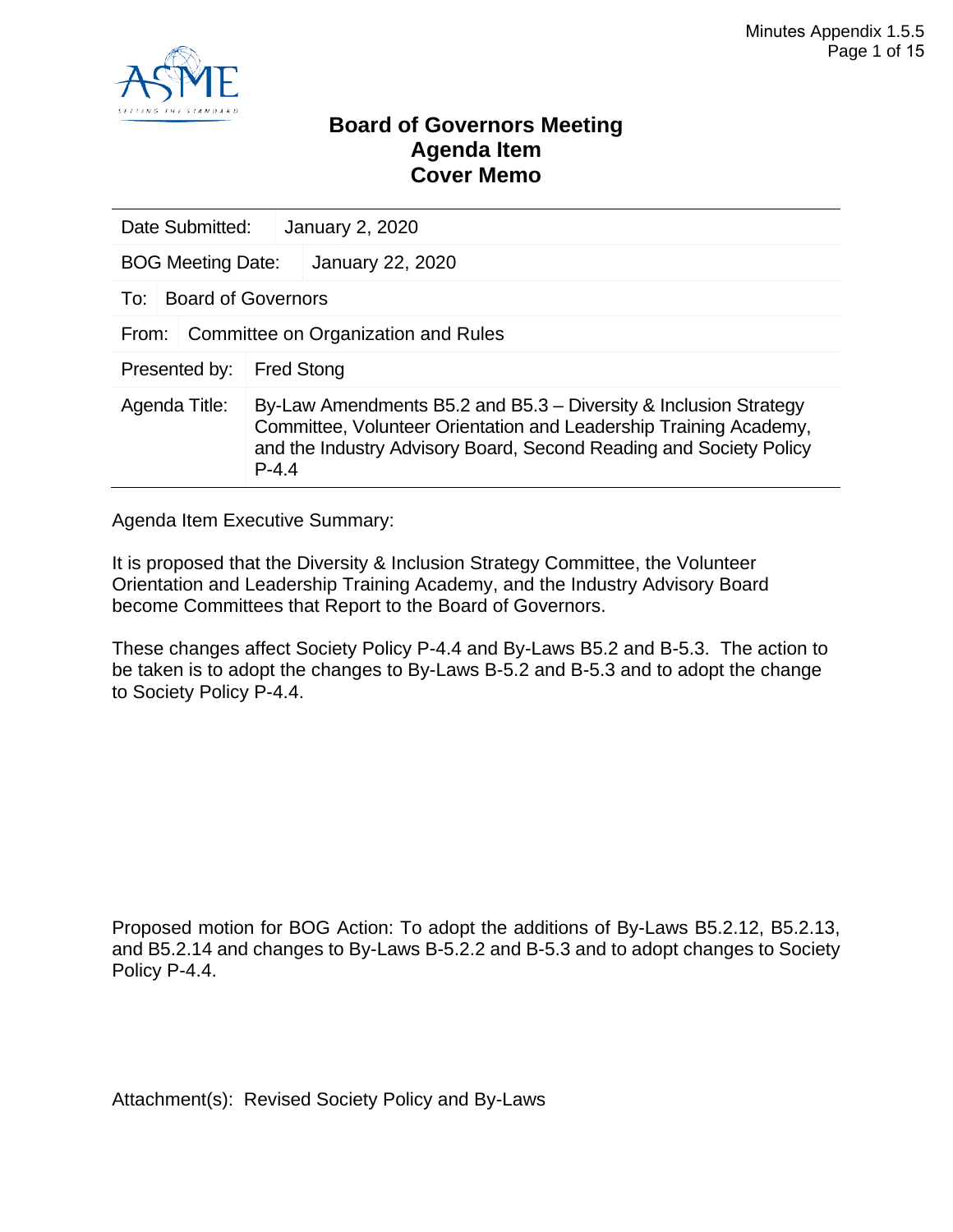# Board of Governors Meeting
# Agenda Item
# Cover Memo

| | |
|---|---|
| Date Submitted: | January 2, 2020 |
| BOG Meeting Date: | January 22, 2020 |
| To: | Board of Governors |
| From: | Committee on Organization and Rules |
| Presented by: | Fred Stong |
| Agenda Title: | By-Law Amendments B5.2 and B5.3 – Diversity & Inclusion Strategy Committee, Volunteer Orientation and Leadership Training Academy, and the Industry Advisory Board, Second Reading and Society Policy P-4.4 |

Agenda Item Executive Summary:

It is proposed that the Diversity & Inclusion Strategy Committee, the Volunteer Orientation and Leadership Training Academy, and the Industry Advisory Board become Committees that Report to the Board of Governors.

These changes affect Society Policy P-4.4 and By-Laws B5.2 and B-5.3. The action to be taken is to adopt the changes to By-Laws B-5.2 and B-5.3 and to adopt the change to Society Policy P-4.4.

Proposed motion for BOG Action: To adopt the additions of By-Laws B5.2.12, B5.2.13, and B5.2.14 and changes to By-Laws B-5.2.2 and B-5.3 and to adopt changes to Society Policy P-4.4.

Attachment(s): Revised Society Policy and By-Laws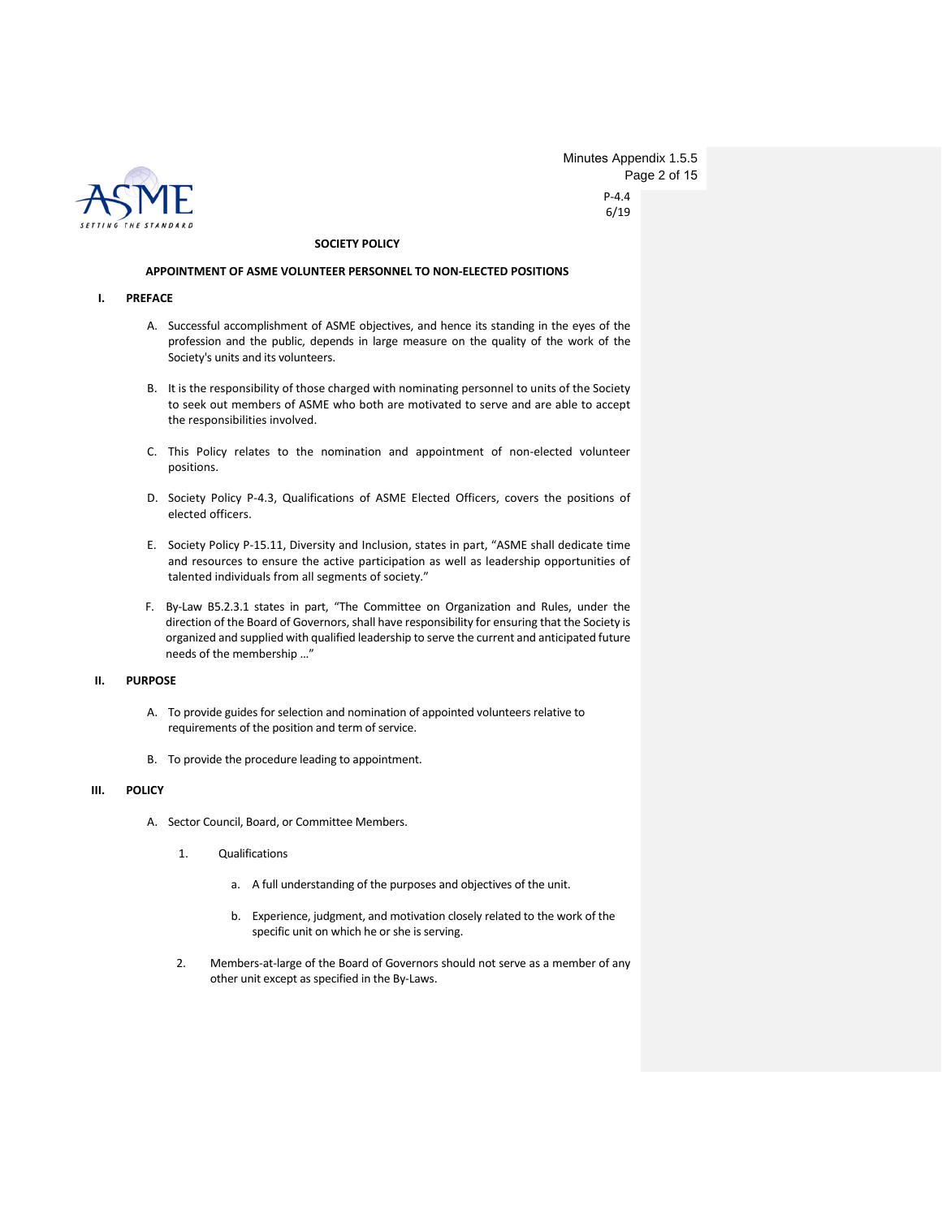P-4.4
6/19

**SOCIETY POLICY**

**APPOINTMENT OF ASME VOLUNTEER PERSONNEL TO NON-ELECTED POSITIONS**

## I. PREFACE

A. Successful accomplishment of ASME objectives, and hence its standing in the eyes of the profession and the public, depends in large measure on the quality of the work of the Society's units and its volunteers.

B. It is the responsibility of those charged with nominating personnel to units of the Society to seek out members of ASME who both are motivated to serve and are able to accept the responsibilities involved.

C. This Policy relates to the nomination and appointment of non-elected volunteer positions.

D. Society Policy P-4.3, Qualifications of ASME Elected Officers, covers the positions of elected officers.

E. Society Policy P-15.11, Diversity and Inclusion, states in part, "ASME shall dedicate time and resources to ensure the active participation as well as leadership opportunities of talented individuals from all segments of society."

F. By-Law B5.2.3.1 states in part, "The Committee on Organization and Rules, under the direction of the Board of Governors, shall have responsibility for ensuring that the Society is organized and supplied with qualified leadership to serve the current and anticipated future needs of the membership …"

## II. PURPOSE

A. To provide guides for selection and nomination of appointed volunteers relative to requirements of the position and term of service.

B. To provide the procedure leading to appointment.

## III. POLICY

A. Sector Council, Board, or Committee Members.

1. Qualifications

   a. A full understanding of the purposes and objectives of the unit.

   b. Experience, judgment, and motivation closely related to the work of the specific unit on which he or she is serving.

2. Members-at-large of the Board of Governors should not serve as a member of any other unit except as specified in the By-Laws.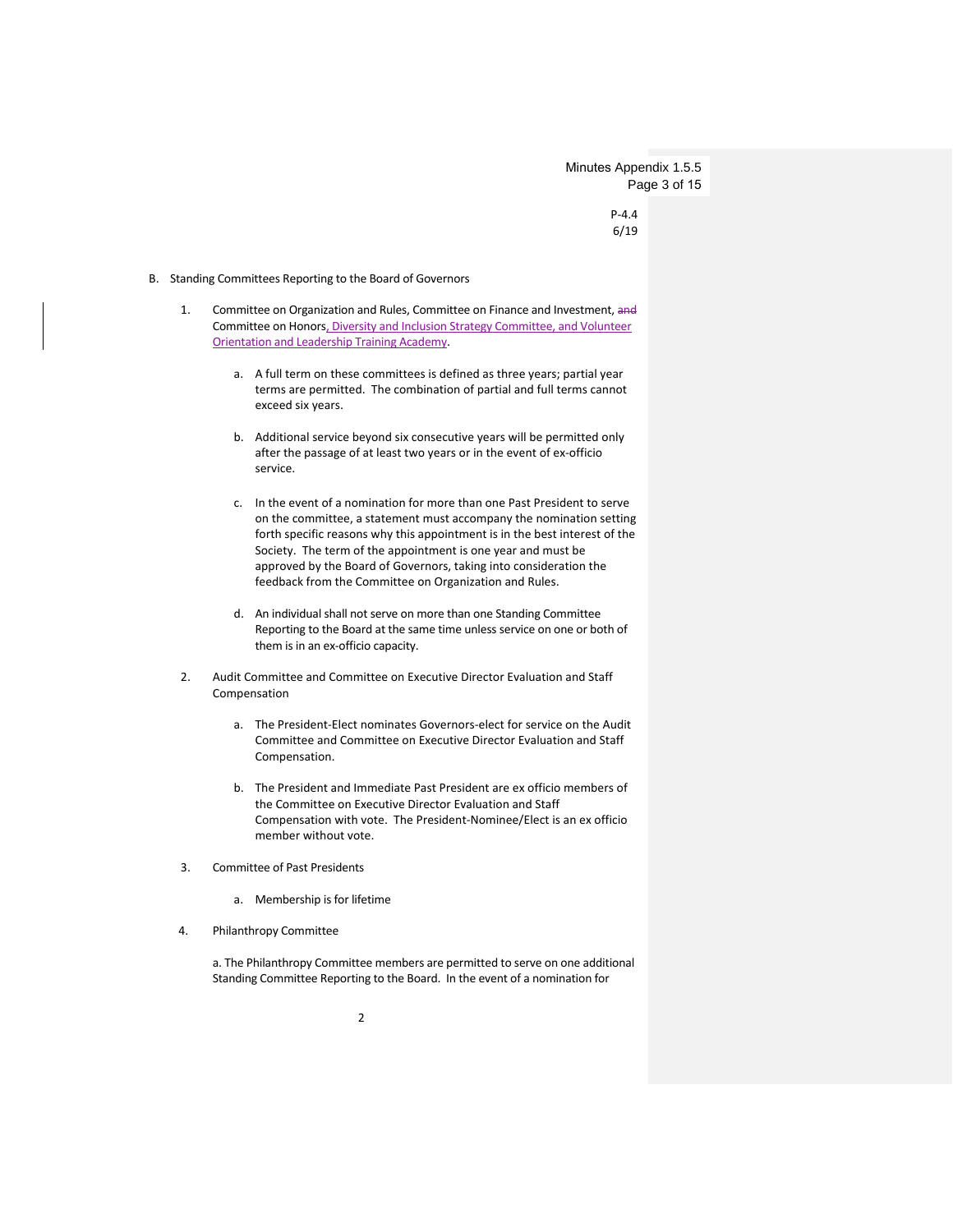B. Standing Committees Reporting to the Board of Governors

1. Committee on Organization and Rules, Committee on Finance and Investment, ~~and~~ Committee on Honors, Diversity and Inclusion Strategy Committee, and Volunteer Orientation and Leadership Training Academy.

    a. A full term on these committees is defined as three years; partial year terms are permitted. The combination of partial and full terms cannot exceed six years.

    b. Additional service beyond six consecutive years will be permitted only after the passage of at least two years or in the event of ex-officio service.

    c. In the event of a nomination for more than one Past President to serve on the committee, a statement must accompany the nomination setting forth specific reasons why this appointment is in the best interest of the Society. The term of the appointment is one year and must be approved by the Board of Governors, taking into consideration the feedback from the Committee on Organization and Rules.

    d. An individual shall not serve on more than one Standing Committee Reporting to the Board at the same time unless service on one or both of them is in an ex-officio capacity.

2. Audit Committee and Committee on Executive Director Evaluation and Staff Compensation

    a. The President-Elect nominates Governors-elect for service on the Audit Committee and Committee on Executive Director Evaluation and Staff Compensation.

    b. The President and Immediate Past President are ex officio members of the Committee on Executive Director Evaluation and Staff Compensation with vote. The President-Nominee/Elect is an ex officio member without vote.

3. Committee of Past Presidents

    a. Membership is for lifetime

4. Philanthropy Committee

    a. The Philanthropy Committee members are permitted to serve on one additional Standing Committee Reporting to the Board. In the event of a nomination for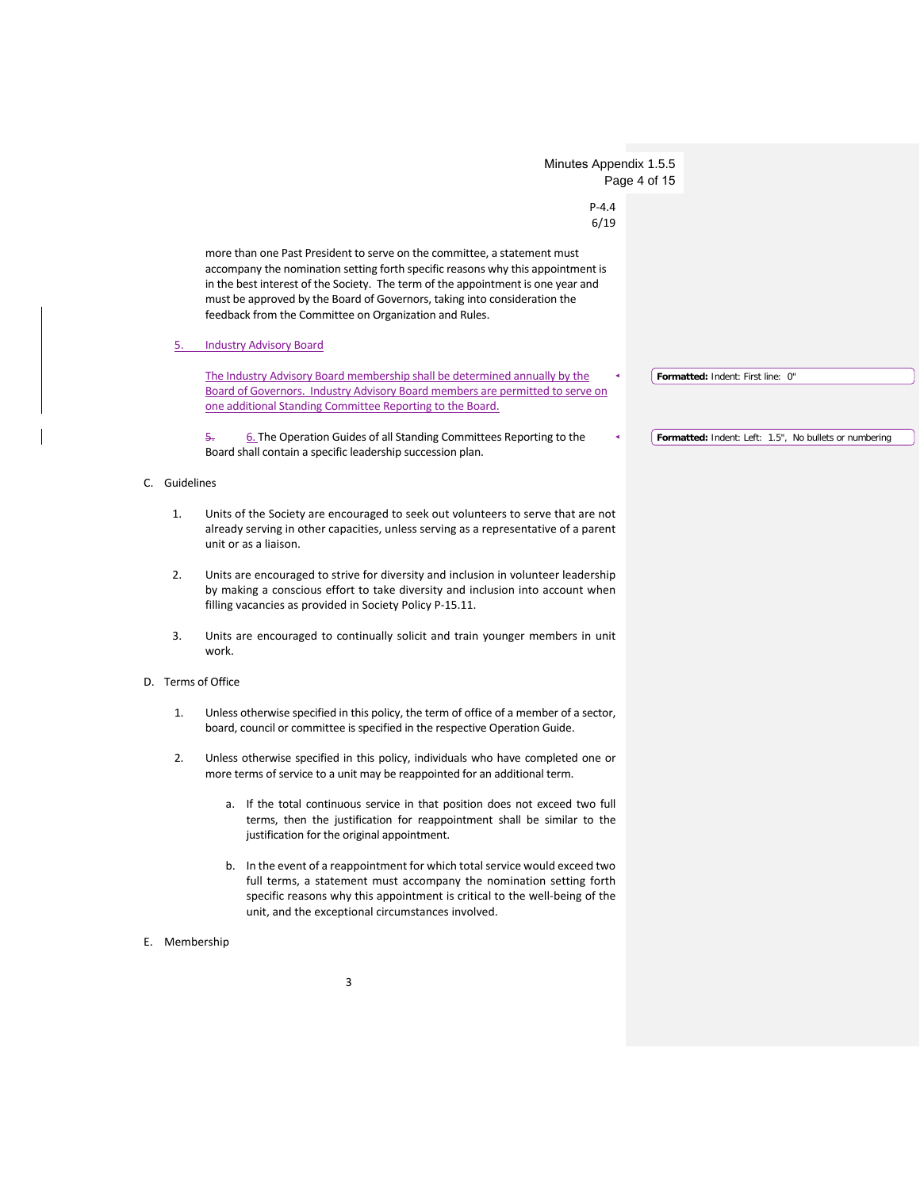more than one Past President to serve on the committee, a statement must accompany the nomination setting forth specific reasons why this appointment is in the best interest of the Society. The term of the appointment is one year and must be approved by the Board of Governors, taking into consideration the feedback from the Committee on Organization and Rules.

5. Industry Advisory Board

The Industry Advisory Board membership shall be determined annually by the Board of Governors. Industry Advisory Board members are permitted to serve on one additional Standing Committee Reporting to the Board.

~~5.~~ 6. The Operation Guides of all Standing Committees Reporting to the Board shall contain a specific leadership succession plan.

C. Guidelines

1. Units of the Society are encouraged to seek out volunteers to serve that are not already serving in other capacities, unless serving as a representative of a parent unit or as a liaison.

2. Units are encouraged to strive for diversity and inclusion in volunteer leadership by making a conscious effort to take diversity and inclusion into account when filling vacancies as provided in Society Policy P-15.11.

3. Units are encouraged to continually solicit and train younger members in unit work.

D. Terms of Office

1. Unless otherwise specified in this policy, the term of office of a member of a sector, board, council or committee is specified in the respective Operation Guide.

2. Unless otherwise specified in this policy, individuals who have completed one or more terms of service to a unit may be reappointed for an additional term.

   a. If the total continuous service in that position does not exceed two full terms, then the justification for reappointment shall be similar to the justification for the original appointment.

   b. In the event of a reappointment for which total service would exceed two full terms, a statement must accompany the nomination setting forth specific reasons why this appointment is critical to the well-being of the unit, and the exceptional circumstances involved.

E. Membership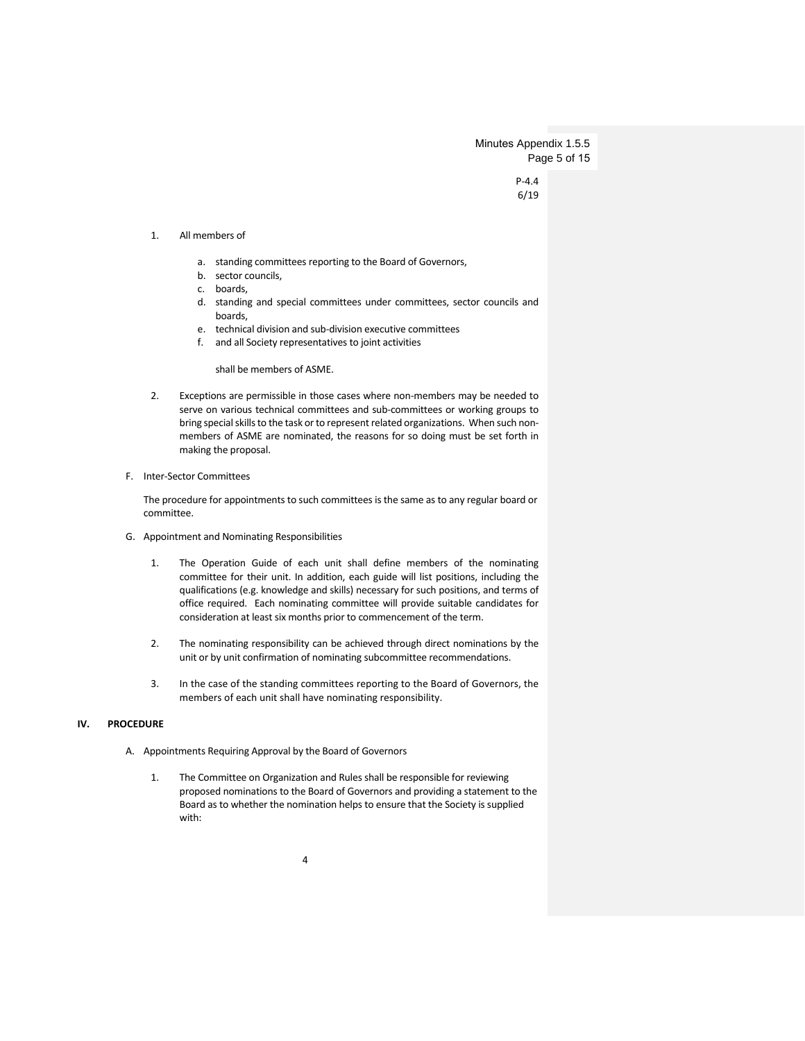1. All members of

    a. standing committees reporting to the Board of Governors,
    b. sector councils,
    c. boards,
    d. standing and special committees under committees, sector councils and boards,
    e. technical division and sub-division executive committees
    f. and all Society representatives to joint activities

    shall be members of ASME.

2. Exceptions are permissible in those cases where non-members may be needed to serve on various technical committees and sub-committees or working groups to bring special skills to the task or to represent related organizations. When such non-members of ASME are nominated, the reasons for so doing must be set forth in making the proposal.

F. Inter-Sector Committees

The procedure for appointments to such committees is the same as to any regular board or committee.

G. Appointment and Nominating Responsibilities

1. The Operation Guide of each unit shall define members of the nominating committee for their unit. In addition, each guide will list positions, including the qualifications (e.g. knowledge and skills) necessary for such positions, and terms of office required. Each nominating committee will provide suitable candidates for consideration at least six months prior to commencement of the term.

2. The nominating responsibility can be achieved through direct nominations by the unit or by unit confirmation of nominating subcommittee recommendations.

3. In the case of the standing committees reporting to the Board of Governors, the members of each unit shall have nominating responsibility.

## IV. PROCEDURE

A. Appointments Requiring Approval by the Board of Governors

1. The Committee on Organization and Rules shall be responsible for reviewing proposed nominations to the Board of Governors and providing a statement to the Board as to whether the nomination helps to ensure that the Society is supplied with: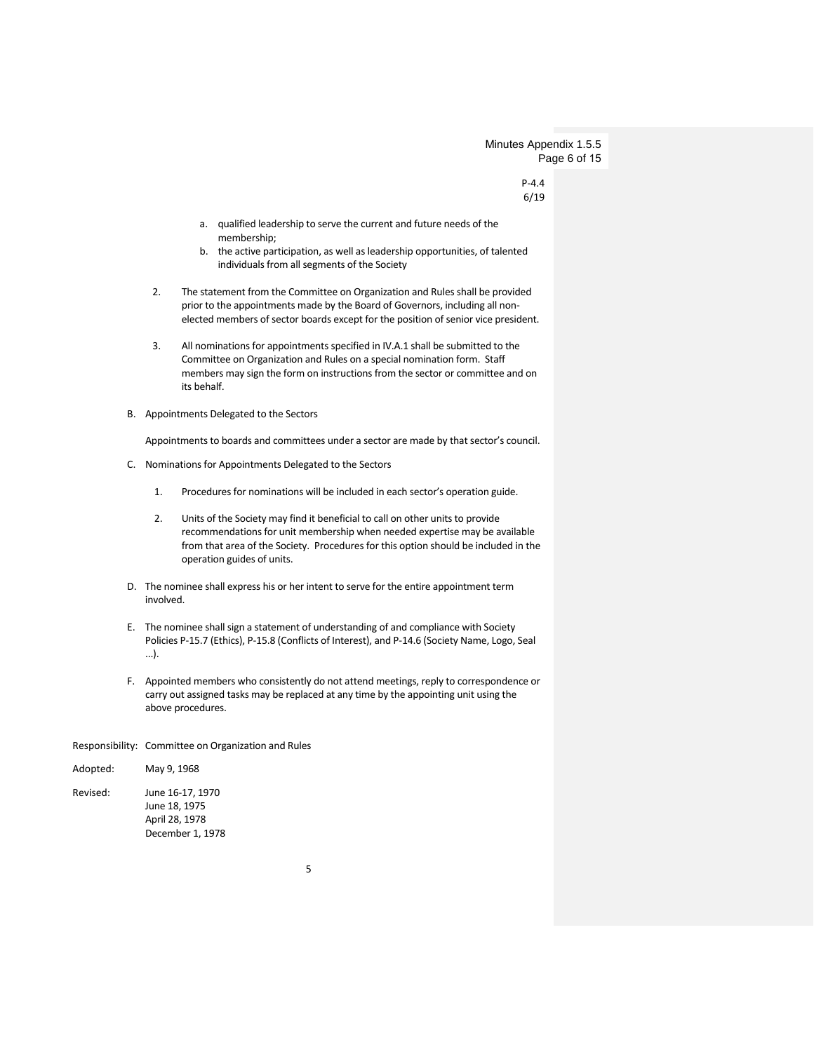a. qualified leadership to serve the current and future needs of the membership;
b. the active participation, as well as leadership opportunities, of talented individuals from all segments of the Society

2. The statement from the Committee on Organization and Rules shall be provided prior to the appointments made by the Board of Governors, including all non-elected members of sector boards except for the position of senior vice president.

3. All nominations for appointments specified in IV.A.1 shall be submitted to the Committee on Organization and Rules on a special nomination form. Staff members may sign the form on instructions from the sector or committee and on its behalf.

B. Appointments Delegated to the Sectors

Appointments to boards and committees under a sector are made by that sector's council.

C. Nominations for Appointments Delegated to the Sectors

1. Procedures for nominations will be included in each sector's operation guide.

2. Units of the Society may find it beneficial to call on other units to provide recommendations for unit membership when needed expertise may be available from that area of the Society. Procedures for this option should be included in the operation guides of units.

D. The nominee shall express his or her intent to serve for the entire appointment term involved.

E. The nominee shall sign a statement of understanding of and compliance with Society Policies P-15.7 (Ethics), P-15.8 (Conflicts of Interest), and P-14.6 (Society Name, Logo, Seal ...).

F. Appointed members who consistently do not attend meetings, reply to correspondence or carry out assigned tasks may be replaced at any time by the appointing unit using the above procedures.

Responsibility: Committee on Organization and Rules

Adopted: May 9, 1968

Revised: June 16-17, 1970
June 18, 1975
April 28, 1978
December 1, 1978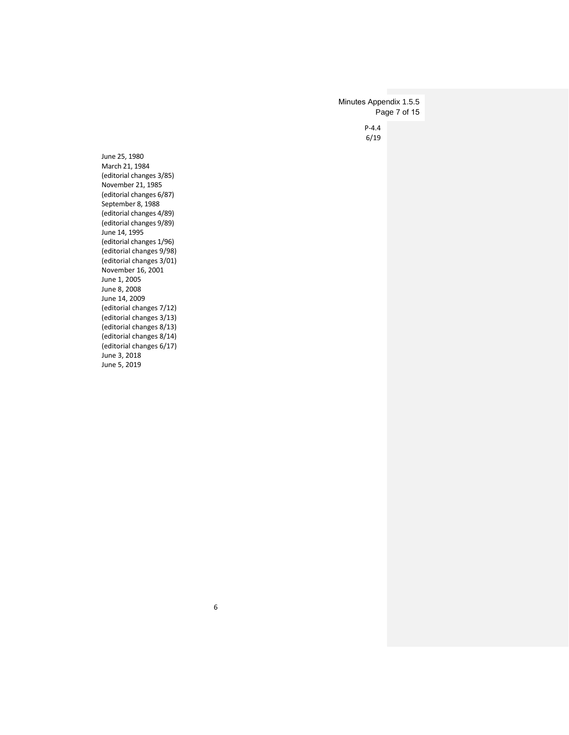June 25, 1980
March 21, 1984
(editorial changes 3/85)
November 21, 1985
(editorial changes 6/87)
September 8, 1988
(editorial changes 4/89)
(editorial changes 9/89)
June 14, 1995
(editorial changes 1/96)
(editorial changes 9/98)
(editorial changes 3/01)
November 16, 2001
June 1, 2005
June 8, 2008
June 14, 2009
(editorial changes 7/12)
(editorial changes 3/13)
(editorial changes 8/13)
(editorial changes 8/14)
(editorial changes 6/17)
June 3, 2018
June 5, 2019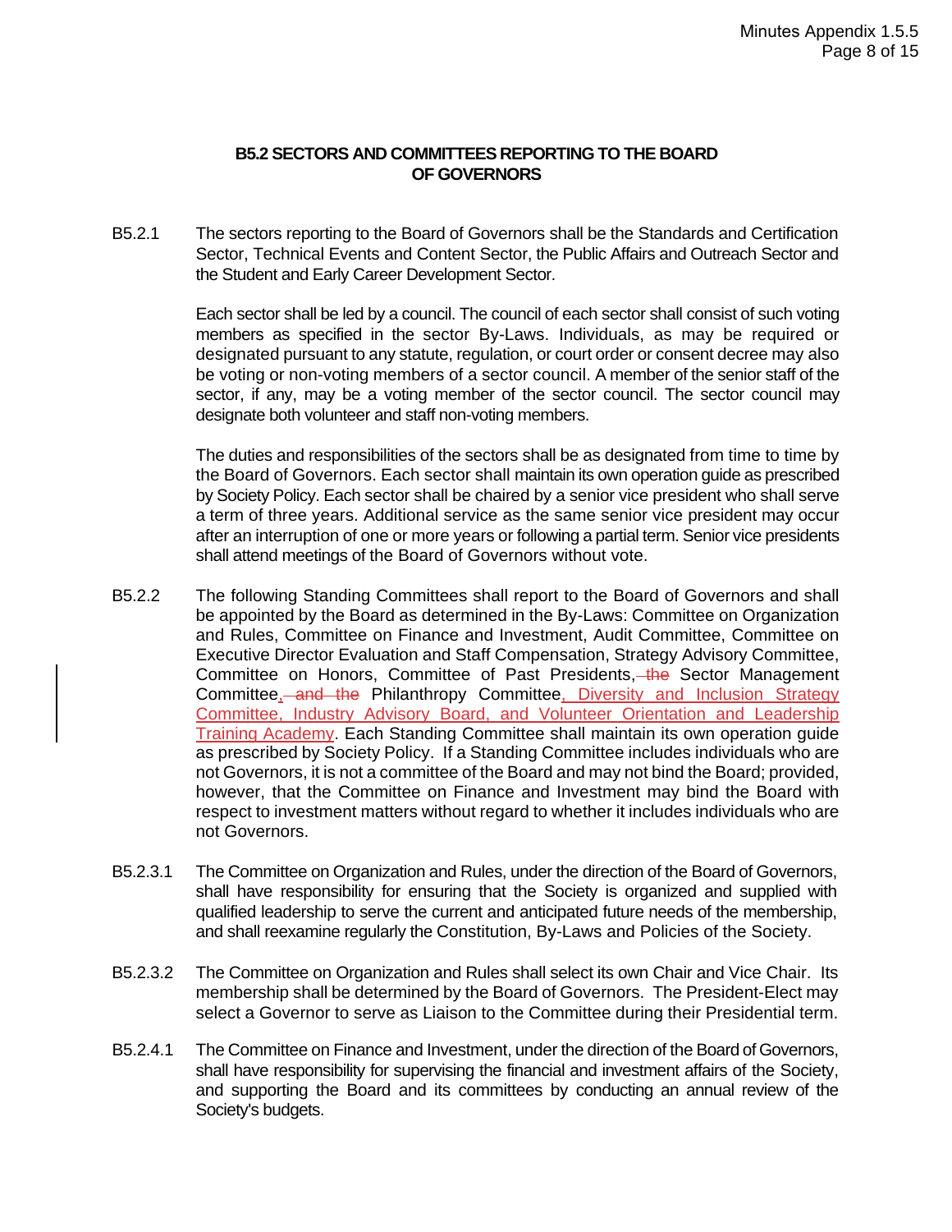## B5.2 SECTORS AND COMMITTEES REPORTING TO THE BOARD OF GOVERNORS

B5.2.1 The sectors reporting to the Board of Governors shall be the Standards and Certification Sector, Technical Events and Content Sector, the Public Affairs and Outreach Sector and the Student and Early Career Development Sector.

Each sector shall be led by a council. The council of each sector shall consist of such voting members as specified in the sector By-Laws. Individuals, as may be required or designated pursuant to any statute, regulation, or court order or consent decree may also be voting or non-voting members of a sector council. A member of the senior staff of the sector, if any, may be a voting member of the sector council. The sector council may designate both volunteer and staff non-voting members.

The duties and responsibilities of the sectors shall be as designated from time to time by the Board of Governors. Each sector shall maintain its own operation guide as prescribed by Society Policy. Each sector shall be chaired by a senior vice president who shall serve a term of three years. Additional service as the same senior vice president may occur after an interruption of one or more years or following a partial term. Senior vice presidents shall attend meetings of the Board of Governors without vote.

B5.2.2 The following Standing Committees shall report to the Board of Governors and shall be appointed by the Board as determined in the By-Laws: Committee on Organization and Rules, Committee on Finance and Investment, Audit Committee, Committee on Executive Director Evaluation and Staff Compensation, Strategy Advisory Committee, Committee on Honors, Committee of Past Presidents, ~~the~~ Sector Management Committee, ~~and the~~ Philanthropy Committee, Diversity and Inclusion Strategy Committee, Industry Advisory Board, and Volunteer Orientation and Leadership Training Academy. Each Standing Committee shall maintain its own operation guide as prescribed by Society Policy. If a Standing Committee includes individuals who are not Governors, it is not a committee of the Board and may not bind the Board; provided, however, that the Committee on Finance and Investment may bind the Board with respect to investment matters without regard to whether it includes individuals who are not Governors.

B5.2.3.1 The Committee on Organization and Rules, under the direction of the Board of Governors, shall have responsibility for ensuring that the Society is organized and supplied with qualified leadership to serve the current and anticipated future needs of the membership, and shall reexamine regularly the Constitution, By-Laws and Policies of the Society.

B5.2.3.2 The Committee on Organization and Rules shall select its own Chair and Vice Chair. Its membership shall be determined by the Board of Governors. The President-Elect may select a Governor to serve as Liaison to the Committee during their Presidential term.

B5.2.4.1 The Committee on Finance and Investment, under the direction of the Board of Governors, shall have responsibility for supervising the financial and investment affairs of the Society, and supporting the Board and its committees by conducting an annual review of the Society's budgets.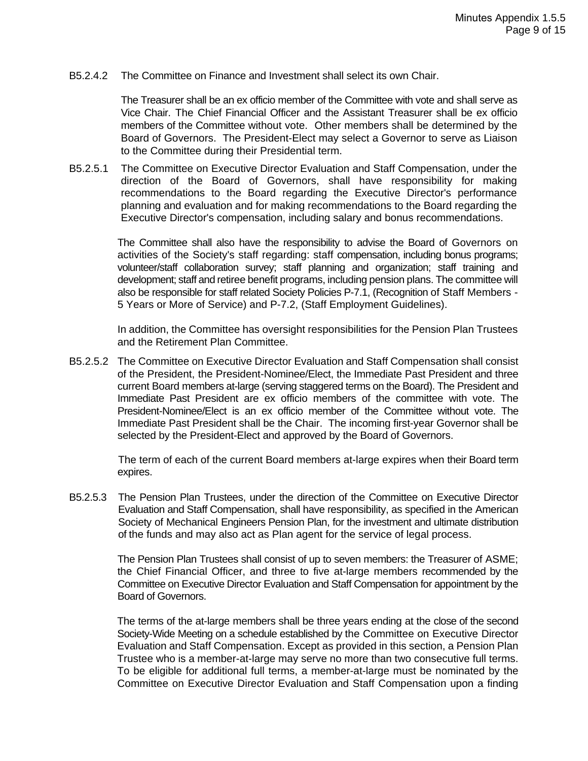B5.2.4.2 The Committee on Finance and Investment shall select its own Chair.

The Treasurer shall be an ex officio member of the Committee with vote and shall serve as Vice Chair. The Chief Financial Officer and the Assistant Treasurer shall be ex officio members of the Committee without vote. Other members shall be determined by the Board of Governors. The President-Elect may select a Governor to serve as Liaison to the Committee during their Presidential term.

B5.2.5.1 The Committee on Executive Director Evaluation and Staff Compensation, under the direction of the Board of Governors, shall have responsibility for making recommendations to the Board regarding the Executive Director's performance planning and evaluation and for making recommendations to the Board regarding the Executive Director's compensation, including salary and bonus recommendations.

The Committee shall also have the responsibility to advise the Board of Governors on activities of the Society's staff regarding: staff compensation, including bonus programs; volunteer/staff collaboration survey; staff planning and organization; staff training and development; staff and retiree benefit programs, including pension plans. The committee will also be responsible for staff related Society Policies P-7.1, (Recognition of Staff Members - 5 Years or More of Service) and P-7.2, (Staff Employment Guidelines).

In addition, the Committee has oversight responsibilities for the Pension Plan Trustees and the Retirement Plan Committee.

B5.2.5.2 The Committee on Executive Director Evaluation and Staff Compensation shall consist of the President, the President-Nominee/Elect, the Immediate Past President and three current Board members at-large (serving staggered terms on the Board). The President and Immediate Past President are ex officio members of the committee with vote. The President-Nominee/Elect is an ex officio member of the Committee without vote. The Immediate Past President shall be the Chair. The incoming first-year Governor shall be selected by the President-Elect and approved by the Board of Governors.

The term of each of the current Board members at-large expires when their Board term expires.

B5.2.5.3 The Pension Plan Trustees, under the direction of the Committee on Executive Director Evaluation and Staff Compensation, shall have responsibility, as specified in the American Society of Mechanical Engineers Pension Plan, for the investment and ultimate distribution of the funds and may also act as Plan agent for the service of legal process.

The Pension Plan Trustees shall consist of up to seven members: the Treasurer of ASME; the Chief Financial Officer, and three to five at-large members recommended by the Committee on Executive Director Evaluation and Staff Compensation for appointment by the Board of Governors.

The terms of the at-large members shall be three years ending at the close of the second Society-Wide Meeting on a schedule established by the Committee on Executive Director Evaluation and Staff Compensation. Except as provided in this section, a Pension Plan Trustee who is a member-at-large may serve no more than two consecutive full terms. To be eligible for additional full terms, a member-at-large must be nominated by the Committee on Executive Director Evaluation and Staff Compensation upon a finding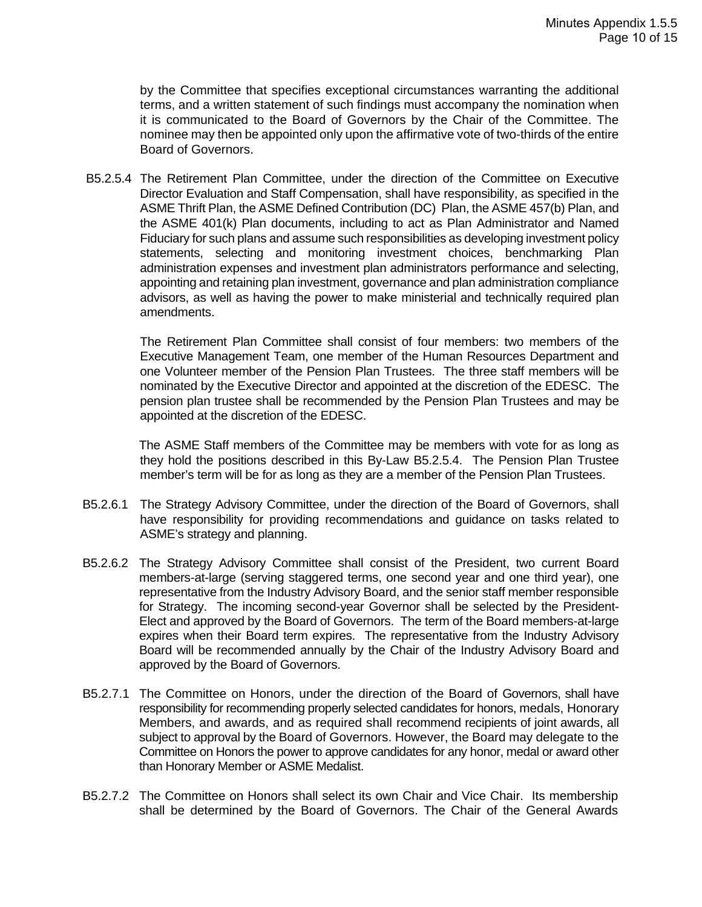by the Committee that specifies exceptional circumstances warranting the additional terms, and a written statement of such findings must accompany the nomination when it is communicated to the Board of Governors by the Chair of the Committee. The nominee may then be appointed only upon the affirmative vote of two-thirds of the entire Board of Governors.

B5.2.5.4 The Retirement Plan Committee, under the direction of the Committee on Executive Director Evaluation and Staff Compensation, shall have responsibility, as specified in the ASME Thrift Plan, the ASME Defined Contribution (DC) Plan, the ASME 457(b) Plan, and the ASME 401(k) Plan documents, including to act as Plan Administrator and Named Fiduciary for such plans and assume such responsibilities as developing investment policy statements, selecting and monitoring investment choices, benchmarking Plan administration expenses and investment plan administrators performance and selecting, appointing and retaining plan investment, governance and plan administration compliance advisors, as well as having the power to make ministerial and technically required plan amendments.

The Retirement Plan Committee shall consist of four members: two members of the Executive Management Team, one member of the Human Resources Department and one Volunteer member of the Pension Plan Trustees. The three staff members will be nominated by the Executive Director and appointed at the discretion of the EDESC. The pension plan trustee shall be recommended by the Pension Plan Trustees and may be appointed at the discretion of the EDESC.

The ASME Staff members of the Committee may be members with vote for as long as they hold the positions described in this By-Law B5.2.5.4. The Pension Plan Trustee member's term will be for as long as they are a member of the Pension Plan Trustees.

B5.2.6.1 The Strategy Advisory Committee, under the direction of the Board of Governors, shall have responsibility for providing recommendations and guidance on tasks related to ASME's strategy and planning.

B5.2.6.2 The Strategy Advisory Committee shall consist of the President, two current Board members-at-large (serving staggered terms, one second year and one third year), one representative from the Industry Advisory Board, and the senior staff member responsible for Strategy. The incoming second-year Governor shall be selected by the President-Elect and approved by the Board of Governors. The term of the Board members-at-large expires when their Board term expires. The representative from the Industry Advisory Board will be recommended annually by the Chair of the Industry Advisory Board and approved by the Board of Governors.

B5.2.7.1 The Committee on Honors, under the direction of the Board of Governors, shall have responsibility for recommending properly selected candidates for honors, medals, Honorary Members, and awards, and as required shall recommend recipients of joint awards, all subject to approval by the Board of Governors. However, the Board may delegate to the Committee on Honors the power to approve candidates for any honor, medal or award other than Honorary Member or ASME Medalist.

B5.2.7.2 The Committee on Honors shall select its own Chair and Vice Chair. Its membership shall be determined by the Board of Governors. The Chair of the General Awards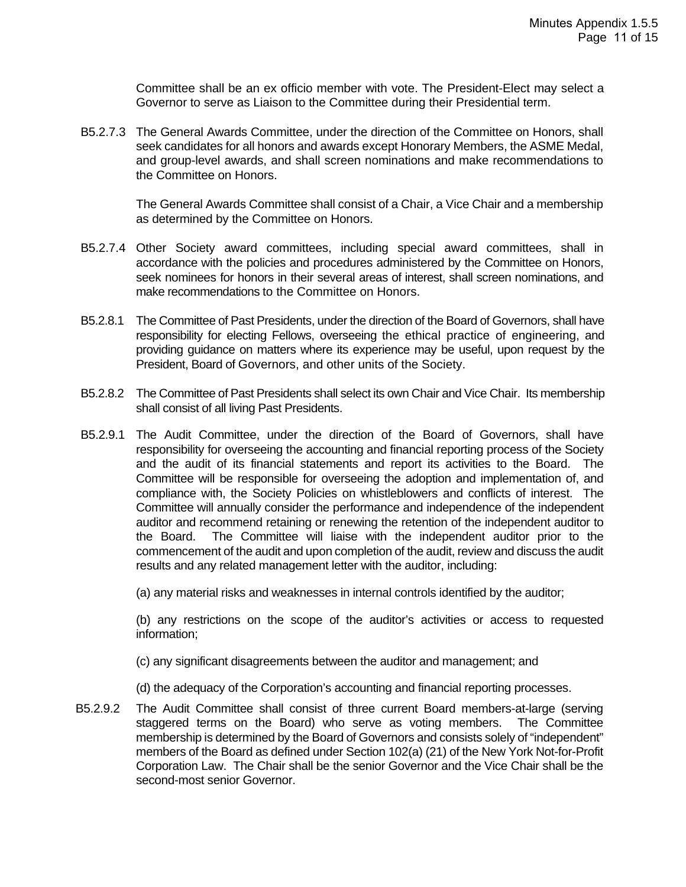Committee shall be an ex officio member with vote. The President-Elect may select a Governor to serve as Liaison to the Committee during their Presidential term.

B5.2.7.3 The General Awards Committee, under the direction of the Committee on Honors, shall seek candidates for all honors and awards except Honorary Members, the ASME Medal, and group-level awards, and shall screen nominations and make recommendations to the Committee on Honors.

The General Awards Committee shall consist of a Chair, a Vice Chair and a membership as determined by the Committee on Honors.

B5.2.7.4 Other Society award committees, including special award committees, shall in accordance with the policies and procedures administered by the Committee on Honors, seek nominees for honors in their several areas of interest, shall screen nominations, and make recommendations to the Committee on Honors.

B5.2.8.1 The Committee of Past Presidents, under the direction of the Board of Governors, shall have responsibility for electing Fellows, overseeing the ethical practice of engineering, and providing guidance on matters where its experience may be useful, upon request by the President, Board of Governors, and other units of the Society.

B5.2.8.2 The Committee of Past Presidents shall select its own Chair and Vice Chair. Its membership shall consist of all living Past Presidents.

B5.2.9.1 The Audit Committee, under the direction of the Board of Governors, shall have responsibility for overseeing the accounting and financial reporting process of the Society and the audit of its financial statements and report its activities to the Board. The Committee will be responsible for overseeing the adoption and implementation of, and compliance with, the Society Policies on whistleblowers and conflicts of interest. The Committee will annually consider the performance and independence of the independent auditor and recommend retaining or renewing the retention of the independent auditor to the Board. The Committee will liaise with the independent auditor prior to the commencement of the audit and upon completion of the audit, review and discuss the audit results and any related management letter with the auditor, including:

(a) any material risks and weaknesses in internal controls identified by the auditor;

(b) any restrictions on the scope of the auditor's activities or access to requested information;

(c) any significant disagreements between the auditor and management; and

(d) the adequacy of the Corporation's accounting and financial reporting processes.

B5.2.9.2 The Audit Committee shall consist of three current Board members-at-large (serving staggered terms on the Board) who serve as voting members. The Committee membership is determined by the Board of Governors and consists solely of "independent" members of the Board as defined under Section 102(a) (21) of the New York Not-for-Profit Corporation Law. The Chair shall be the senior Governor and the Vice Chair shall be the second-most senior Governor.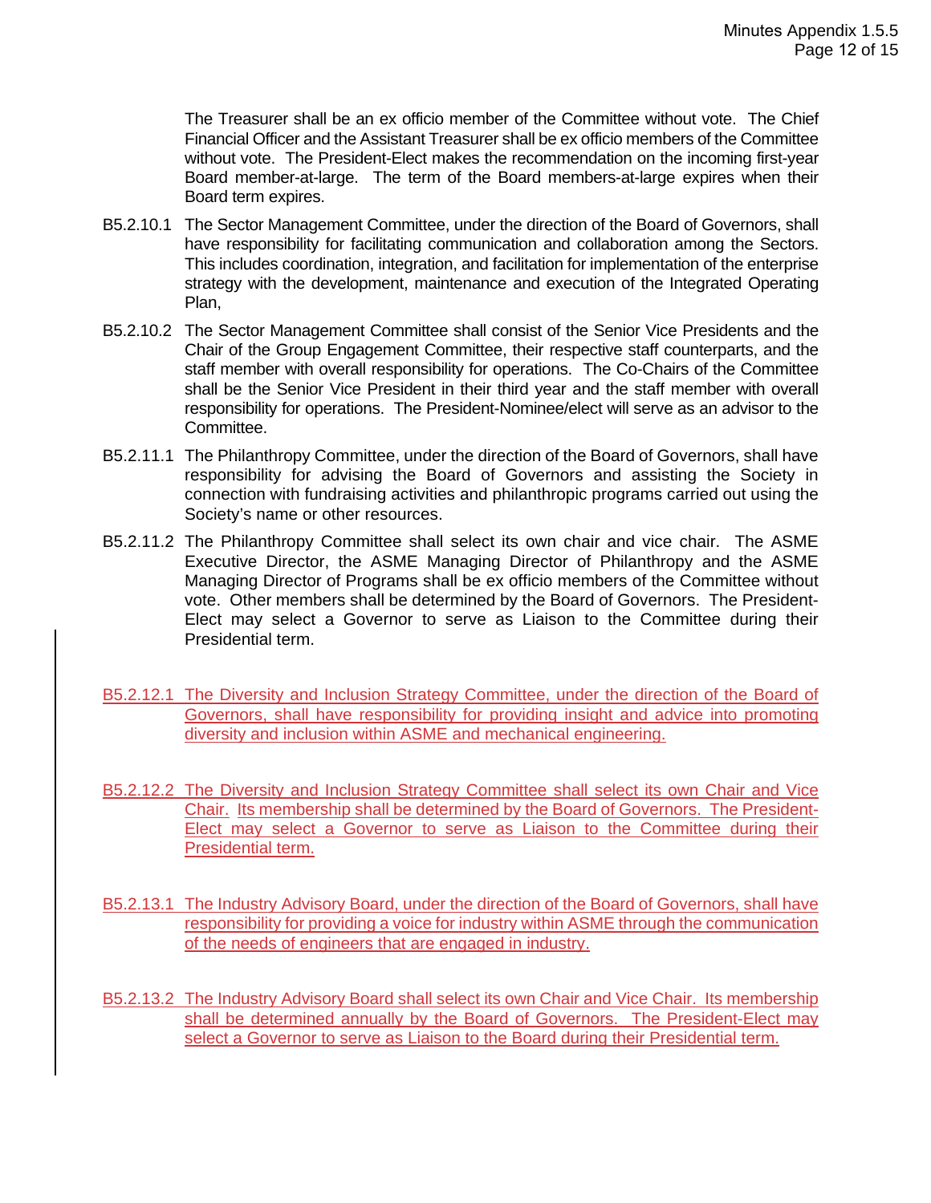The Treasurer shall be an ex officio member of the Committee without vote. The Chief Financial Officer and the Assistant Treasurer shall be ex officio members of the Committee without vote. The President-Elect makes the recommendation on the incoming first-year Board member-at-large. The term of the Board members-at-large expires when their Board term expires.

B5.2.10.1 The Sector Management Committee, under the direction of the Board of Governors, shall have responsibility for facilitating communication and collaboration among the Sectors. This includes coordination, integration, and facilitation for implementation of the enterprise strategy with the development, maintenance and execution of the Integrated Operating Plan,

B5.2.10.2 The Sector Management Committee shall consist of the Senior Vice Presidents and the Chair of the Group Engagement Committee, their respective staff counterparts, and the staff member with overall responsibility for operations. The Co-Chairs of the Committee shall be the Senior Vice President in their third year and the staff member with overall responsibility for operations. The President-Nominee/elect will serve as an advisor to the Committee.

B5.2.11.1 The Philanthropy Committee, under the direction of the Board of Governors, shall have responsibility for advising the Board of Governors and assisting the Society in connection with fundraising activities and philanthropic programs carried out using the Society's name or other resources.

B5.2.11.2 The Philanthropy Committee shall select its own chair and vice chair. The ASME Executive Director, the ASME Managing Director of Philanthropy and the ASME Managing Director of Programs shall be ex officio members of the Committee without vote. Other members shall be determined by the Board of Governors. The President-Elect may select a Governor to serve as Liaison to the Committee during their Presidential term.

<u>B5.2.12.1 The Diversity and Inclusion Strategy Committee, under the direction of the Board of Governors, shall have responsibility for providing insight and advice into promoting diversity and inclusion within ASME and mechanical engineering.</u>

<u>B5.2.12.2 The Diversity and Inclusion Strategy Committee shall select its own Chair and Vice Chair. Its membership shall be determined by the Board of Governors. The President-Elect may select a Governor to serve as Liaison to the Committee during their Presidential term.</u>

<u>B5.2.13.1 The Industry Advisory Board, under the direction of the Board of Governors, shall have responsibility for providing a voice for industry within ASME through the communication of the needs of engineers that are engaged in industry.</u>

<u>B5.2.13.2 The Industry Advisory Board shall select its own Chair and Vice Chair. Its membership shall be determined annually by the Board of Governors. The President-Elect may select a Governor to serve as Liaison to the Board during their Presidential term.</u>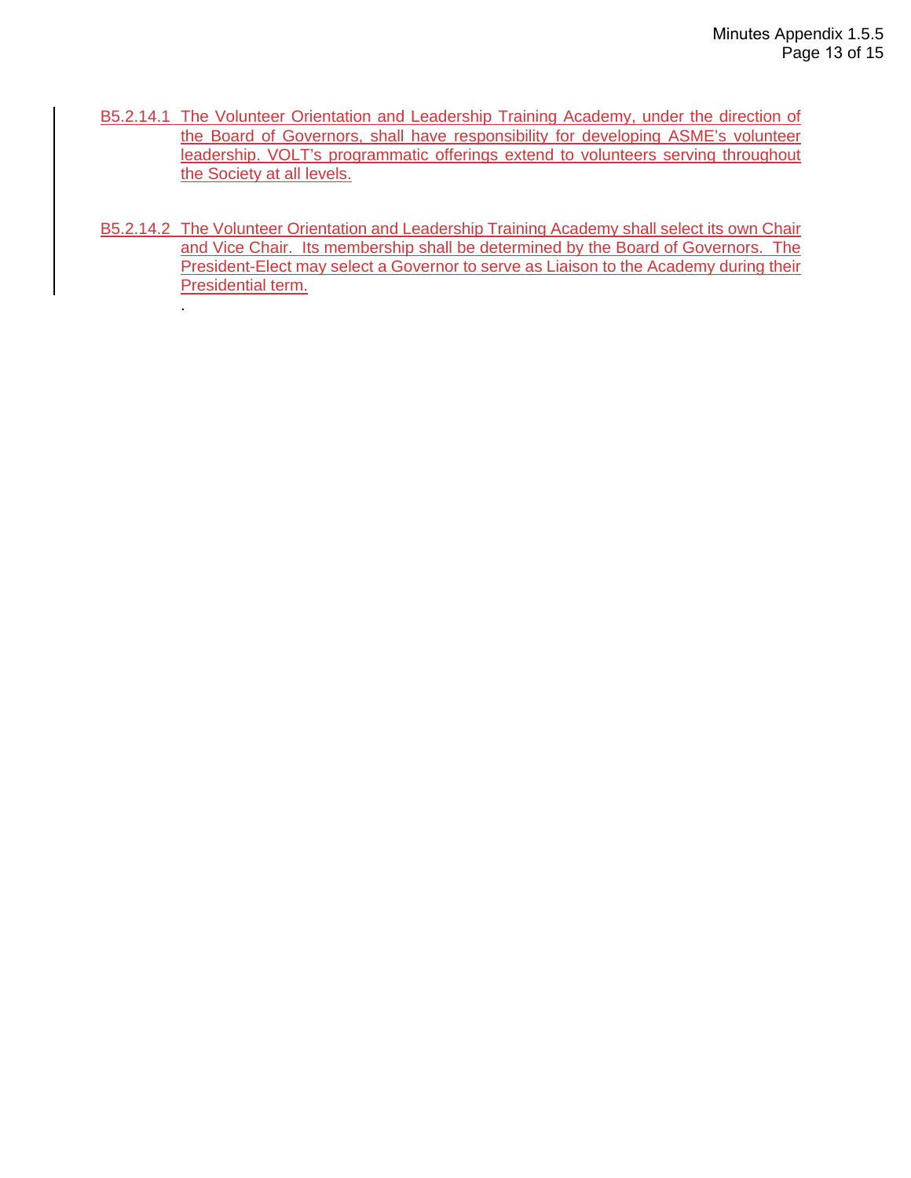B5.2.14.1 The Volunteer Orientation and Leadership Training Academy, under the direction of the Board of Governors, shall have responsibility for developing ASME's volunteer leadership. VOLT's programmatic offerings extend to volunteers serving throughout the Society at all levels.

B5.2.14.2 The Volunteer Orientation and Leadership Training Academy shall select its own Chair and Vice Chair. Its membership shall be determined by the Board of Governors. The President-Elect may select a Governor to serve as Liaison to the Academy during their Presidential term.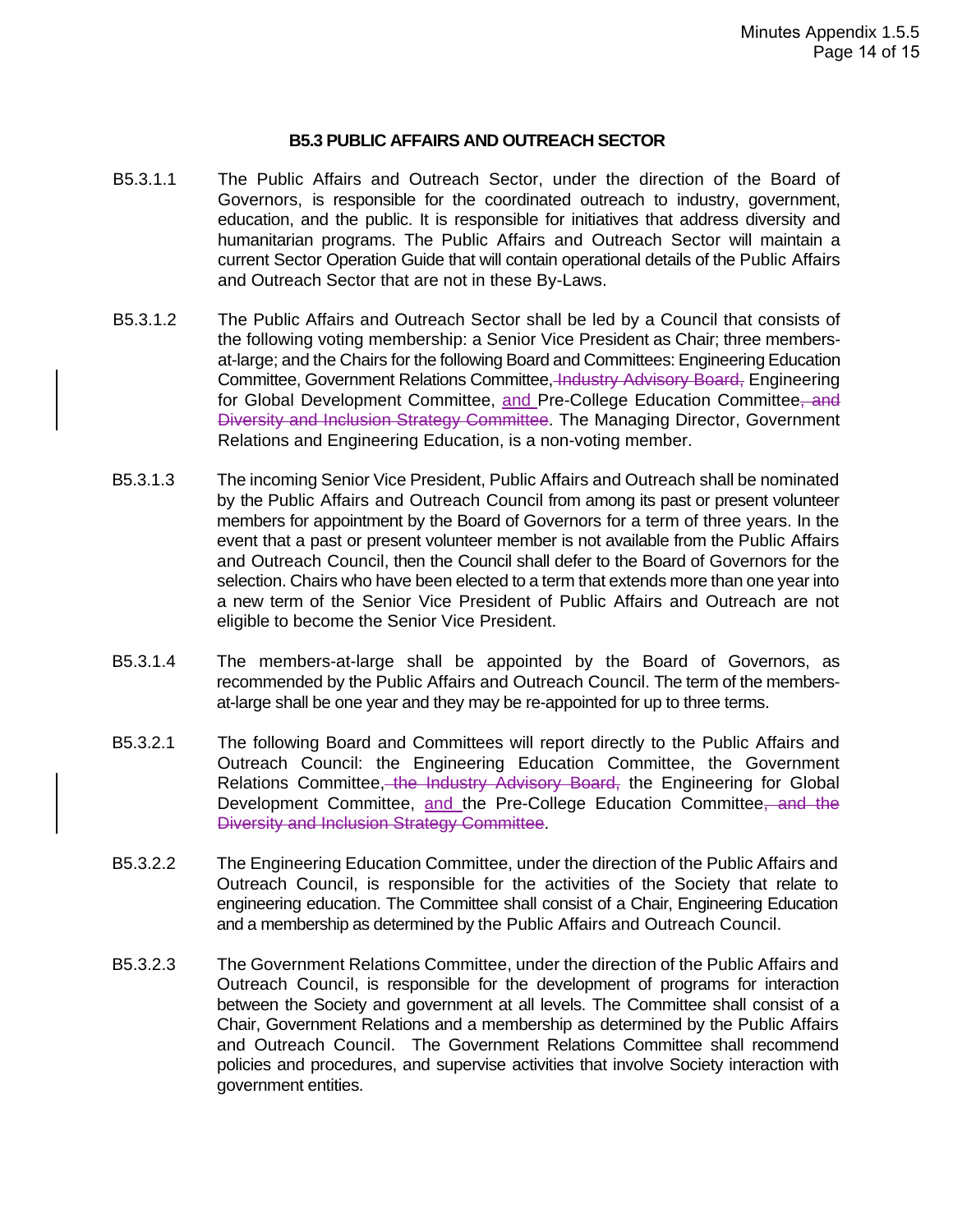### B5.3 PUBLIC AFFAIRS AND OUTREACH SECTOR

B5.3.1.1 The Public Affairs and Outreach Sector, under the direction of the Board of Governors, is responsible for the coordinated outreach to industry, government, education, and the public. It is responsible for initiatives that address diversity and humanitarian programs. The Public Affairs and Outreach Sector will maintain a current Sector Operation Guide that will contain operational details of the Public Affairs and Outreach Sector that are not in these By-Laws.

B5.3.1.2 The Public Affairs and Outreach Sector shall be led by a Council that consists of the following voting membership: a Senior Vice President as Chair; three members-at-large; and the Chairs for the following Board and Committees: Engineering Education Committee, Government Relations Committee, ~~Industry Advisory Board,~~ Engineering for Global Development Committee, <u>and</u> Pre-College Education Committee~~, and Diversity and Inclusion Strategy Committee~~. The Managing Director, Government Relations and Engineering Education, is a non-voting member.

B5.3.1.3 The incoming Senior Vice President, Public Affairs and Outreach shall be nominated by the Public Affairs and Outreach Council from among its past or present volunteer members for appointment by the Board of Governors for a term of three years. In the event that a past or present volunteer member is not available from the Public Affairs and Outreach Council, then the Council shall defer to the Board of Governors for the selection. Chairs who have been elected to a term that extends more than one year into a new term of the Senior Vice President of Public Affairs and Outreach are not eligible to become the Senior Vice President.

B5.3.1.4 The members-at-large shall be appointed by the Board of Governors, as recommended by the Public Affairs and Outreach Council. The term of the members-at-large shall be one year and they may be re-appointed for up to three terms.

B5.3.2.1 The following Board and Committees will report directly to the Public Affairs and Outreach Council: the Engineering Education Committee, the Government Relations Committee~~, the Industry Advisory Board,~~ the Engineering for Global Development Committee, <u>and</u> the Pre-College Education Committee~~, and the Diversity and Inclusion Strategy Committee~~.

B5.3.2.2 The Engineering Education Committee, under the direction of the Public Affairs and Outreach Council, is responsible for the activities of the Society that relate to engineering education. The Committee shall consist of a Chair, Engineering Education and a membership as determined by the Public Affairs and Outreach Council.

B5.3.2.3 The Government Relations Committee, under the direction of the Public Affairs and Outreach Council, is responsible for the development of programs for interaction between the Society and government at all levels. The Committee shall consist of a Chair, Government Relations and a membership as determined by the Public Affairs and Outreach Council. The Government Relations Committee shall recommend policies and procedures, and supervise activities that involve Society interaction with government entities.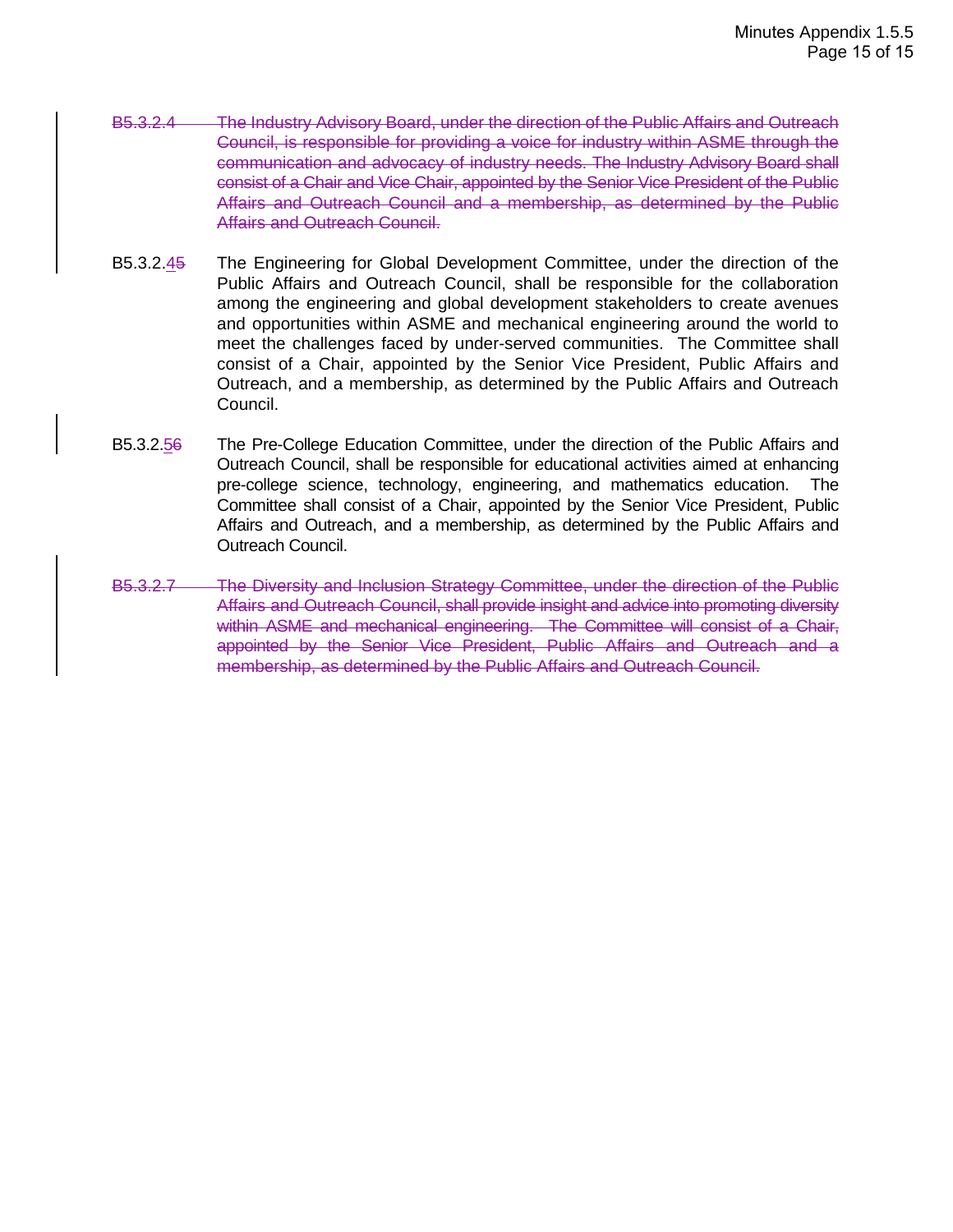~~B5.3.2.4 The Industry Advisory Board, under the direction of the Public Affairs and Outreach Council, is responsible for providing a voice for industry within ASME through the communication and advocacy of industry needs. The Industry Advisory Board shall consist of a Chair and Vice Chair, appointed by the Senior Vice President of the Public Affairs and Outreach Council and a membership, as determined by the Public Affairs and Outreach Council.~~

B5.3.2.<ins>4</ins>~~5~~ The Engineering for Global Development Committee, under the direction of the Public Affairs and Outreach Council, shall be responsible for the collaboration among the engineering and global development stakeholders to create avenues and opportunities within ASME and mechanical engineering around the world to meet the challenges faced by under-served communities. The Committee shall consist of a Chair, appointed by the Senior Vice President, Public Affairs and Outreach, and a membership, as determined by the Public Affairs and Outreach Council.

B5.3.2.<ins>5</ins>~~6~~ The Pre-College Education Committee, under the direction of the Public Affairs and Outreach Council, shall be responsible for educational activities aimed at enhancing pre-college science, technology, engineering, and mathematics education. The Committee shall consist of a Chair, appointed by the Senior Vice President, Public Affairs and Outreach, and a membership, as determined by the Public Affairs and Outreach Council.

~~B5.3.2.7 The Diversity and Inclusion Strategy Committee, under the direction of the Public Affairs and Outreach Council, shall provide insight and advice into promoting diversity within ASME and mechanical engineering. The Committee will consist of a Chair, appointed by the Senior Vice President, Public Affairs and Outreach and a membership, as determined by the Public Affairs and Outreach Council.~~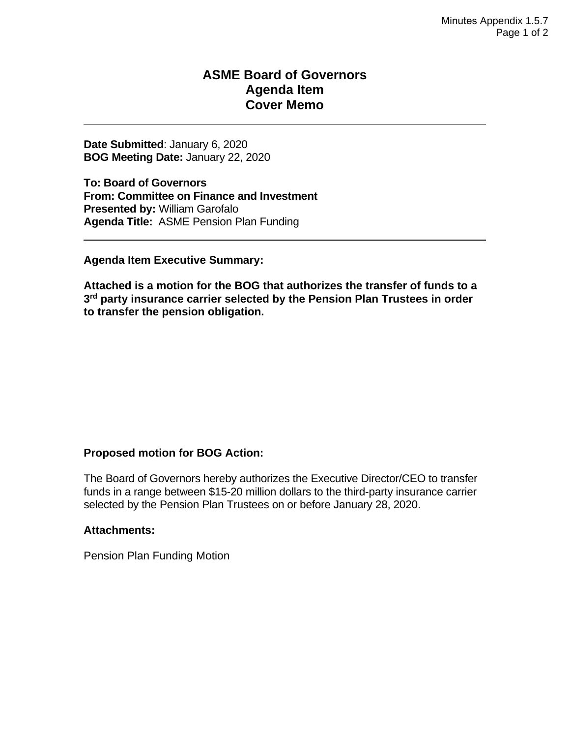# ASME Board of Governors
# Agenda Item
# Cover Memo

---

**Date Submitted**: January 6, 2020
**BOG Meeting Date:** January 22, 2020

**To: Board of Governors**
**From: Committee on Finance and Investment**
**Presented by:** William Garofalo
**Agenda Title:** ASME Pension Plan Funding

---

**Agenda Item Executive Summary:**

**Attached is a motion for the BOG that authorizes the transfer of funds to a 3rd party insurance carrier selected by the Pension Plan Trustees in order to transfer the pension obligation.**

**Proposed motion for BOG Action:**

The Board of Governors hereby authorizes the Executive Director/CEO to transfer funds in a range between $15-20 million dollars to the third-party insurance carrier selected by the Pension Plan Trustees on or before January 28, 2020.

**Attachments:**

Pension Plan Funding Motion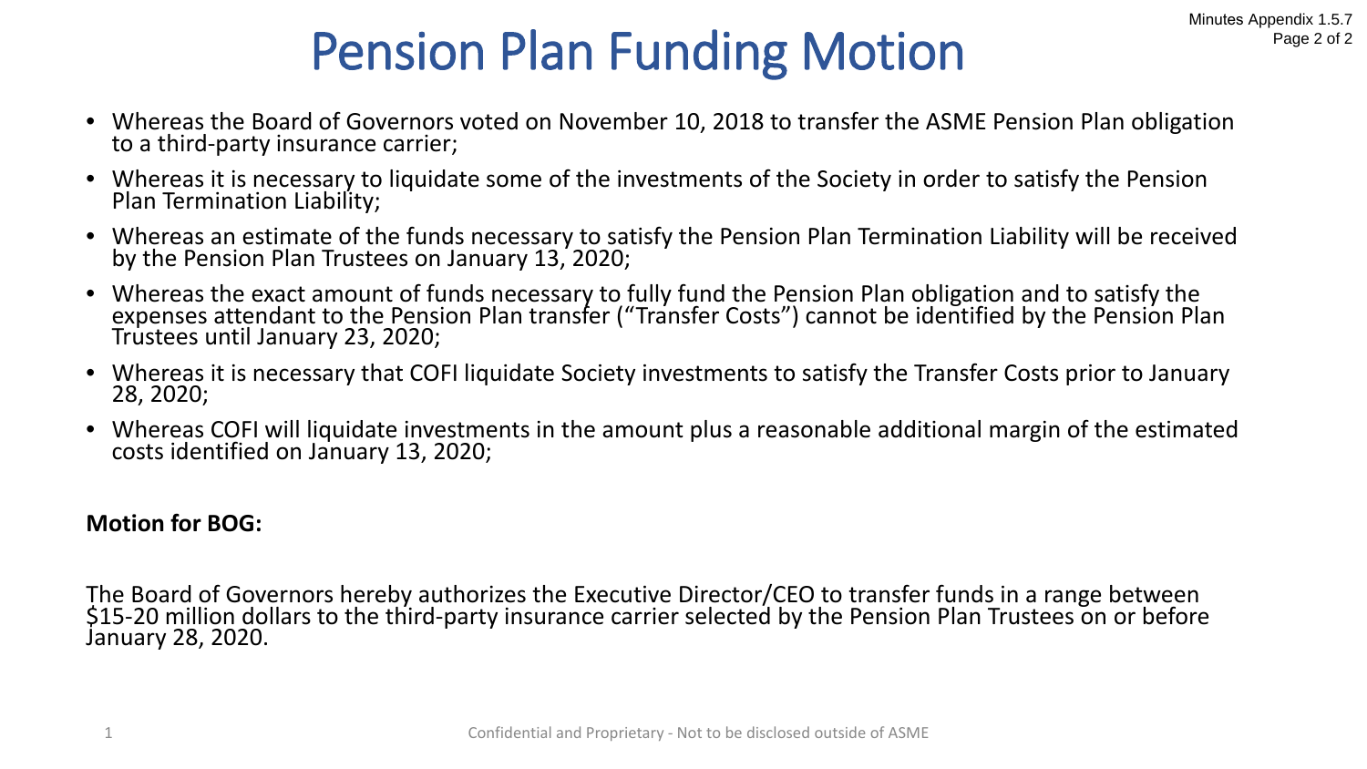# Pension Plan Funding Motion

- Whereas the Board of Governors voted on November 10, 2018 to transfer the ASME Pension Plan obligation to a third-party insurance carrier;
- Whereas it is necessary to liquidate some of the investments of the Society in order to satisfy the Pension Plan Termination Liability;
- Whereas an estimate of the funds necessary to satisfy the Pension Plan Termination Liability will be received by the Pension Plan Trustees on January 13, 2020;
- Whereas the exact amount of funds necessary to fully fund the Pension Plan obligation and to satisfy the expenses attendant to the Pension Plan transfer ("Transfer Costs") cannot be identified by the Pension Plan Trustees until January 23, 2020;
- Whereas it is necessary that COFI liquidate Society investments to satisfy the Transfer Costs prior to January 28, 2020;
- Whereas COFI will liquidate investments in the amount plus a reasonable additional margin of the estimated costs identified on January 13, 2020;

**Motion for BOG:**

The Board of Governors hereby authorizes the Executive Director/CEO to transfer funds in a range between $15-20 million dollars to the third-party insurance carrier selected by the Pension Plan Trustees on or before January 28, 2020.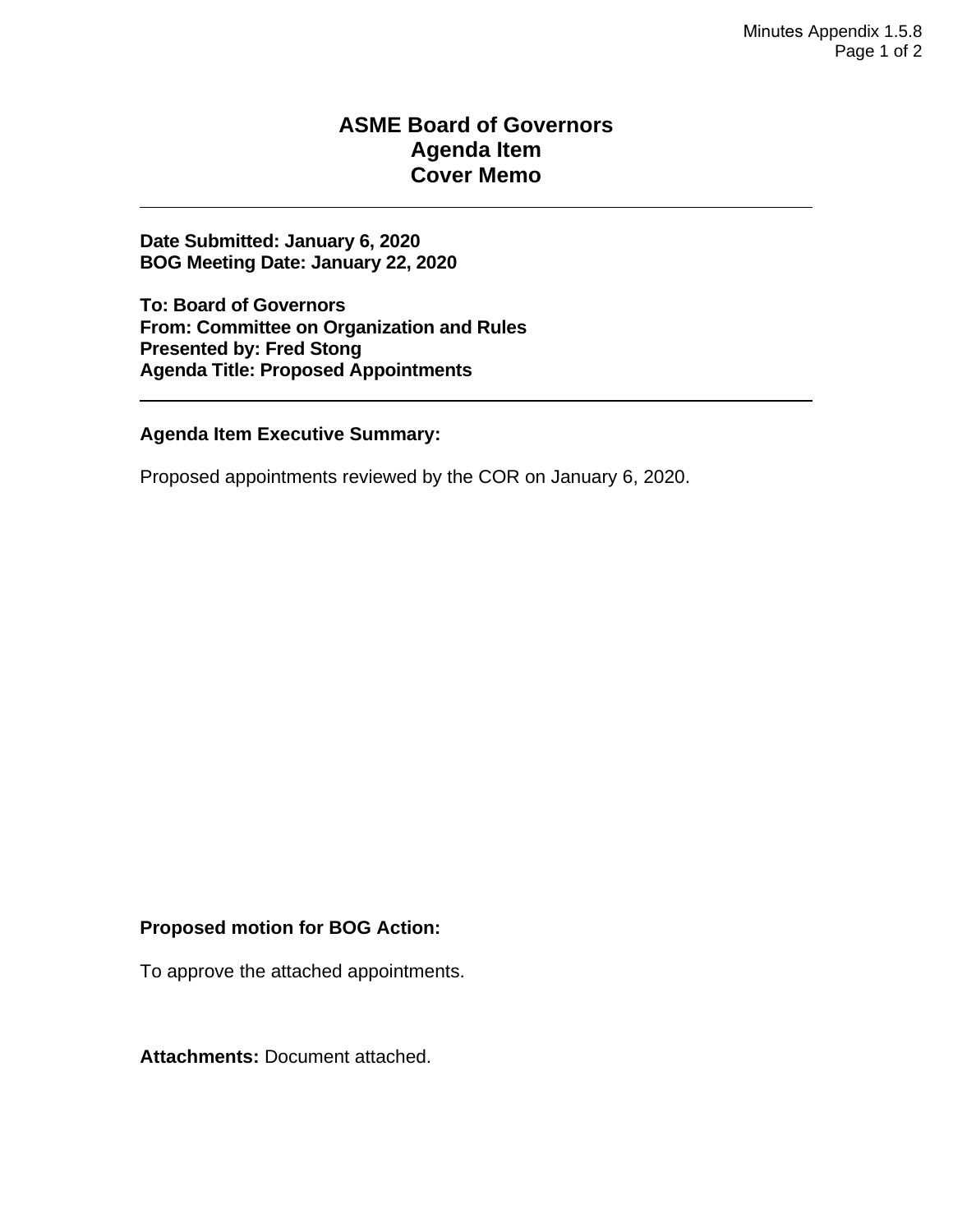# ASME Board of Governors
# Agenda Item
# Cover Memo

---

**Date Submitted: January 6, 2020**
**BOG Meeting Date: January 22, 2020**

**To: Board of Governors**
**From: Committee on Organization and Rules**
**Presented by: Fred Stong**
**Agenda Title: Proposed Appointments**

---

**Agenda Item Executive Summary:**

Proposed appointments reviewed by the COR on January 6, 2020.

**Proposed motion for BOG Action:**

To approve the attached appointments.

**Attachments:** Document attached.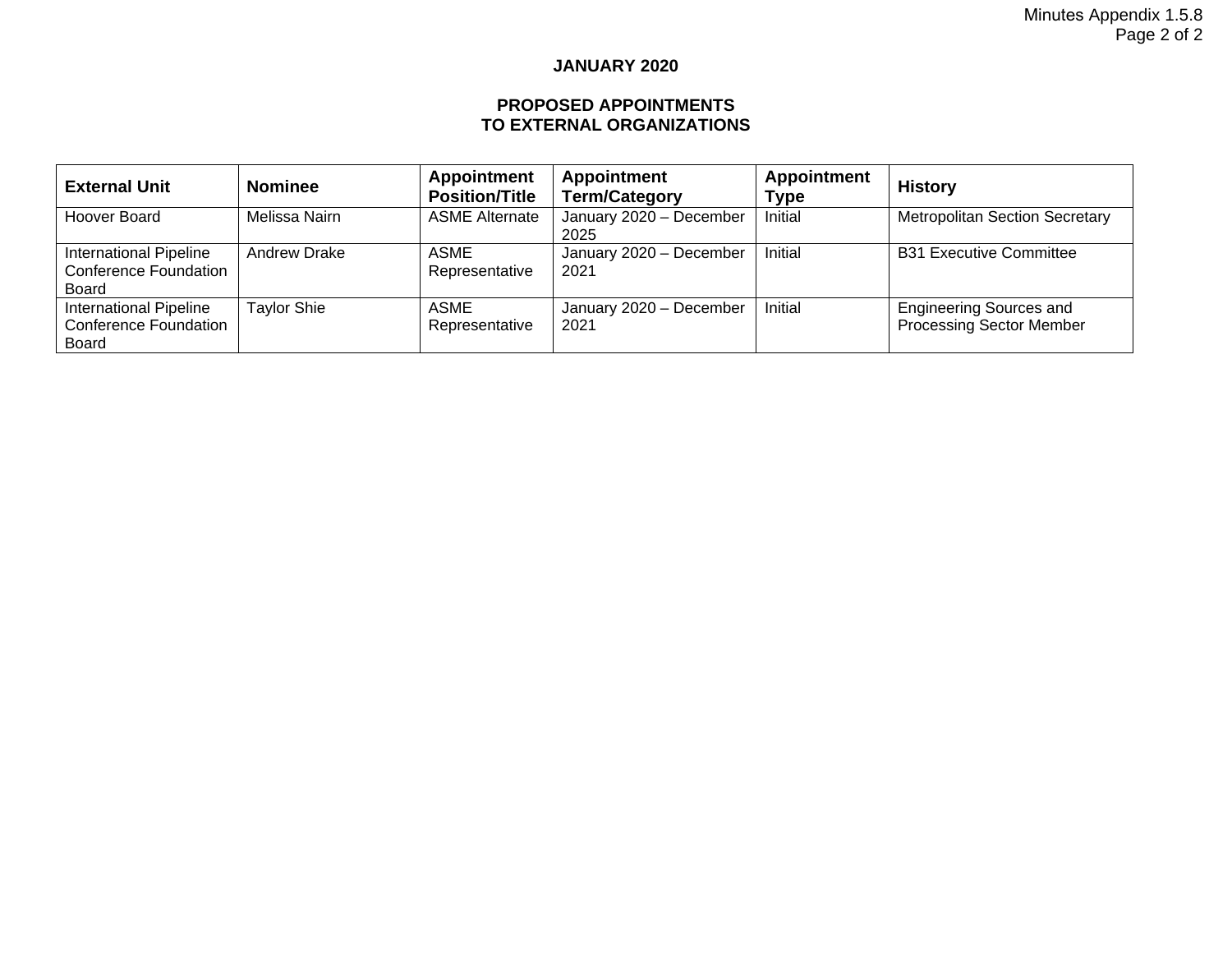**JANUARY 2020**

**PROPOSED APPOINTMENTS**
**TO EXTERNAL ORGANIZATIONS**

| External Unit | Nominee | Appointment Position/Title | Appointment Term/Category | Appointment Type | History |
|---|---|---|---|---|---|
| Hoover Board | Melissa Nairn | ASME Alternate | January 2020 – December 2025 | Initial | Metropolitan Section Secretary |
| International Pipeline Conference Foundation Board | Andrew Drake | ASME Representative | January 2020 – December 2021 | Initial | B31 Executive Committee |
| International Pipeline Conference Foundation Board | Taylor Shie | ASME Representative | January 2020 – December 2021 | Initial | Engineering Sources and Processing Sector Member |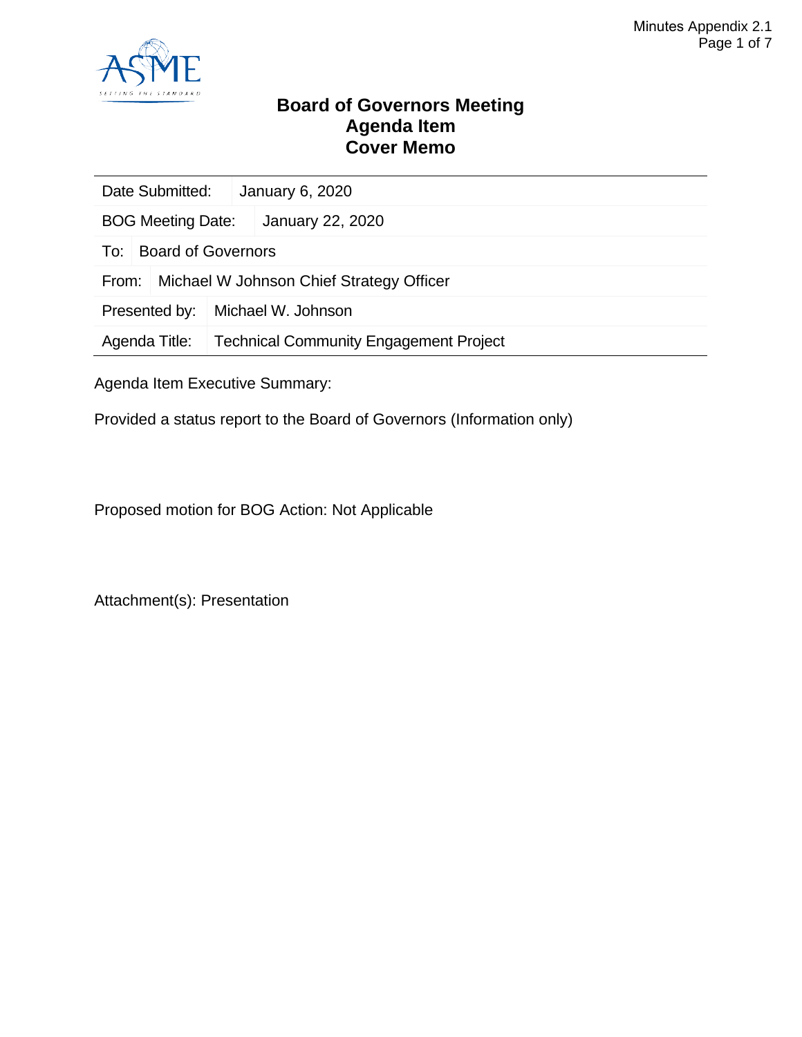# Board of Governors Meeting
# Agenda Item
# Cover Memo

| Date Submitted: | January 6, 2020 |
|---|---|
| BOG Meeting Date: | January 22, 2020 |
| To: | Board of Governors |
| From: | Michael W Johnson Chief Strategy Officer |
| Presented by: | Michael W. Johnson |
| Agenda Title: | Technical Community Engagement Project |

Agenda Item Executive Summary:

Provided a status report to the Board of Governors (Information only)

Proposed motion for BOG Action: Not Applicable

Attachment(s): Presentation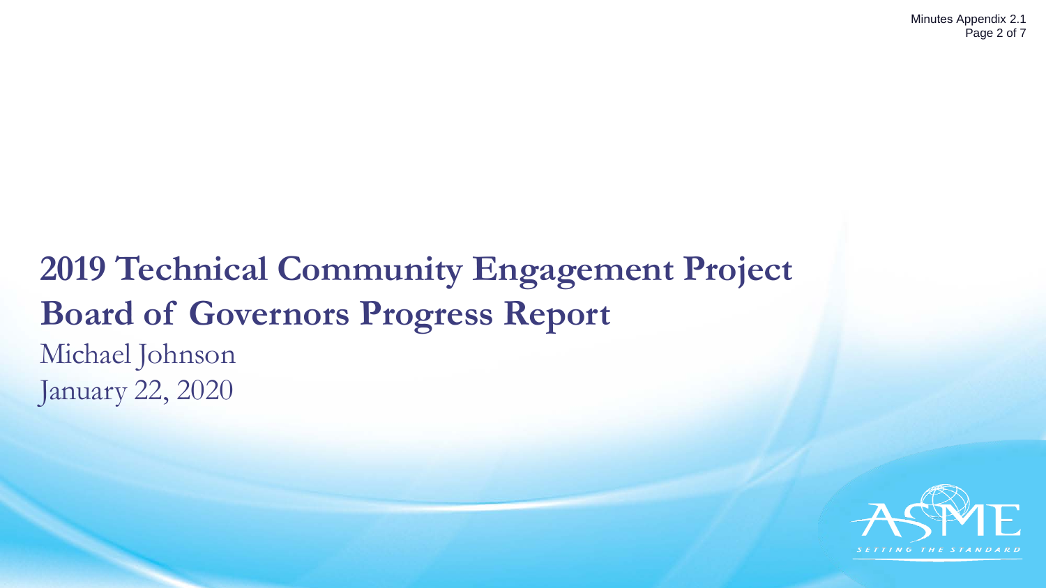# 2019 Technical Community Engagement Project Board of Governors Progress Report

Michael Johnson

January 22, 2020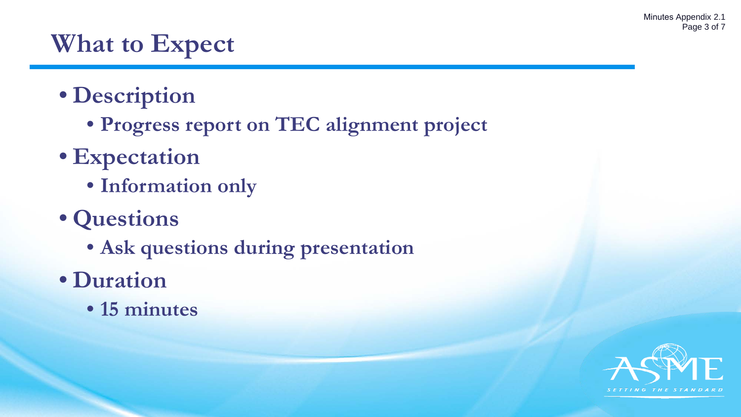# What to Expect

- **Description**
  - **Progress report on TEC alignment project**
- **Expectation**
  - **Information only**
- **Questions**
  - **Ask questions during presentation**
- **Duration**
  - **15 minutes**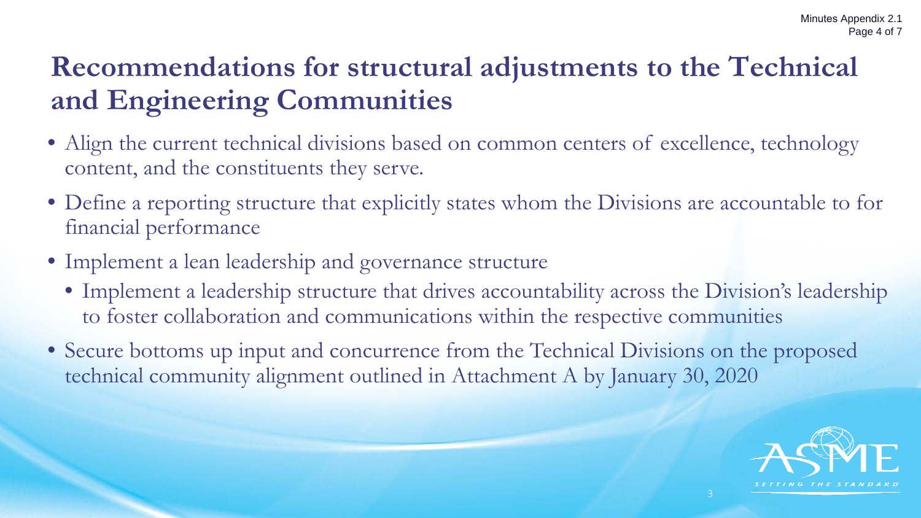# Recommendations for structural adjustments to the Technical and Engineering Communities

- Align the current technical divisions based on common centers of excellence, technology content, and the constituents they serve.
- Define a reporting structure that explicitly states whom the Divisions are accountable to for financial performance
- Implement a lean leadership and governance structure
  - Implement a leadership structure that drives accountability across the Division's leadership to foster collaboration and communications within the respective communities
- Secure bottoms up input and concurrence from the Technical Divisions on the proposed technical community alignment outlined in Attachment A by January 30, 2020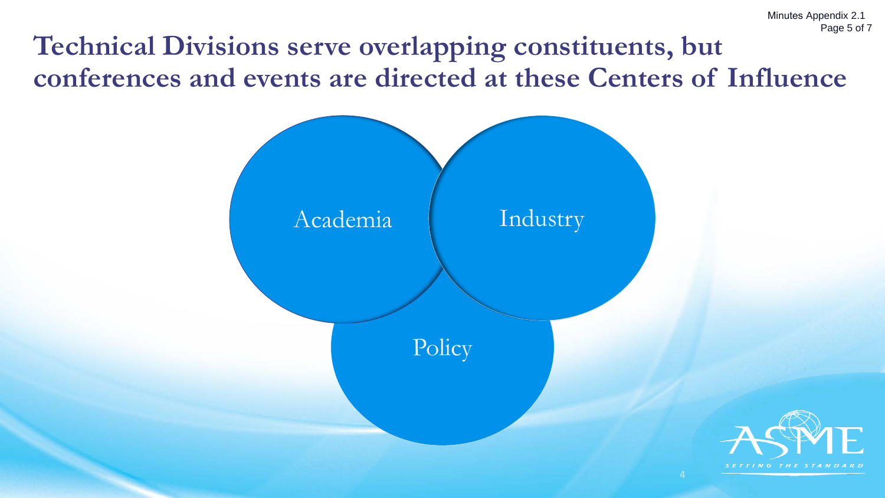# Technical Divisions serve overlapping constituents, but conferences and events are directed at these Centers of Influence

Academia

Industry

Policy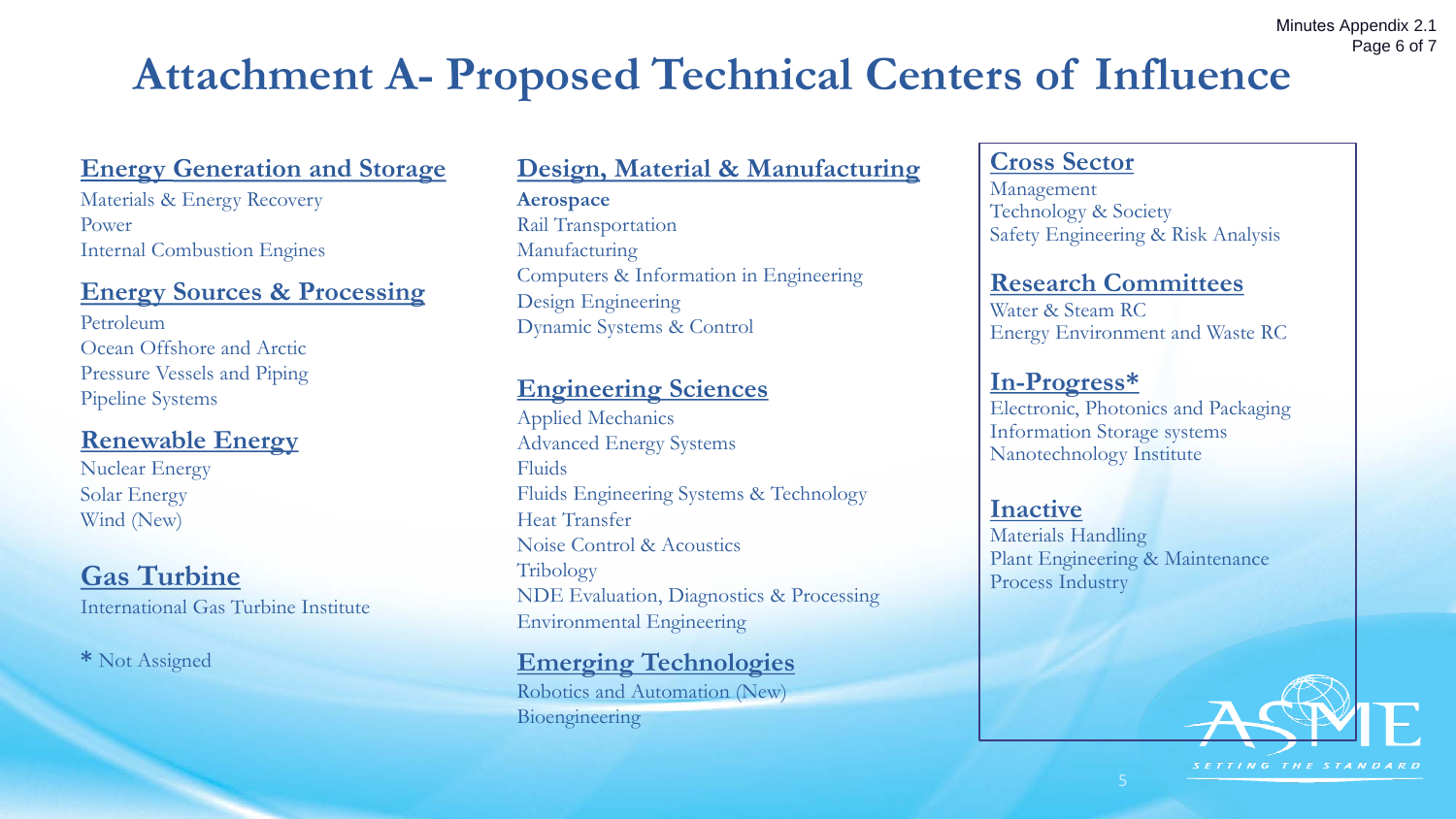# Attachment A- Proposed Technical Centers of Influence

## Energy Generation and Storage

Materials & Energy Recovery
Power
Internal Combustion Engines

## Energy Sources & Processing

Petroleum
Ocean Offshore and Arctic
Pressure Vessels and Piping
Pipeline Systems

## Renewable Energy

Nuclear Energy
Solar Energy
Wind (New)

## Gas Turbine

International Gas Turbine Institute

* Not Assigned

## Design, Material & Manufacturing

**Aerospace**
Rail Transportation
Manufacturing
Computers & Information in Engineering
Design Engineering
Dynamic Systems & Control

## Engineering Sciences

Applied Mechanics
Advanced Energy Systems
Fluids
Fluids Engineering Systems & Technology
Heat Transfer
Noise Control & Acoustics
Tribology
NDE Evaluation, Diagnostics & Processing
Environmental Engineering

## Emerging Technologies

Robotics and Automation (New)
Bioengineering

## Cross Sector

Management
Technology & Society
Safety Engineering & Risk Analysis

## Research Committees

Water & Steam RC
Energy Environment and Waste RC

## In-Progress*

Electronic, Photonics and Packaging
Information Storage systems
Nanotechnology Institute

## Inactive

Materials Handling
Plant Engineering & Maintenance
Process Industry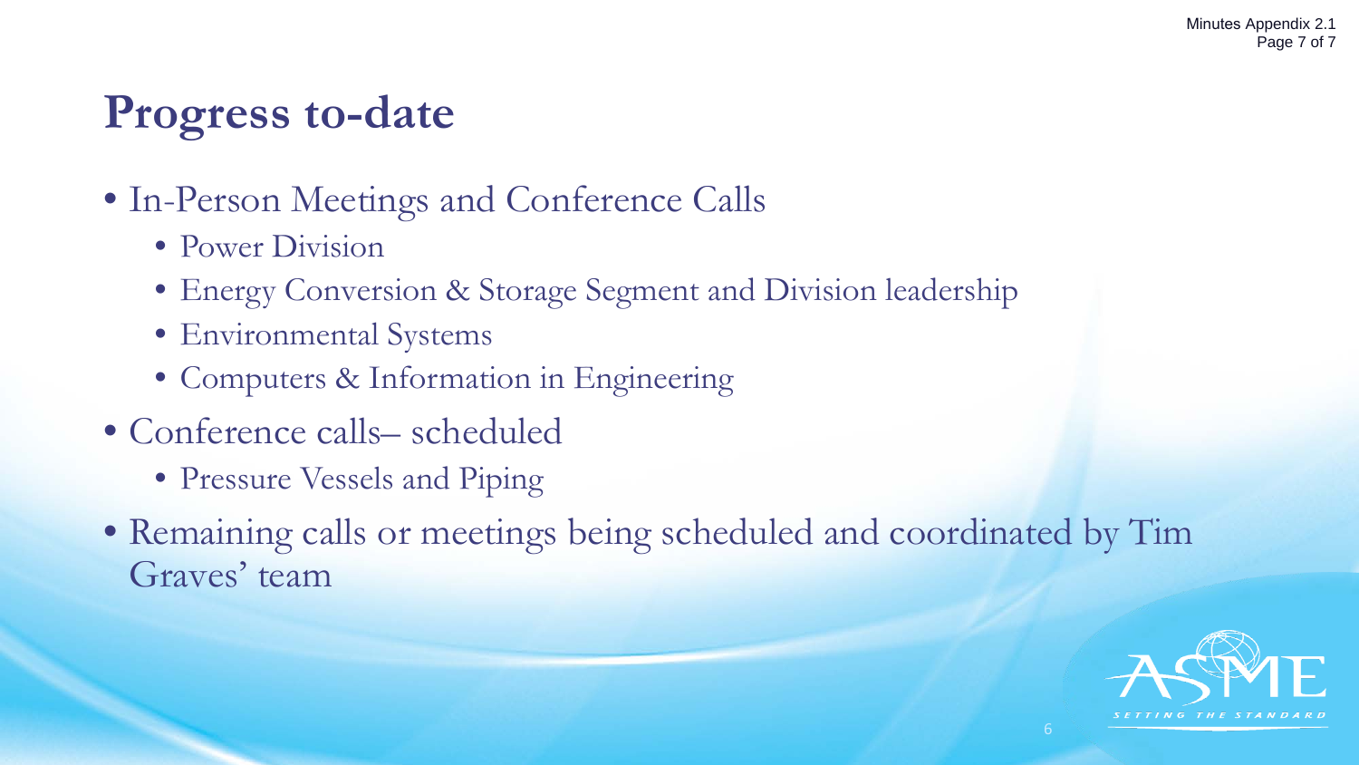# Progress to-date

- In-Person Meetings and Conference Calls
  - Power Division
  - Energy Conversion & Storage Segment and Division leadership
  - Environmental Systems
  - Computers & Information in Engineering
- Conference calls– scheduled
  - Pressure Vessels and Piping
- Remaining calls or meetings being scheduled and coordinated by Tim Graves' team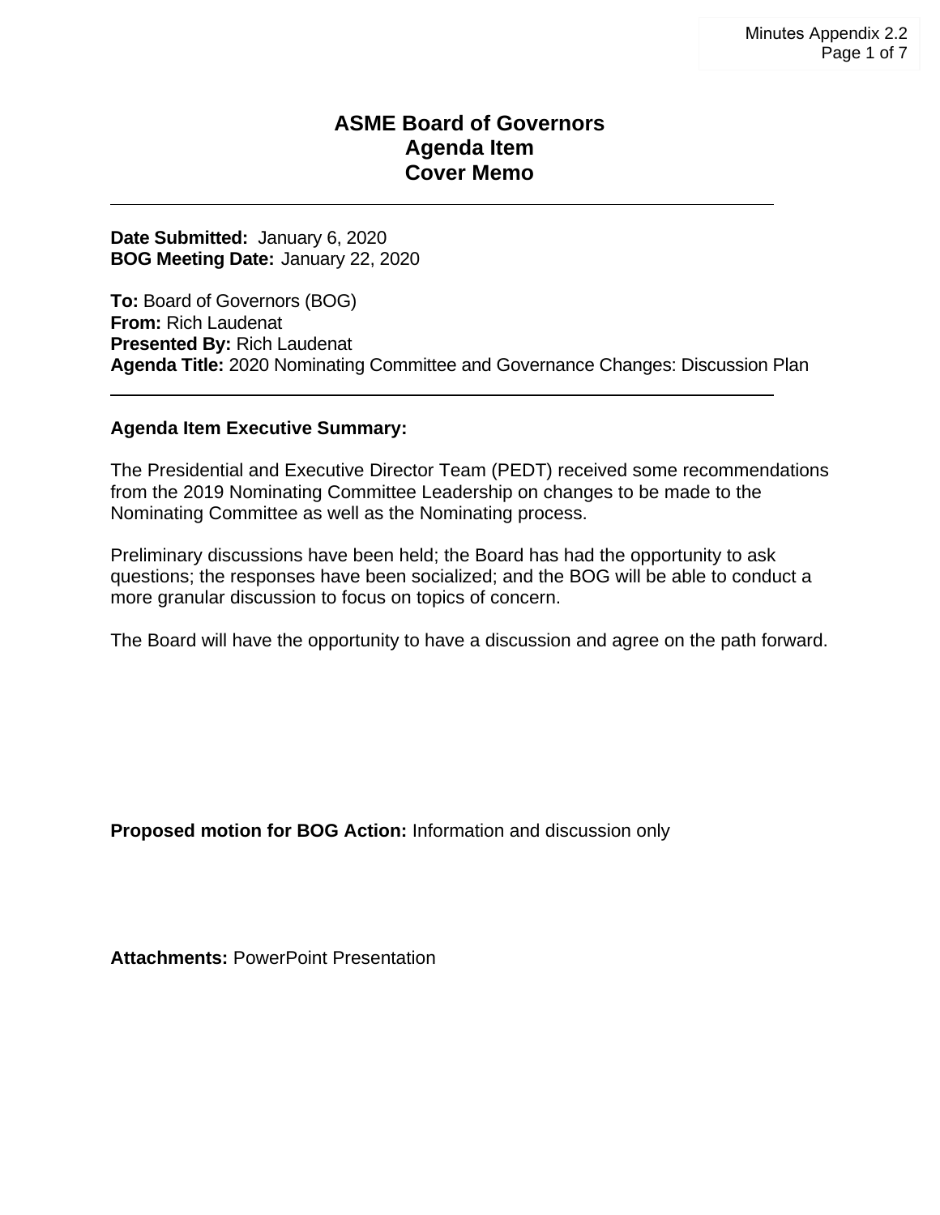# ASME Board of Governors
# Agenda Item
# Cover Memo

---

**Date Submitted:** January 6, 2020
**BOG Meeting Date:** January 22, 2020

**To:** Board of Governors (BOG)
**From:** Rich Laudenat
**Presented By:** Rich Laudenat
**Agenda Title:** 2020 Nominating Committee and Governance Changes: Discussion Plan

---

**Agenda Item Executive Summary:**

The Presidential and Executive Director Team (PEDT) received some recommendations from the 2019 Nominating Committee Leadership on changes to be made to the Nominating Committee as well as the Nominating process.

Preliminary discussions have been held; the Board has had the opportunity to ask questions; the responses have been socialized; and the BOG will be able to conduct a more granular discussion to focus on topics of concern.

The Board will have the opportunity to have a discussion and agree on the path forward.

**Proposed motion for BOG Action:** Information and discussion only

**Attachments:** PowerPoint Presentation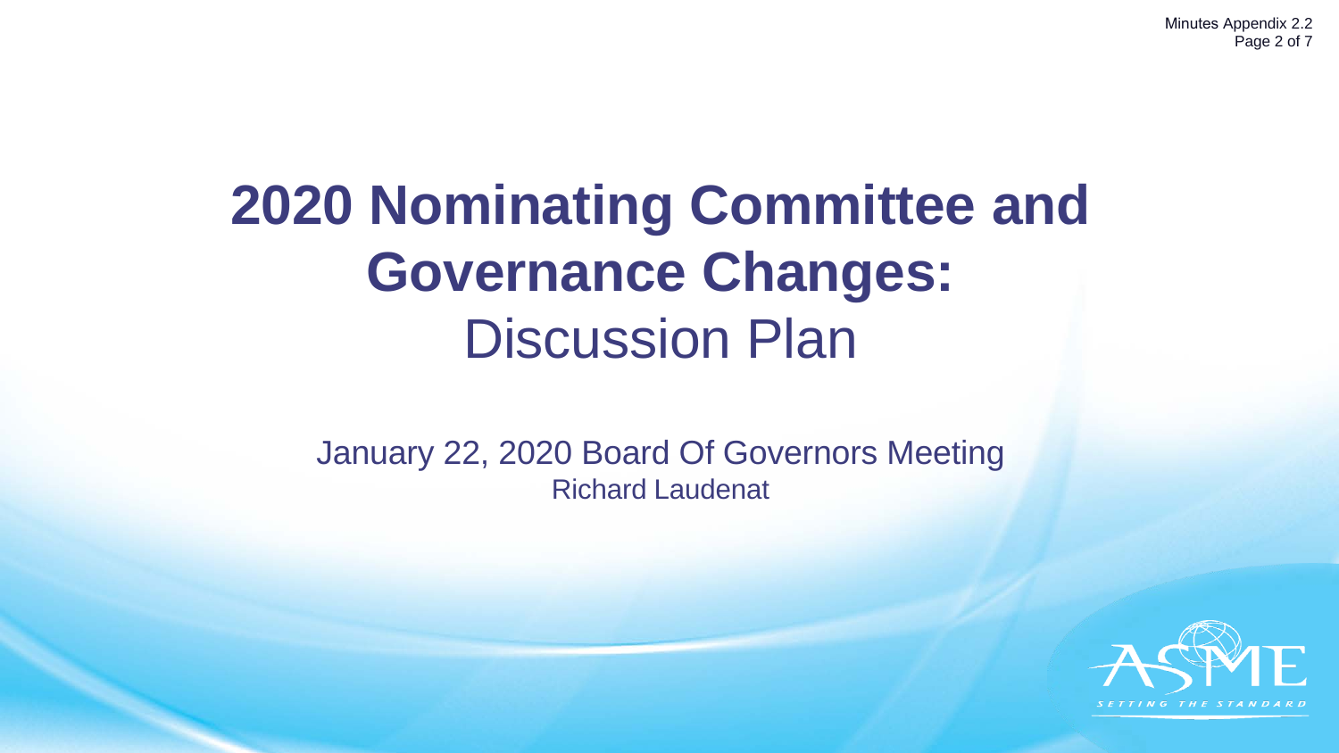# 2020 Nominating Committee and Governance Changes: Discussion Plan

January 22, 2020 Board Of Governors Meeting

Richard Laudenat

ASME

SETTING THE STANDARD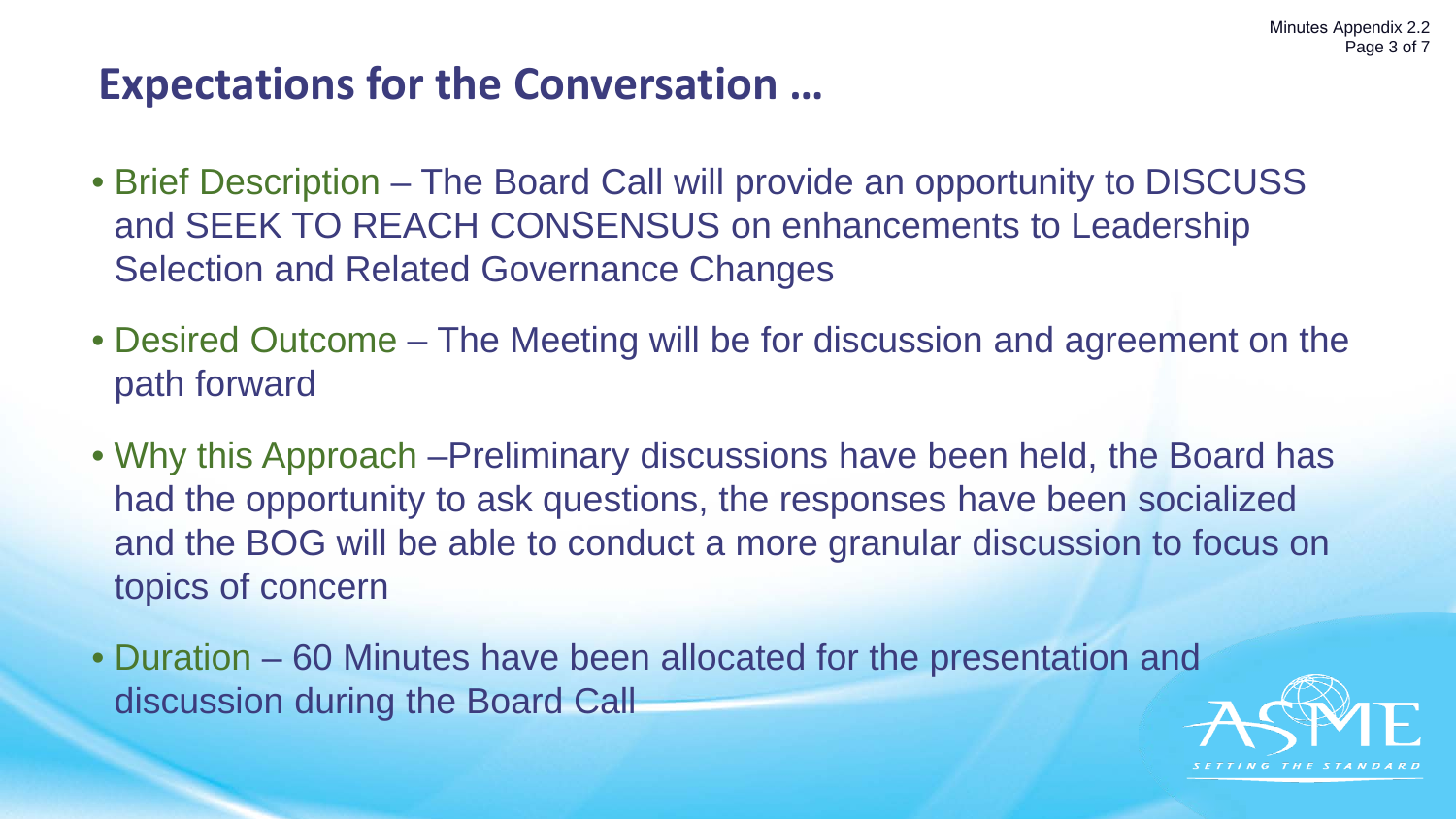## Expectations for the Conversation …

- Brief Description – The Board Call will provide an opportunity to DISCUSS and SEEK TO REACH CONSENSUS on enhancements to Leadership Selection and Related Governance Changes
- Desired Outcome – The Meeting will be for discussion and agreement on the path forward
- Why this Approach –Preliminary discussions have been held, the Board has had the opportunity to ask questions, the responses have been socialized and the BOG will be able to conduct a more granular discussion to focus on topics of concern
- Duration – 60 Minutes have been allocated for the presentation and discussion during the Board Call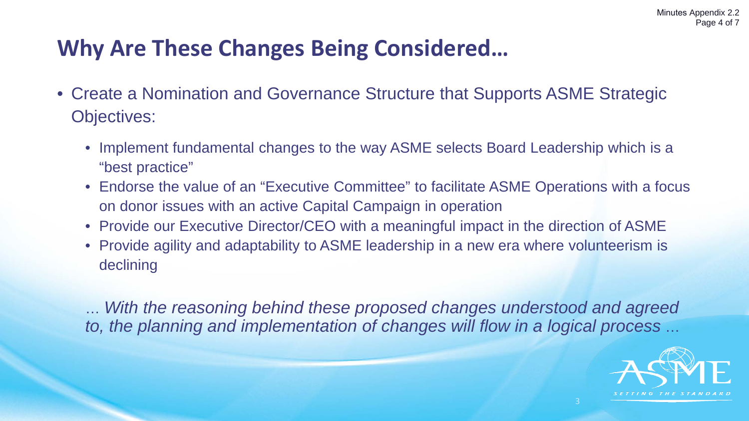# Why Are These Changes Being Considered…

- Create a Nomination and Governance Structure that Supports ASME Strategic Objectives:
  - Implement fundamental changes to the way ASME selects Board Leadership which is a "best practice"
  - Endorse the value of an "Executive Committee" to facilitate ASME Operations with a focus on donor issues with an active Capital Campaign in operation
  - Provide our Executive Director/CEO with a meaningful impact in the direction of ASME
  - Provide agility and adaptability to ASME leadership in a new era where volunteerism is declining

… *With the reasoning behind these proposed changes understood and agreed to, the planning and implementation of changes will flow in a logical process* …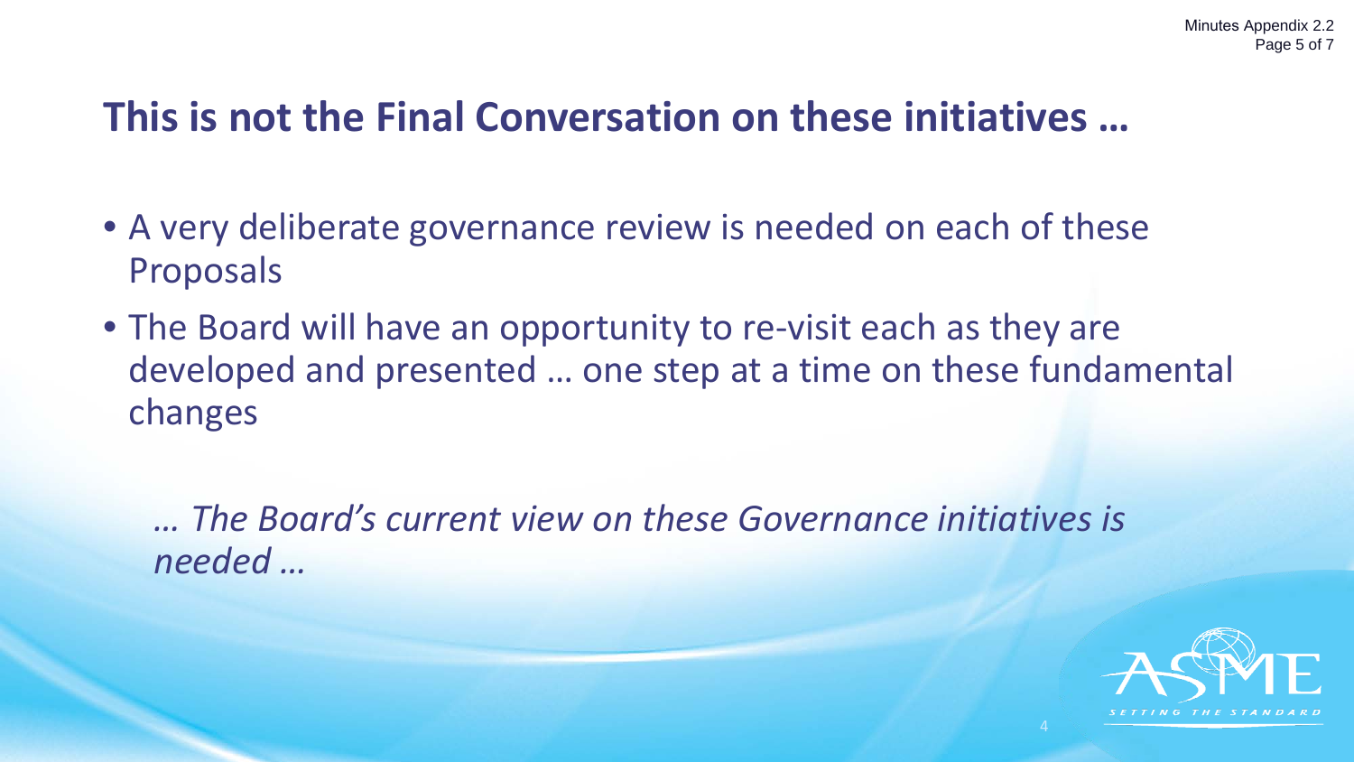# This is not the Final Conversation on these initiatives …

- A very deliberate governance review is needed on each of these Proposals
- The Board will have an opportunity to re-visit each as they are developed and presented … one step at a time on these fundamental changes

*… The Board's current view on these Governance initiatives is needed …*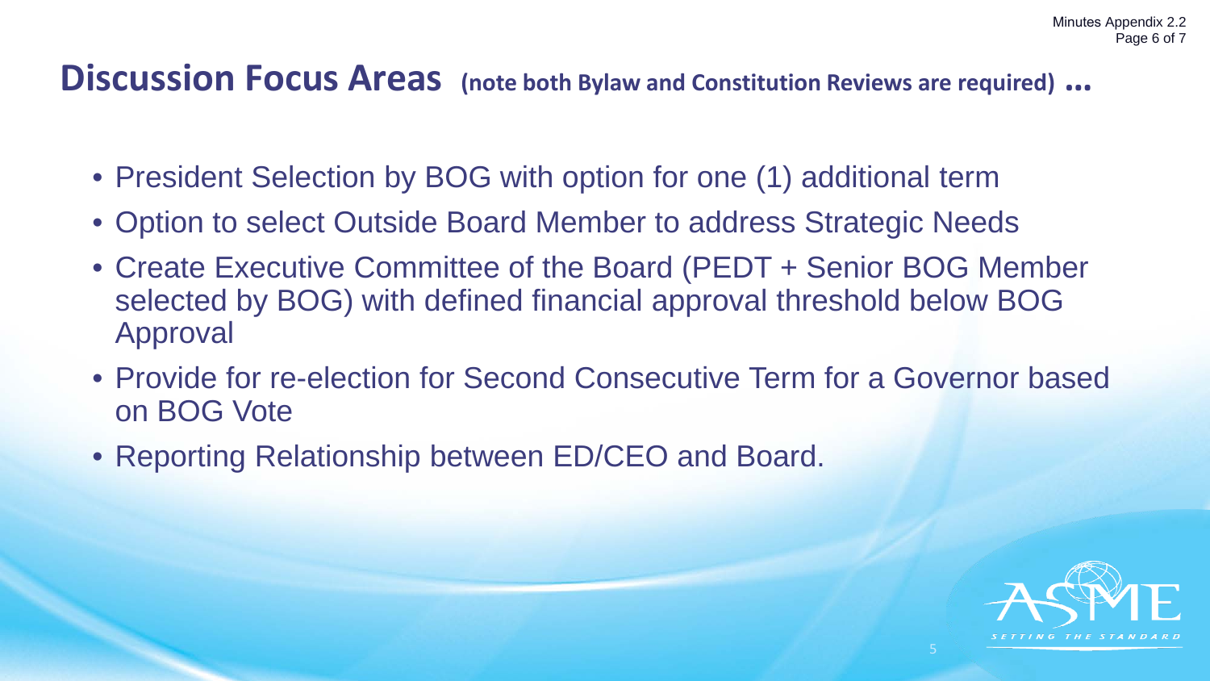# Discussion Focus Areas (note both Bylaw and Constitution Reviews are required) …

- President Selection by BOG with option for one (1) additional term
- Option to select Outside Board Member to address Strategic Needs
- Create Executive Committee of the Board (PEDT + Senior BOG Member selected by BOG) with defined financial approval threshold below BOG Approval
- Provide for re-election for Second Consecutive Term for a Governor based on BOG Vote
- Reporting Relationship between ED/CEO and Board.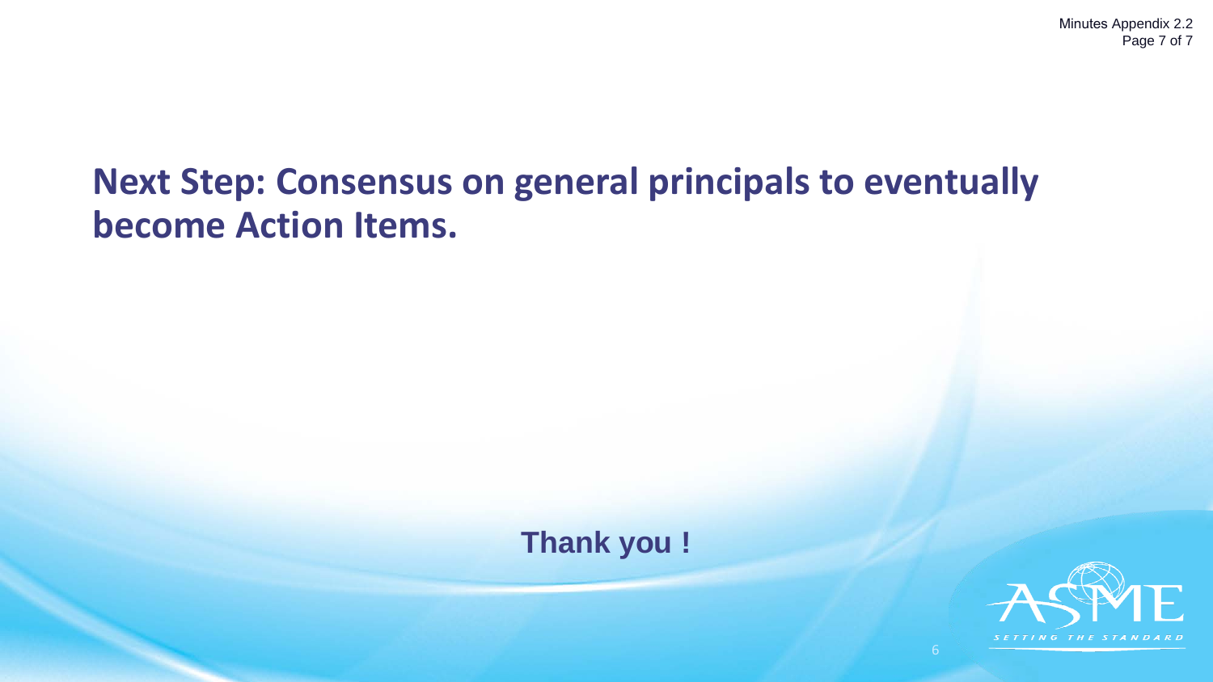# Next Step: Consensus on general principals to eventually become Action Items.

**Thank you !**